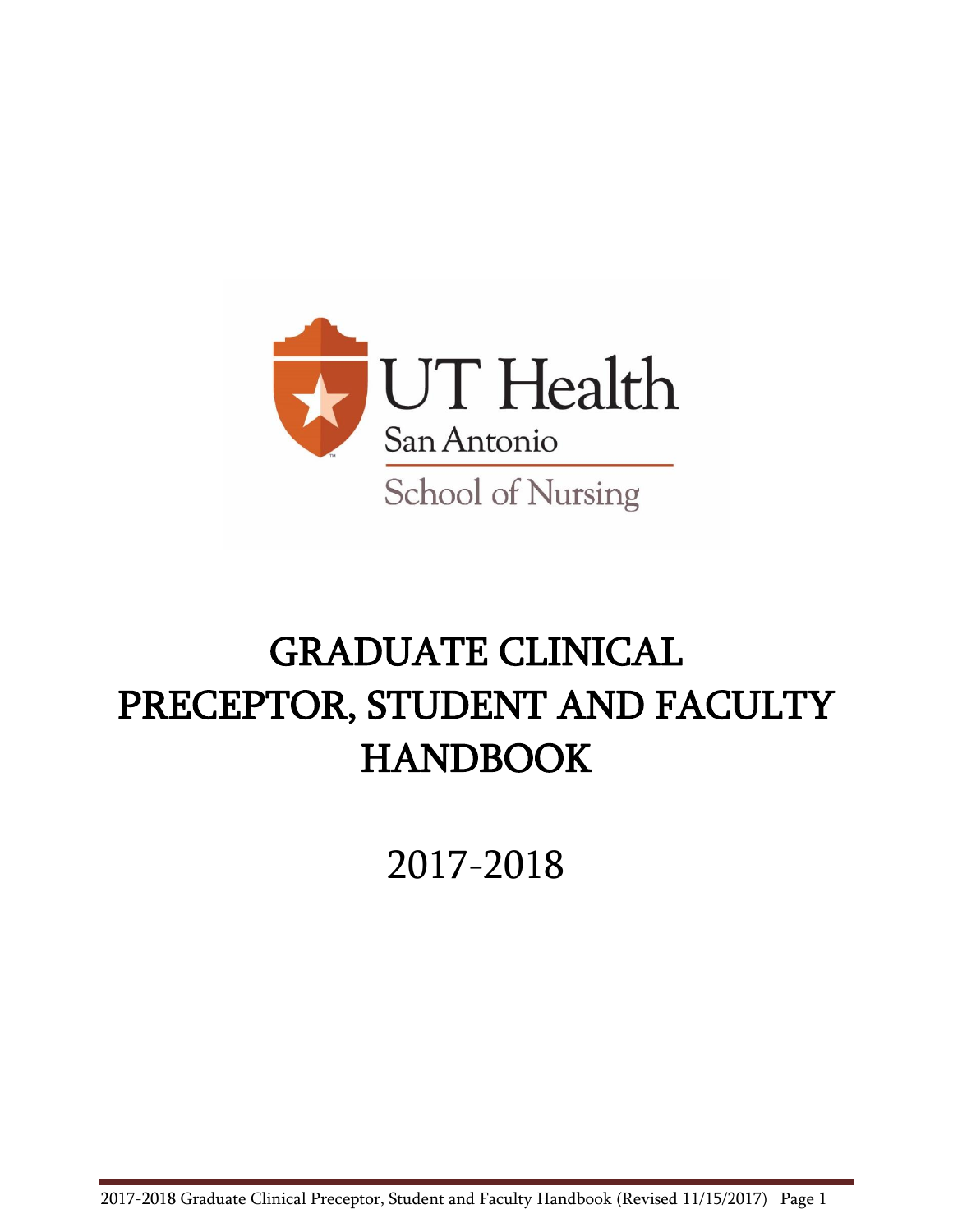UT Health
San Antonio
School of Nursing

# GRADUATE CLINICAL PRECEPTOR, STUDENT AND FACULTY HANDBOOK

## 2017-2018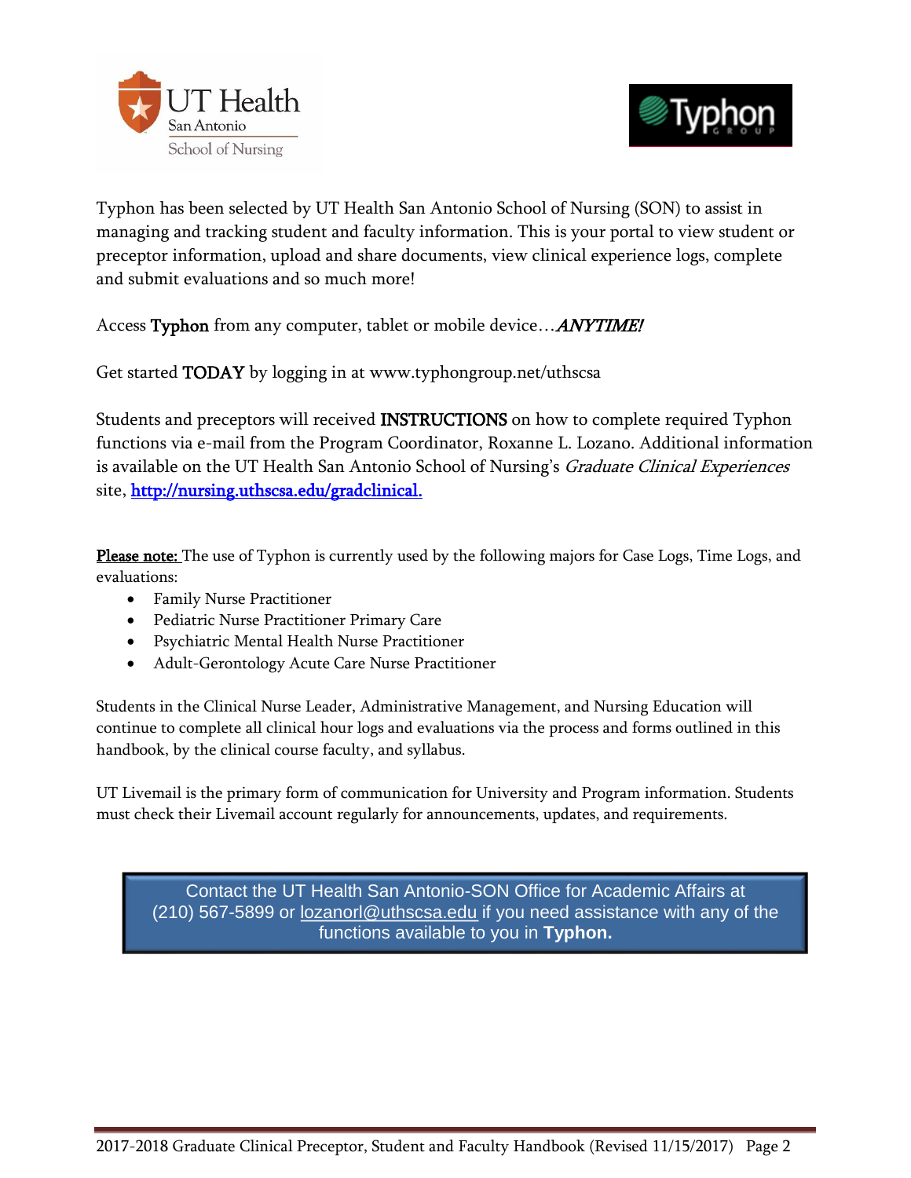Typhon has been selected by UT Health San Antonio School of Nursing (SON) to assist in managing and tracking student and faculty information. This is your portal to view student or preceptor information, upload and share documents, view clinical experience logs, complete and submit evaluations and so much more!

Access **Typhon** from any computer, tablet or mobile device…***ANYTIME!***

Get started **TODAY** by logging in at www.typhongroup.net/uthscsa

Students and preceptors will received **INSTRUCTIONS** on how to complete required Typhon functions via e-mail from the Program Coordinator, Roxanne L. Lozano. Additional information is available on the UT Health San Antonio School of Nursing's *Graduate Clinical Experiences* site, **http://nursing.uthscsa.edu/gradclinical.**

**Please note:** The use of Typhon is currently used by the following majors for Case Logs, Time Logs, and evaluations:

- Family Nurse Practitioner
- Pediatric Nurse Practitioner Primary Care
- Psychiatric Mental Health Nurse Practitioner
- Adult-Gerontology Acute Care Nurse Practitioner

Students in the Clinical Nurse Leader, Administrative Management, and Nursing Education will continue to complete all clinical hour logs and evaluations via the process and forms outlined in this handbook, by the clinical course faculty, and syllabus.

UT Livemail is the primary form of communication for University and Program information. Students must check their Livemail account regularly for announcements, updates, and requirements.

Contact the UT Health San Antonio-SON Office for Academic Affairs at (210) 567-5899 or lozanorl@uthscsa.edu if you need assistance with any of the functions available to you in **Typhon.**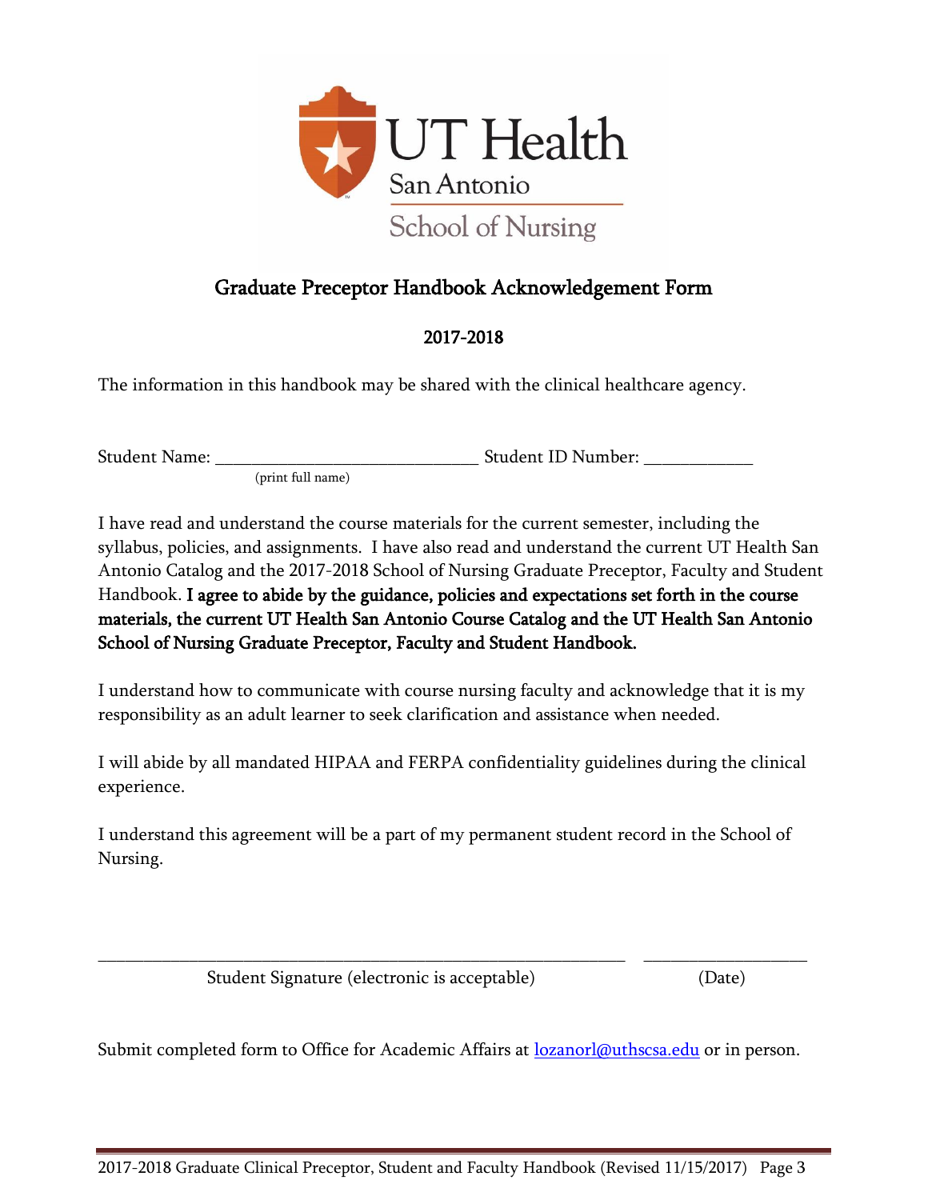UT Health San Antonio

School of Nursing

# Graduate Preceptor Handbook Acknowledgement Form

## 2017-2018

The information in this handbook may be shared with the clinical healthcare agency.

Student Name: ______________________________ Student ID Number: ____________
(print full name)

I have read and understand the course materials for the current semester, including the syllabus, policies, and assignments. I have also read and understand the current UT Health San Antonio Catalog and the 2017-2018 School of Nursing Graduate Preceptor, Faculty and Student Handbook. **I agree to abide by the guidance, policies and expectations set forth in the course materials, the current UT Health San Antonio Course Catalog and the UT Health San Antonio School of Nursing Graduate Preceptor, Faculty and Student Handbook.**

I understand how to communicate with course nursing faculty and acknowledge that it is my responsibility as an adult learner to seek clarification and assistance when needed.

I will abide by all mandated HIPAA and FERPA confidentiality guidelines during the clinical experience.

I understand this agreement will be a part of my permanent student record in the School of Nursing.

____________________________________________________________ __________________
Student Signature (electronic is acceptable) (Date)

Submit completed form to Office for Academic Affairs at lozanorl@uthscsa.edu or in person.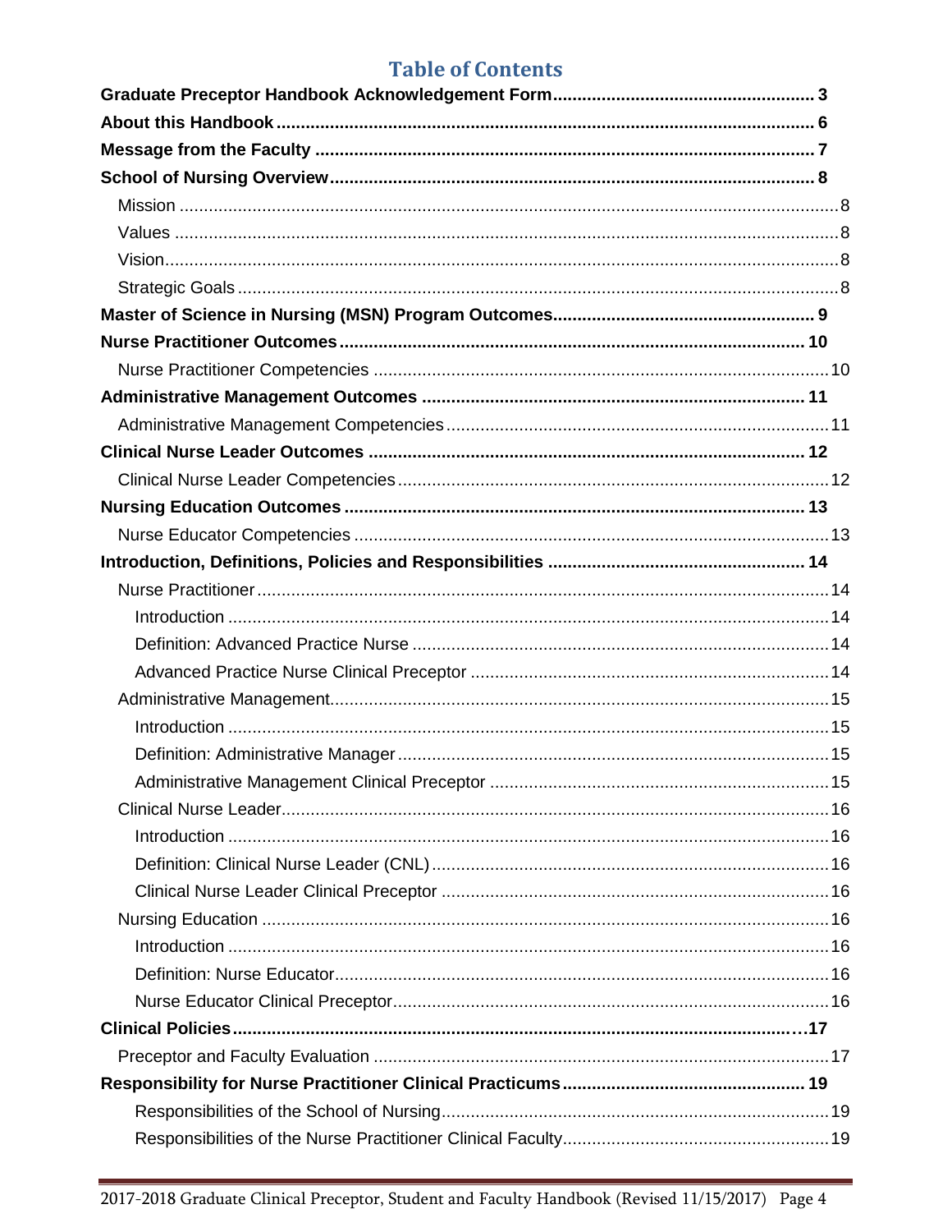# Table of Contents

**Graduate Preceptor Handbook Acknowledgement Form** ..................... 3

**About this Handbook** ..................... 6

**Message from the Faculty** ..................... 7

**School of Nursing Overview** ..................... 8

- Mission ..................... 8
- Values ..................... 8
- Vision ..................... 8
- Strategic Goals ..................... 8

**Master of Science in Nursing (MSN) Program Outcomes** ..................... 9

**Nurse Practitioner Outcomes** ..................... 10

- Nurse Practitioner Competencies ..................... 10

**Administrative Management Outcomes** ..................... 11

- Administrative Management Competencies ..................... 11

**Clinical Nurse Leader Outcomes** ..................... 12

- Clinical Nurse Leader Competencies ..................... 12

**Nursing Education Outcomes** ..................... 13

- Nurse Educator Competencies ..................... 13

**Introduction, Definitions, Policies and Responsibilities** ..................... 14

- Nurse Practitioner ..................... 14
  - Introduction ..................... 14
  - Definition: Advanced Practice Nurse ..................... 14
  - Advanced Practice Nurse Clinical Preceptor ..................... 14
- Administrative Management ..................... 15
  - Introduction ..................... 15
  - Definition: Administrative Manager ..................... 15
  - Administrative Management Clinical Preceptor ..................... 15
- Clinical Nurse Leader ..................... 16
  - Introduction ..................... 16
  - Definition: Clinical Nurse Leader (CNL) ..................... 16
  - Clinical Nurse Leader Clinical Preceptor ..................... 16
- Nursing Education ..................... 16
  - Introduction ..................... 16
  - Definition: Nurse Educator ..................... 16
  - Nurse Educator Clinical Preceptor ..................... 16

**Clinical Policies** ..................... 17

- Preceptor and Faculty Evaluation ..................... 17

**Responsibility for Nurse Practitioner Clinical Practicums** ..................... 19

- Responsibilities of the School of Nursing ..................... 19
- Responsibilities of the Nurse Practitioner Clinical Faculty ..................... 19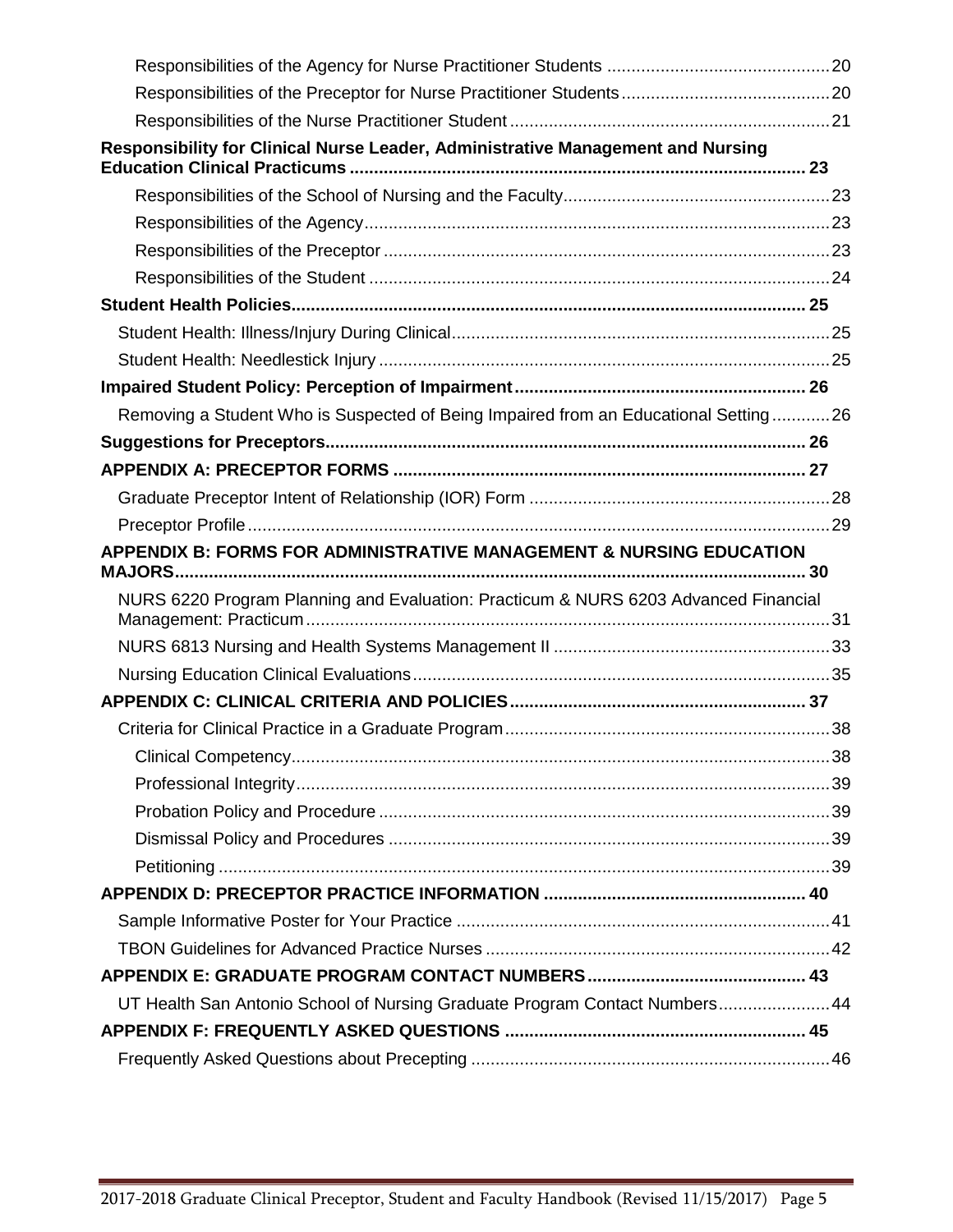Responsibilities of the Agency for Nurse Practitioner Students ............................................. 20

Responsibilities of the Preceptor for Nurse Practitioner Students .......................................... 20

Responsibilities of the Nurse Practitioner Student ................................................................. 21

**Responsibility for Clinical Nurse Leader, Administrative Management and Nursing Education Clinical Practicums ............................................................................................... 23**

Responsibilities of the School of Nursing and the Faculty...................................................... 23

Responsibilities of the Agency............................................................................................... 23

Responsibilities of the Preceptor ........................................................................................... 23

Responsibilities of the Student .............................................................................................. 24

**Student Health Policies......................................................................................................... 25**

Student Health: Illness/Injury During Clinical............................................................................ 25

Student Health: Needlestick Injury ............................................................................................ 25

**Impaired Student Policy: Perception of Impairment........................................................... 26**

Removing a Student Who is Suspected of Being Impaired from an Educational Setting ............ 26

**Suggestions for Preceptors.................................................................................................. 26**

**APPENDIX A: PRECEPTOR FORMS .................................................................................... 27**

Graduate Preceptor Intent of Relationship (IOR) Form ............................................................. 28

Preceptor Profile ...................................................................................................................... 29

**APPENDIX B: FORMS FOR ADMINISTRATIVE MANAGEMENT & NURSING EDUCATION MAJORS................................................................................................................................ 30**

NURS 6220 Program Planning and Evaluation: Practicum & NURS 6203 Advanced Financial Management: Practicum .......................................................................................................... 31

NURS 6813 Nursing and Health Systems Management II ......................................................... 33

Nursing Education Clinical Evaluations ..................................................................................... 35

**APPENDIX C: CLINICAL CRITERIA AND POLICIES............................................................ 37**

Criteria for Clinical Practice in a Graduate Program .................................................................. 38

Clinical Competency.............................................................................................................. 38

Professional Integrity............................................................................................................. 39

Probation Policy and Procedure ............................................................................................. 39

Dismissal Policy and Procedures ........................................................................................... 39

Petitioning .............................................................................................................................. 39

**APPENDIX D: PRECEPTOR PRACTICE INFORMATION ..................................................... 40**

Sample Informative Poster for Your Practice ............................................................................ 41

TBON Guidelines for Advanced Practice Nurses ...................................................................... 42

**APPENDIX E: GRADUATE PROGRAM CONTACT NUMBERS............................................ 43**

UT Health San Antonio School of Nursing Graduate Program Contact Numbers....................... 44

**APPENDIX F: FREQUENTLY ASKED QUESTIONS .............................................................. 45**

Frequently Asked Questions about Precepting ......................................................................... 46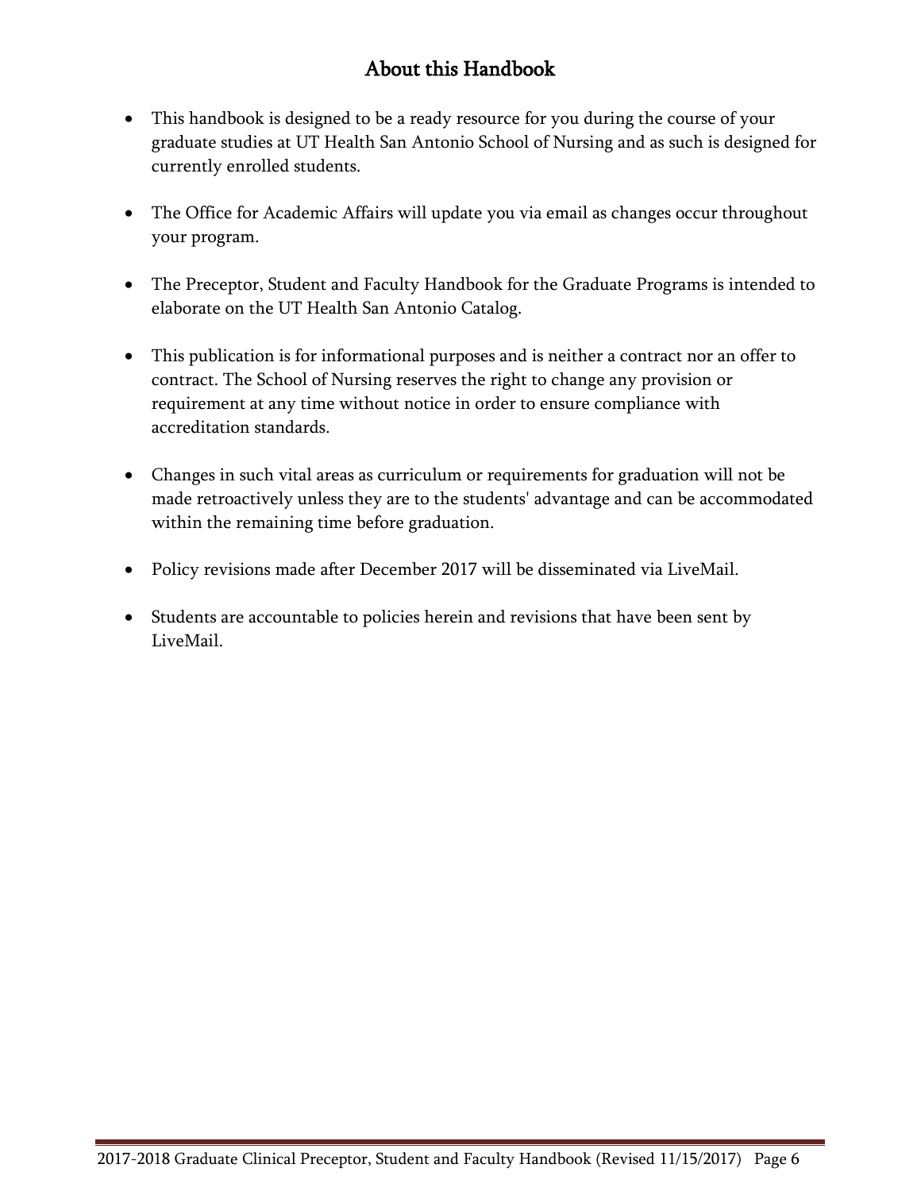# About this Handbook

- This handbook is designed to be a ready resource for you during the course of your graduate studies at UT Health San Antonio School of Nursing and as such is designed for currently enrolled students.

- The Office for Academic Affairs will update you via email as changes occur throughout your program.

- The Preceptor, Student and Faculty Handbook for the Graduate Programs is intended to elaborate on the UT Health San Antonio Catalog.

- This publication is for informational purposes and is neither a contract nor an offer to contract. The School of Nursing reserves the right to change any provision or requirement at any time without notice in order to ensure compliance with accreditation standards.

- Changes in such vital areas as curriculum or requirements for graduation will not be made retroactively unless they are to the students' advantage and can be accommodated within the remaining time before graduation.

- Policy revisions made after December 2017 will be disseminated via LiveMail.

- Students are accountable to policies herein and revisions that have been sent by LiveMail.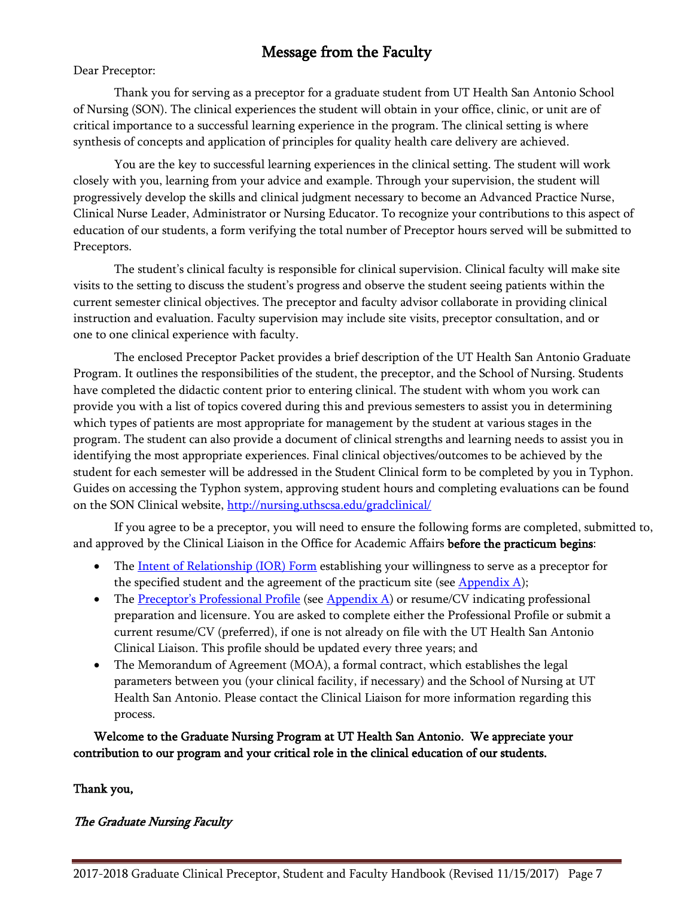# Message from the Faculty

Dear Preceptor:

Thank you for serving as a preceptor for a graduate student from UT Health San Antonio School of Nursing (SON). The clinical experiences the student will obtain in your office, clinic, or unit are of critical importance to a successful learning experience in the program. The clinical setting is where synthesis of concepts and application of principles for quality health care delivery are achieved.

You are the key to successful learning experiences in the clinical setting. The student will work closely with you, learning from your advice and example. Through your supervision, the student will progressively develop the skills and clinical judgment necessary to become an Advanced Practice Nurse, Clinical Nurse Leader, Administrator or Nursing Educator. To recognize your contributions to this aspect of education of our students, a form verifying the total number of Preceptor hours served will be submitted to Preceptors.

The student's clinical faculty is responsible for clinical supervision. Clinical faculty will make site visits to the setting to discuss the student's progress and observe the student seeing patients within the current semester clinical objectives. The preceptor and faculty advisor collaborate in providing clinical instruction and evaluation. Faculty supervision may include site visits, preceptor consultation, and or one to one clinical experience with faculty.

The enclosed Preceptor Packet provides a brief description of the UT Health San Antonio Graduate Program. It outlines the responsibilities of the student, the preceptor, and the School of Nursing. Students have completed the didactic content prior to entering clinical. The student with whom you work can provide you with a list of topics covered during this and previous semesters to assist you in determining which types of patients are most appropriate for management by the student at various stages in the program. The student can also provide a document of clinical strengths and learning needs to assist you in identifying the most appropriate experiences. Final clinical objectives/outcomes to be achieved by the student for each semester will be addressed in the Student Clinical form to be completed by you in Typhon. Guides on accessing the Typhon system, approving student hours and completing evaluations can be found on the SON Clinical website, http://nursing.uthscsa.edu/gradclinical/

If you agree to be a preceptor, you will need to ensure the following forms are completed, submitted to, and approved by the Clinical Liaison in the Office for Academic Affairs **before the practicum begins**:

- The Intent of Relationship (IOR) Form establishing your willingness to serve as a preceptor for the specified student and the agreement of the practicum site (see Appendix A);
- The Preceptor's Professional Profile (see Appendix A) or resume/CV indicating professional preparation and licensure. You are asked to complete either the Professional Profile or submit a current resume/CV (preferred), if one is not already on file with the UT Health San Antonio Clinical Liaison. This profile should be updated every three years; and
- The Memorandum of Agreement (MOA), a formal contract, which establishes the legal parameters between you (your clinical facility, if necessary) and the School of Nursing at UT Health San Antonio. Please contact the Clinical Liaison for more information regarding this process.

**Welcome to the Graduate Nursing Program at UT Health San Antonio. We appreciate your contribution to our program and your critical role in the clinical education of our students.**

**Thank you,**

***The Graduate Nursing Faculty***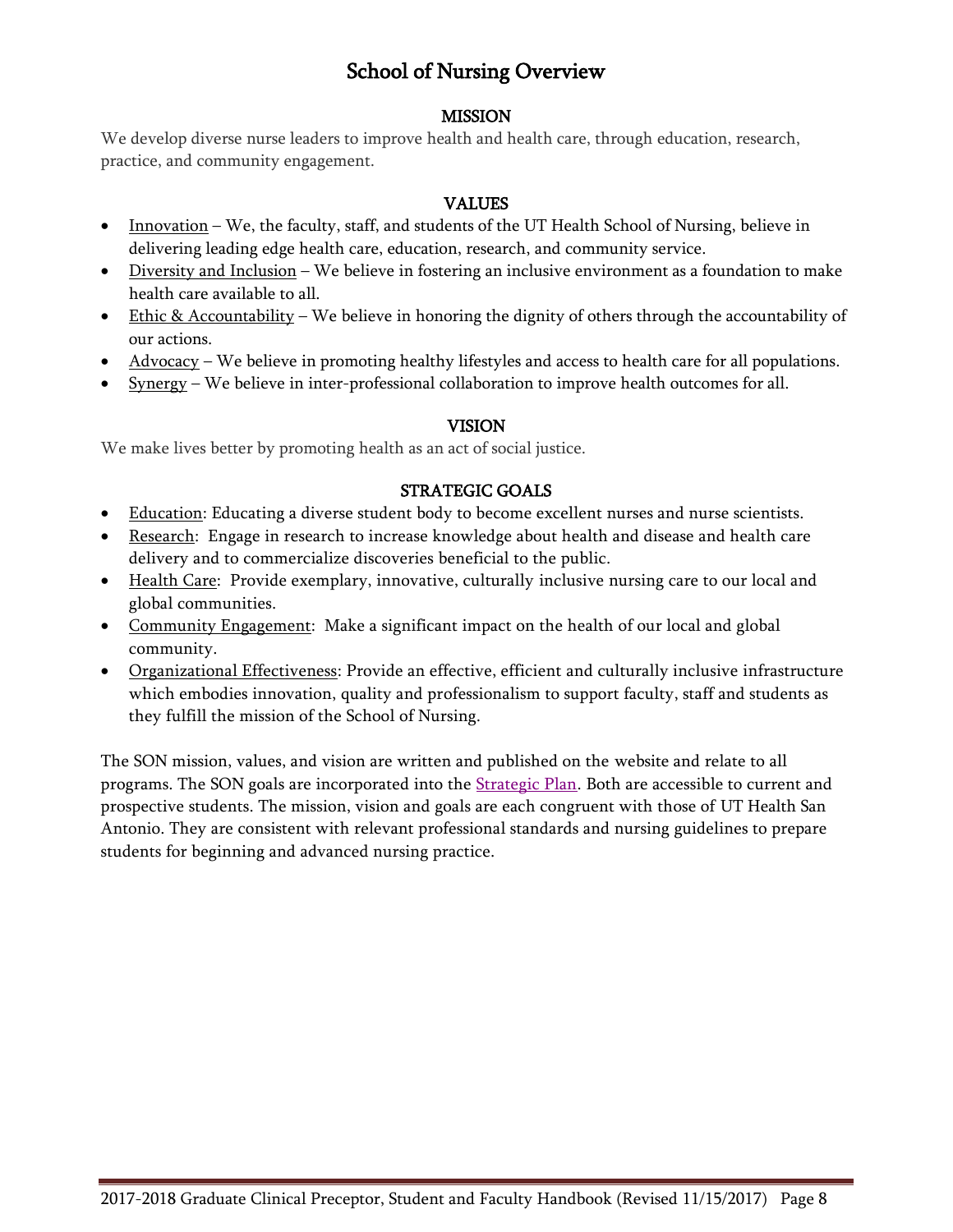# School of Nursing Overview

## MISSION

We develop diverse nurse leaders to improve health and health care, through education, research, practice, and community engagement.

## VALUES

- Innovation – We, the faculty, staff, and students of the UT Health School of Nursing, believe in delivering leading edge health care, education, research, and community service.
- Diversity and Inclusion – We believe in fostering an inclusive environment as a foundation to make health care available to all.
- Ethic & Accountability – We believe in honoring the dignity of others through the accountability of our actions.
- Advocacy – We believe in promoting healthy lifestyles and access to health care for all populations.
- Synergy – We believe in inter-professional collaboration to improve health outcomes for all.

## VISION

We make lives better by promoting health as an act of social justice.

## STRATEGIC GOALS

- Education: Educating a diverse student body to become excellent nurses and nurse scientists.
- Research: Engage in research to increase knowledge about health and disease and health care delivery and to commercialize discoveries beneficial to the public.
- Health Care: Provide exemplary, innovative, culturally inclusive nursing care to our local and global communities.
- Community Engagement: Make a significant impact on the health of our local and global community.
- Organizational Effectiveness: Provide an effective, efficient and culturally inclusive infrastructure which embodies innovation, quality and professionalism to support faculty, staff and students as they fulfill the mission of the School of Nursing.

The SON mission, values, and vision are written and published on the website and relate to all programs. The SON goals are incorporated into the Strategic Plan. Both are accessible to current and prospective students. The mission, vision and goals are each congruent with those of UT Health San Antonio. They are consistent with relevant professional standards and nursing guidelines to prepare students for beginning and advanced nursing practice.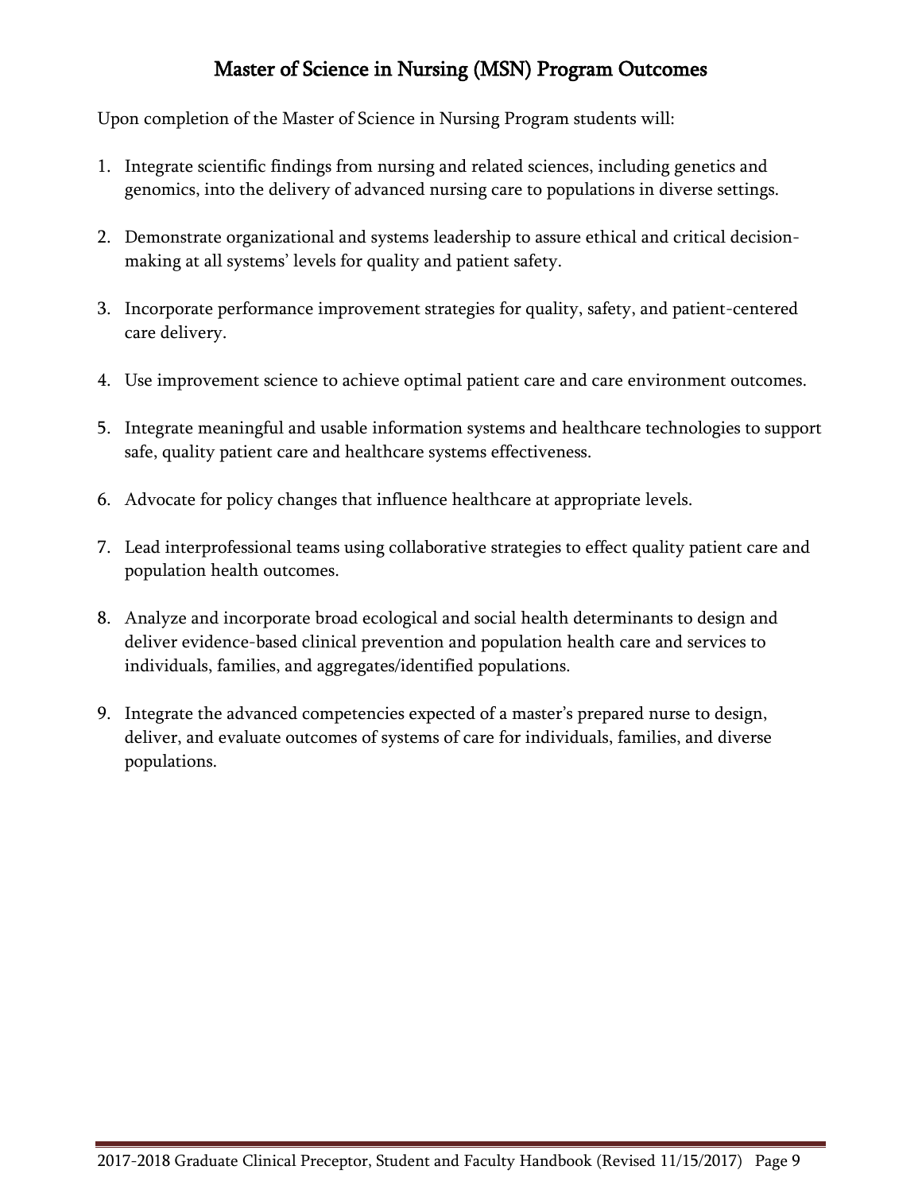# Master of Science in Nursing (MSN) Program Outcomes

Upon completion of the Master of Science in Nursing Program students will:

1. Integrate scientific findings from nursing and related sciences, including genetics and genomics, into the delivery of advanced nursing care to populations in diverse settings.
2. Demonstrate organizational and systems leadership to assure ethical and critical decision-making at all systems' levels for quality and patient safety.
3. Incorporate performance improvement strategies for quality, safety, and patient-centered care delivery.
4. Use improvement science to achieve optimal patient care and care environment outcomes.
5. Integrate meaningful and usable information systems and healthcare technologies to support safe, quality patient care and healthcare systems effectiveness.
6. Advocate for policy changes that influence healthcare at appropriate levels.
7. Lead interprofessional teams using collaborative strategies to effect quality patient care and population health outcomes.
8. Analyze and incorporate broad ecological and social health determinants to design and deliver evidence-based clinical prevention and population health care and services to individuals, families, and aggregates/identified populations.
9. Integrate the advanced competencies expected of a master's prepared nurse to design, deliver, and evaluate outcomes of systems of care for individuals, families, and diverse populations.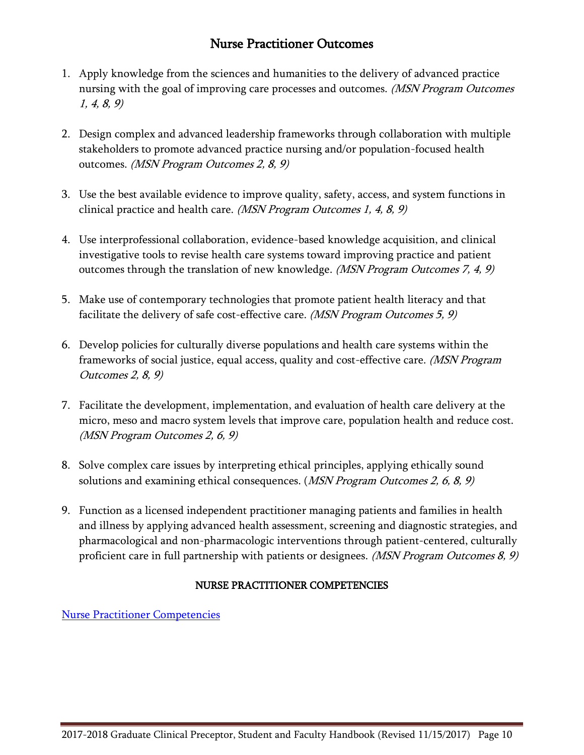## Nurse Practitioner Outcomes

1. Apply knowledge from the sciences and humanities to the delivery of advanced practice nursing with the goal of improving care processes and outcomes. *(MSN Program Outcomes 1, 4, 8, 9)*

2. Design complex and advanced leadership frameworks through collaboration with multiple stakeholders to promote advanced practice nursing and/or population-focused health outcomes. *(MSN Program Outcomes 2, 8, 9)*

3. Use the best available evidence to improve quality, safety, access, and system functions in clinical practice and health care. *(MSN Program Outcomes 1, 4, 8, 9)*

4. Use interprofessional collaboration, evidence-based knowledge acquisition, and clinical investigative tools to revise health care systems toward improving practice and patient outcomes through the translation of new knowledge. *(MSN Program Outcomes 7, 4, 9)*

5. Make use of contemporary technologies that promote patient health literacy and that facilitate the delivery of safe cost-effective care. *(MSN Program Outcomes 5, 9)*

6. Develop policies for culturally diverse populations and health care systems within the frameworks of social justice, equal access, quality and cost-effective care. *(MSN Program Outcomes 2, 8, 9)*

7. Facilitate the development, implementation, and evaluation of health care delivery at the micro, meso and macro system levels that improve care, population health and reduce cost. *(MSN Program Outcomes 2, 6, 9)*

8. Solve complex care issues by interpreting ethical principles, applying ethically sound solutions and examining ethical consequences. (*MSN Program Outcomes 2, 6, 8, 9)*

9. Function as a licensed independent practitioner managing patients and families in health and illness by applying advanced health assessment, screening and diagnostic strategies, and pharmacological and non-pharmacologic interventions through patient-centered, culturally proficient care in full partnership with patients or designees. *(MSN Program Outcomes 8, 9)*

### NURSE PRACTITIONER COMPETENCIES

Nurse Practitioner Competencies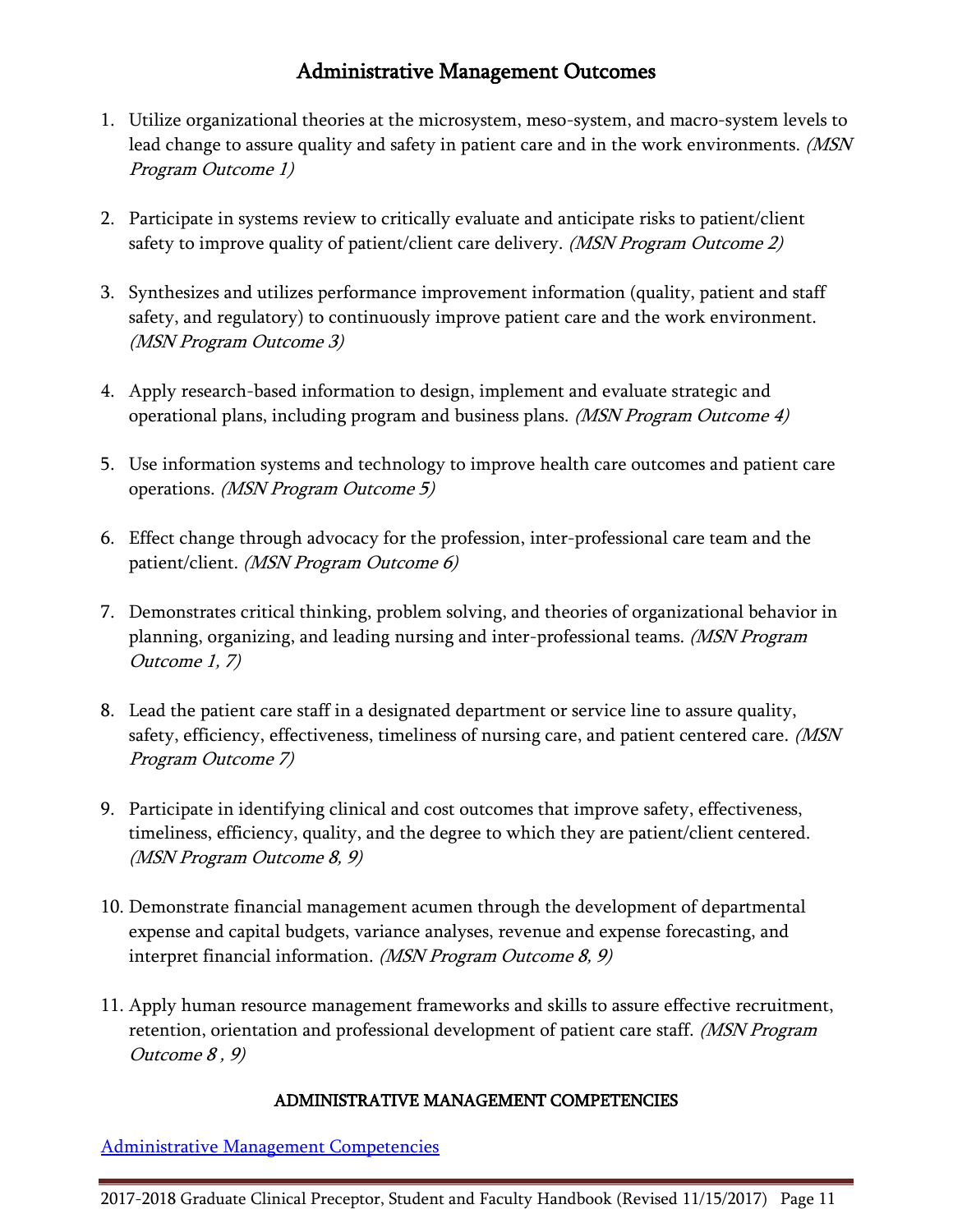# Administrative Management Outcomes

1. Utilize organizational theories at the microsystem, meso-system, and macro-system levels to lead change to assure quality and safety in patient care and in the work environments. *(MSN Program Outcome 1)*

2. Participate in systems review to critically evaluate and anticipate risks to patient/client safety to improve quality of patient/client care delivery. *(MSN Program Outcome 2)*

3. Synthesizes and utilizes performance improvement information (quality, patient and staff safety, and regulatory) to continuously improve patient care and the work environment. *(MSN Program Outcome 3)*

4. Apply research-based information to design, implement and evaluate strategic and operational plans, including program and business plans. *(MSN Program Outcome 4)*

5. Use information systems and technology to improve health care outcomes and patient care operations. *(MSN Program Outcome 5)*

6. Effect change through advocacy for the profession, inter-professional care team and the patient/client. *(MSN Program Outcome 6)*

7. Demonstrates critical thinking, problem solving, and theories of organizational behavior in planning, organizing, and leading nursing and inter-professional teams. *(MSN Program Outcome 1, 7)*

8. Lead the patient care staff in a designated department or service line to assure quality, safety, efficiency, effectiveness, timeliness of nursing care, and patient centered care. *(MSN Program Outcome 7)*

9. Participate in identifying clinical and cost outcomes that improve safety, effectiveness, timeliness, efficiency, quality, and the degree to which they are patient/client centered. *(MSN Program Outcome 8, 9)*

10. Demonstrate financial management acumen through the development of departmental expense and capital budgets, variance analyses, revenue and expense forecasting, and interpret financial information. *(MSN Program Outcome 8, 9)*

11. Apply human resource management frameworks and skills to assure effective recruitment, retention, orientation and professional development of patient care staff. *(MSN Program Outcome 8 , 9)*

## ADMINISTRATIVE MANAGEMENT COMPETENCIES

Administrative Management Competencies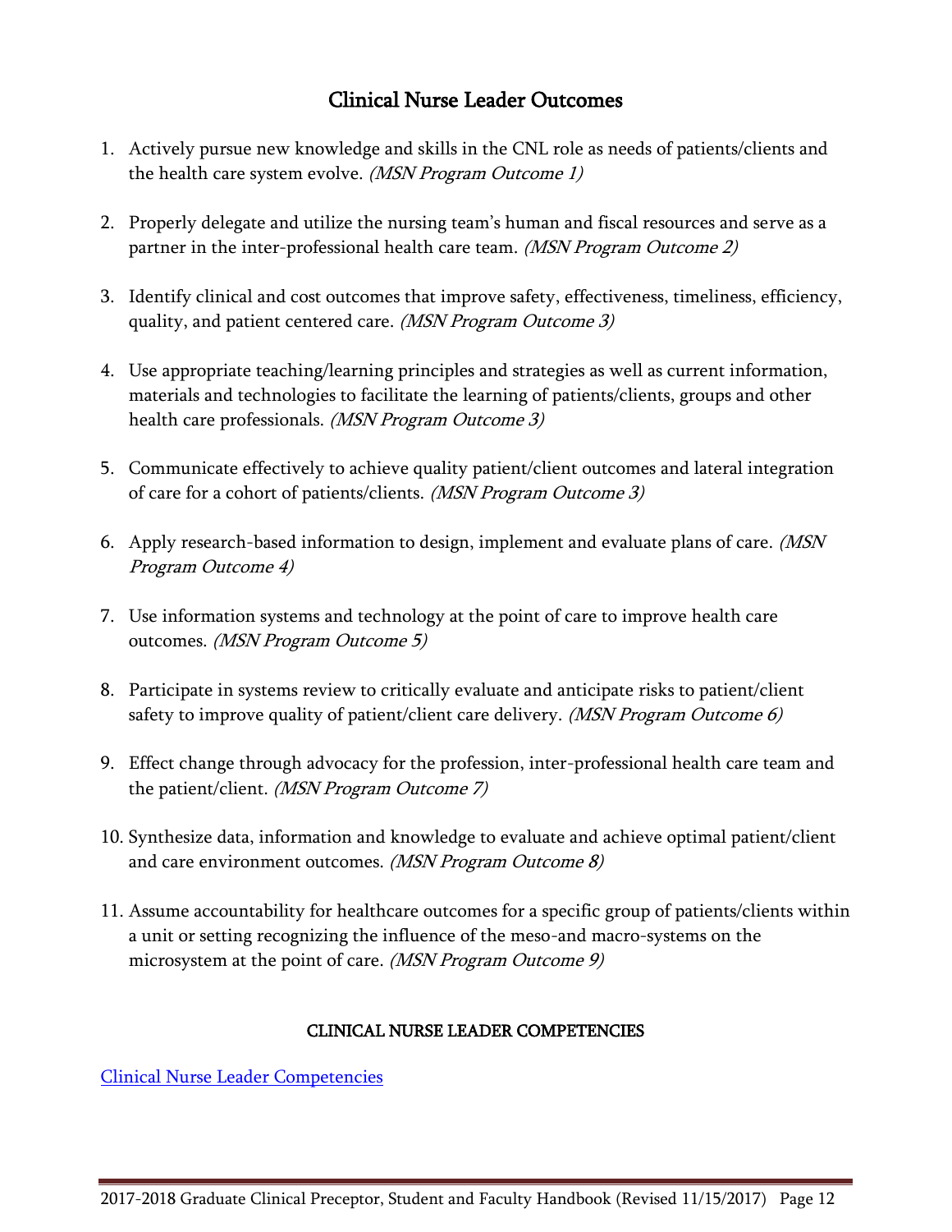## Clinical Nurse Leader Outcomes

1. Actively pursue new knowledge and skills in the CNL role as needs of patients/clients and the health care system evolve. *(MSN Program Outcome 1)*

2. Properly delegate and utilize the nursing team's human and fiscal resources and serve as a partner in the inter-professional health care team. *(MSN Program Outcome 2)*

3. Identify clinical and cost outcomes that improve safety, effectiveness, timeliness, efficiency, quality, and patient centered care. *(MSN Program Outcome 3)*

4. Use appropriate teaching/learning principles and strategies as well as current information, materials and technologies to facilitate the learning of patients/clients, groups and other health care professionals. *(MSN Program Outcome 3)*

5. Communicate effectively to achieve quality patient/client outcomes and lateral integration of care for a cohort of patients/clients. *(MSN Program Outcome 3)*

6. Apply research-based information to design, implement and evaluate plans of care. *(MSN Program Outcome 4)*

7. Use information systems and technology at the point of care to improve health care outcomes. *(MSN Program Outcome 5)*

8. Participate in systems review to critically evaluate and anticipate risks to patient/client safety to improve quality of patient/client care delivery. *(MSN Program Outcome 6)*

9. Effect change through advocacy for the profession, inter-professional health care team and the patient/client. *(MSN Program Outcome 7)*

10. Synthesize data, information and knowledge to evaluate and achieve optimal patient/client and care environment outcomes. *(MSN Program Outcome 8)*

11. Assume accountability for healthcare outcomes for a specific group of patients/clients within a unit or setting recognizing the influence of the meso-and macro-systems on the microsystem at the point of care. *(MSN Program Outcome 9)*

### CLINICAL NURSE LEADER COMPETENCIES

Clinical Nurse Leader Competencies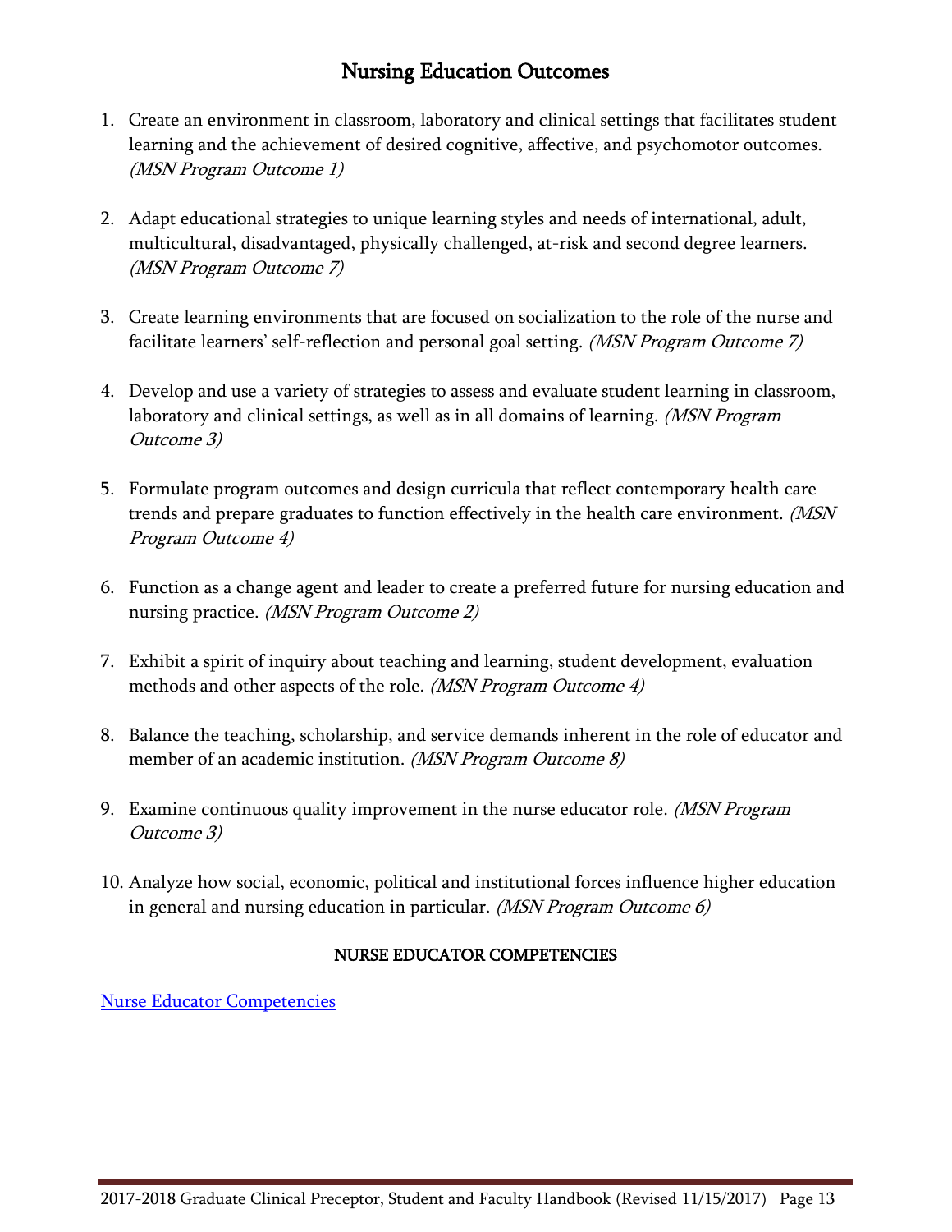## Nursing Education Outcomes

1. Create an environment in classroom, laboratory and clinical settings that facilitates student learning and the achievement of desired cognitive, affective, and psychomotor outcomes. *(MSN Program Outcome 1)*

2. Adapt educational strategies to unique learning styles and needs of international, adult, multicultural, disadvantaged, physically challenged, at-risk and second degree learners. *(MSN Program Outcome 7)*

3. Create learning environments that are focused on socialization to the role of the nurse and facilitate learners' self-reflection and personal goal setting. *(MSN Program Outcome 7)*

4. Develop and use a variety of strategies to assess and evaluate student learning in classroom, laboratory and clinical settings, as well as in all domains of learning. *(MSN Program Outcome 3)*

5. Formulate program outcomes and design curricula that reflect contemporary health care trends and prepare graduates to function effectively in the health care environment. *(MSN Program Outcome 4)*

6. Function as a change agent and leader to create a preferred future for nursing education and nursing practice. *(MSN Program Outcome 2)*

7. Exhibit a spirit of inquiry about teaching and learning, student development, evaluation methods and other aspects of the role. *(MSN Program Outcome 4)*

8. Balance the teaching, scholarship, and service demands inherent in the role of educator and member of an academic institution. *(MSN Program Outcome 8)*

9. Examine continuous quality improvement in the nurse educator role. *(MSN Program Outcome 3)*

10. Analyze how social, economic, political and institutional forces influence higher education in general and nursing education in particular. *(MSN Program Outcome 6)*

### NURSE EDUCATOR COMPETENCIES

Nurse Educator Competencies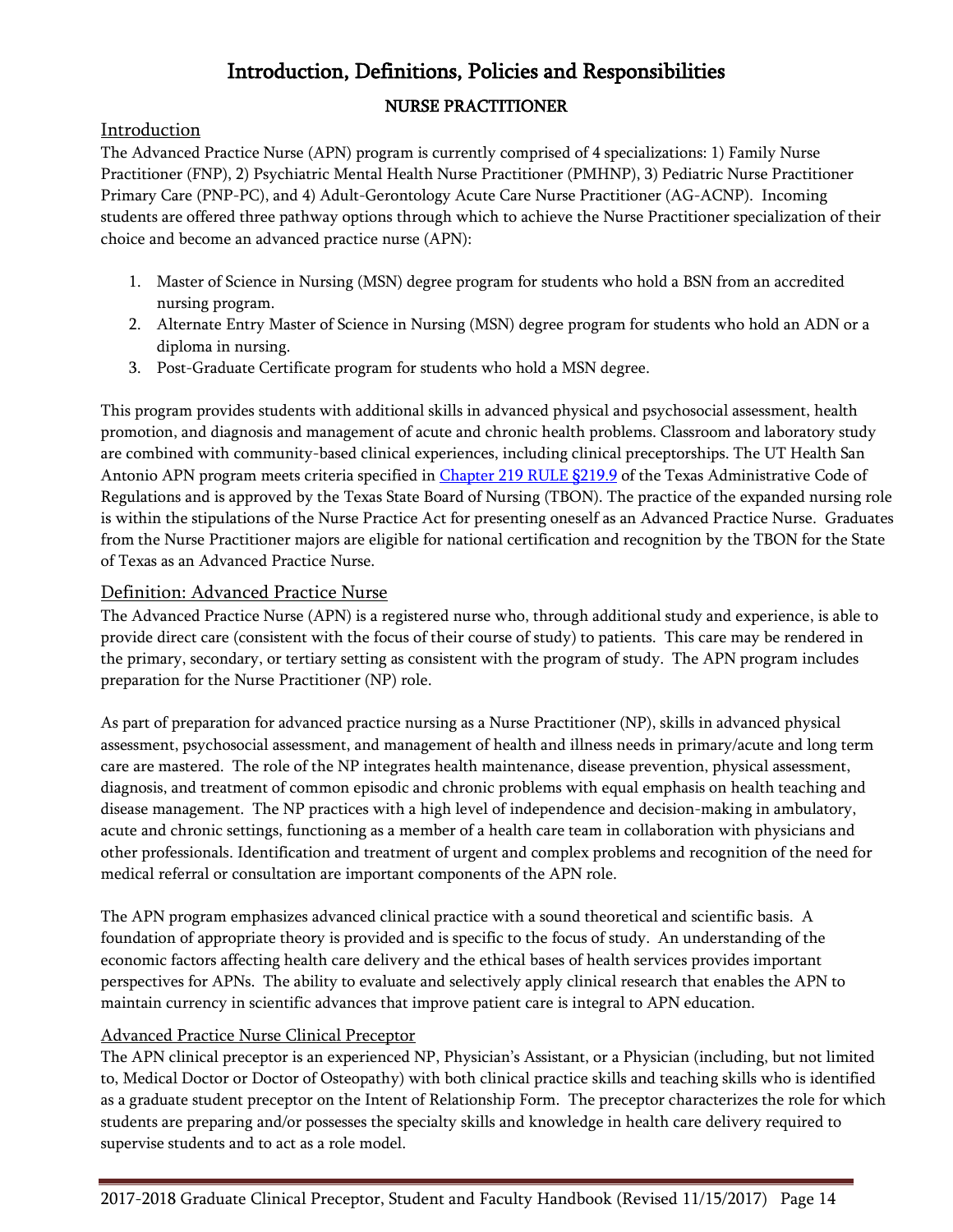# Introduction, Definitions, Policies and Responsibilities

## NURSE PRACTITIONER

### Introduction

The Advanced Practice Nurse (APN) program is currently comprised of 4 specializations: 1) Family Nurse Practitioner (FNP), 2) Psychiatric Mental Health Nurse Practitioner (PMHNP), 3) Pediatric Nurse Practitioner Primary Care (PNP-PC), and 4) Adult-Gerontology Acute Care Nurse Practitioner (AG-ACNP). Incoming students are offered three pathway options through which to achieve the Nurse Practitioner specialization of their choice and become an advanced practice nurse (APN):

1. Master of Science in Nursing (MSN) degree program for students who hold a BSN from an accredited nursing program.
2. Alternate Entry Master of Science in Nursing (MSN) degree program for students who hold an ADN or a diploma in nursing.
3. Post-Graduate Certificate program for students who hold a MSN degree.

This program provides students with additional skills in advanced physical and psychosocial assessment, health promotion, and diagnosis and management of acute and chronic health problems. Classroom and laboratory study are combined with community-based clinical experiences, including clinical preceptorships. The UT Health San Antonio APN program meets criteria specified in Chapter 219 RULE §219.9 of the Texas Administrative Code of Regulations and is approved by the Texas State Board of Nursing (TBON). The practice of the expanded nursing role is within the stipulations of the Nurse Practice Act for presenting oneself as an Advanced Practice Nurse. Graduates from the Nurse Practitioner majors are eligible for national certification and recognition by the TBON for the State of Texas as an Advanced Practice Nurse.

### Definition: Advanced Practice Nurse

The Advanced Practice Nurse (APN) is a registered nurse who, through additional study and experience, is able to provide direct care (consistent with the focus of their course of study) to patients. This care may be rendered in the primary, secondary, or tertiary setting as consistent with the program of study. The APN program includes preparation for the Nurse Practitioner (NP) role.

As part of preparation for advanced practice nursing as a Nurse Practitioner (NP), skills in advanced physical assessment, psychosocial assessment, and management of health and illness needs in primary/acute and long term care are mastered. The role of the NP integrates health maintenance, disease prevention, physical assessment, diagnosis, and treatment of common episodic and chronic problems with equal emphasis on health teaching and disease management. The NP practices with a high level of independence and decision-making in ambulatory, acute and chronic settings, functioning as a member of a health care team in collaboration with physicians and other professionals. Identification and treatment of urgent and complex problems and recognition of the need for medical referral or consultation are important components of the APN role.

The APN program emphasizes advanced clinical practice with a sound theoretical and scientific basis. A foundation of appropriate theory is provided and is specific to the focus of study. An understanding of the economic factors affecting health care delivery and the ethical bases of health services provides important perspectives for APNs. The ability to evaluate and selectively apply clinical research that enables the APN to maintain currency in scientific advances that improve patient care is integral to APN education.

#### Advanced Practice Nurse Clinical Preceptor

The APN clinical preceptor is an experienced NP, Physician's Assistant, or a Physician (including, but not limited to, Medical Doctor or Doctor of Osteopathy) with both clinical practice skills and teaching skills who is identified as a graduate student preceptor on the Intent of Relationship Form. The preceptor characterizes the role for which students are preparing and/or possesses the specialty skills and knowledge in health care delivery required to supervise students and to act as a role model.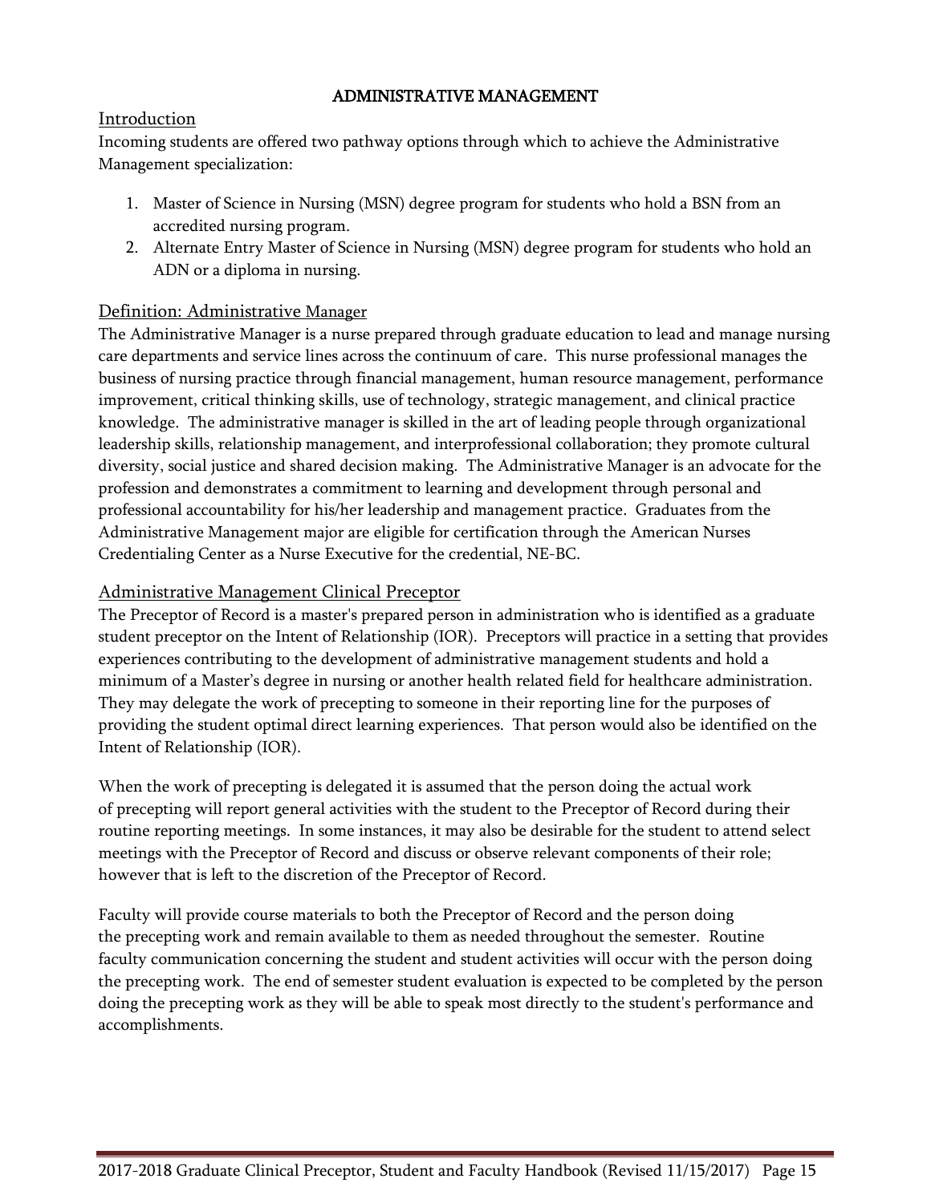# ADMINISTRATIVE MANAGEMENT

## Introduction

Incoming students are offered two pathway options through which to achieve the Administrative Management specialization:

1. Master of Science in Nursing (MSN) degree program for students who hold a BSN from an accredited nursing program.
2. Alternate Entry Master of Science in Nursing (MSN) degree program for students who hold an ADN or a diploma in nursing.

## Definition: Administrative Manager

The Administrative Manager is a nurse prepared through graduate education to lead and manage nursing care departments and service lines across the continuum of care. This nurse professional manages the business of nursing practice through financial management, human resource management, performance improvement, critical thinking skills, use of technology, strategic management, and clinical practice knowledge. The administrative manager is skilled in the art of leading people through organizational leadership skills, relationship management, and interprofessional collaboration; they promote cultural diversity, social justice and shared decision making. The Administrative Manager is an advocate for the profession and demonstrates a commitment to learning and development through personal and professional accountability for his/her leadership and management practice. Graduates from the Administrative Management major are eligible for certification through the American Nurses Credentialing Center as a Nurse Executive for the credential, NE-BC.

## Administrative Management Clinical Preceptor

The Preceptor of Record is a master's prepared person in administration who is identified as a graduate student preceptor on the Intent of Relationship (IOR). Preceptors will practice in a setting that provides experiences contributing to the development of administrative management students and hold a minimum of a Master's degree in nursing or another health related field for healthcare administration. They may delegate the work of precepting to someone in their reporting line for the purposes of providing the student optimal direct learning experiences. That person would also be identified on the Intent of Relationship (IOR).

When the work of precepting is delegated it is assumed that the person doing the actual work of precepting will report general activities with the student to the Preceptor of Record during their routine reporting meetings. In some instances, it may also be desirable for the student to attend select meetings with the Preceptor of Record and discuss or observe relevant components of their role; however that is left to the discretion of the Preceptor of Record.

Faculty will provide course materials to both the Preceptor of Record and the person doing the precepting work and remain available to them as needed throughout the semester. Routine faculty communication concerning the student and student activities will occur with the person doing the precepting work. The end of semester student evaluation is expected to be completed by the person doing the precepting work as they will be able to speak most directly to the student's performance and accomplishments.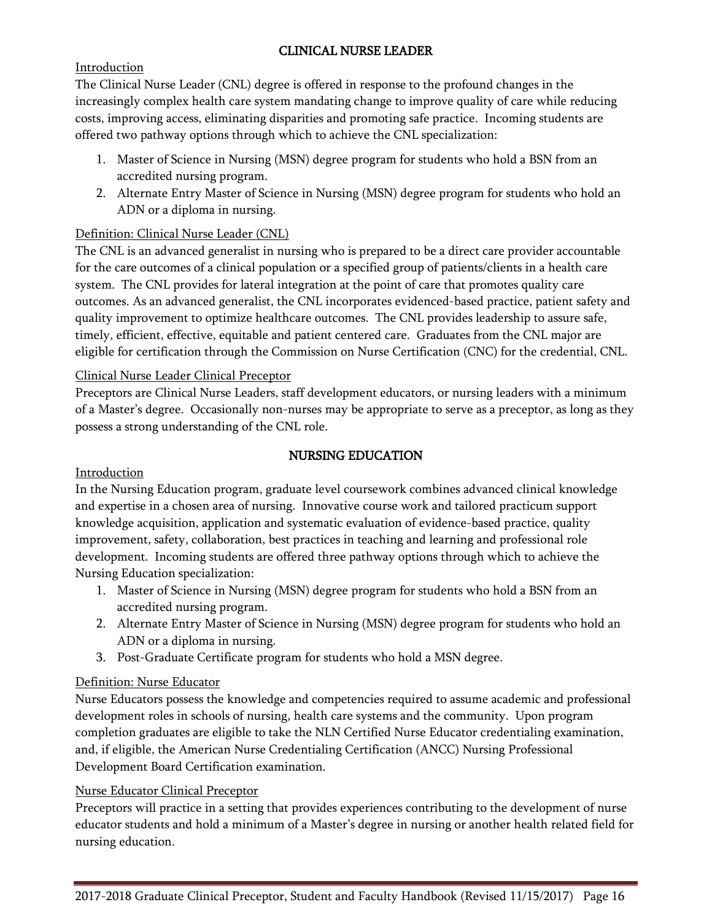## CLINICAL NURSE LEADER

Introduction

The Clinical Nurse Leader (CNL) degree is offered in response to the profound changes in the increasingly complex health care system mandating change to improve quality of care while reducing costs, improving access, eliminating disparities and promoting safe practice. Incoming students are offered two pathway options through which to achieve the CNL specialization:

1. Master of Science in Nursing (MSN) degree program for students who hold a BSN from an accredited nursing program.
2. Alternate Entry Master of Science in Nursing (MSN) degree program for students who hold an ADN or a diploma in nursing.

Definition: Clinical Nurse Leader (CNL)

The CNL is an advanced generalist in nursing who is prepared to be a direct care provider accountable for the care outcomes of a clinical population or a specified group of patients/clients in a health care system. The CNL provides for lateral integration at the point of care that promotes quality care outcomes. As an advanced generalist, the CNL incorporates evidenced-based practice, patient safety and quality improvement to optimize healthcare outcomes. The CNL provides leadership to assure safe, timely, efficient, effective, equitable and patient centered care. Graduates from the CNL major are eligible for certification through the Commission on Nurse Certification (CNC) for the credential, CNL.

Clinical Nurse Leader Clinical Preceptor

Preceptors are Clinical Nurse Leaders, staff development educators, or nursing leaders with a minimum of a Master's degree. Occasionally non-nurses may be appropriate to serve as a preceptor, as long as they possess a strong understanding of the CNL role.

## NURSING EDUCATION

Introduction

In the Nursing Education program, graduate level coursework combines advanced clinical knowledge and expertise in a chosen area of nursing. Innovative course work and tailored practicum support knowledge acquisition, application and systematic evaluation of evidence-based practice, quality improvement, safety, collaboration, best practices in teaching and learning and professional role development. Incoming students are offered three pathway options through which to achieve the Nursing Education specialization:

1. Master of Science in Nursing (MSN) degree program for students who hold a BSN from an accredited nursing program.
2. Alternate Entry Master of Science in Nursing (MSN) degree program for students who hold an ADN or a diploma in nursing.
3. Post-Graduate Certificate program for students who hold a MSN degree.

Definition: Nurse Educator

Nurse Educators possess the knowledge and competencies required to assume academic and professional development roles in schools of nursing, health care systems and the community. Upon program completion graduates are eligible to take the NLN Certified Nurse Educator credentialing examination, and, if eligible, the American Nurse Credentialing Certification (ANCC) Nursing Professional Development Board Certification examination.

Nurse Educator Clinical Preceptor

Preceptors will practice in a setting that provides experiences contributing to the development of nurse educator students and hold a minimum of a Master's degree in nursing or another health related field for nursing education.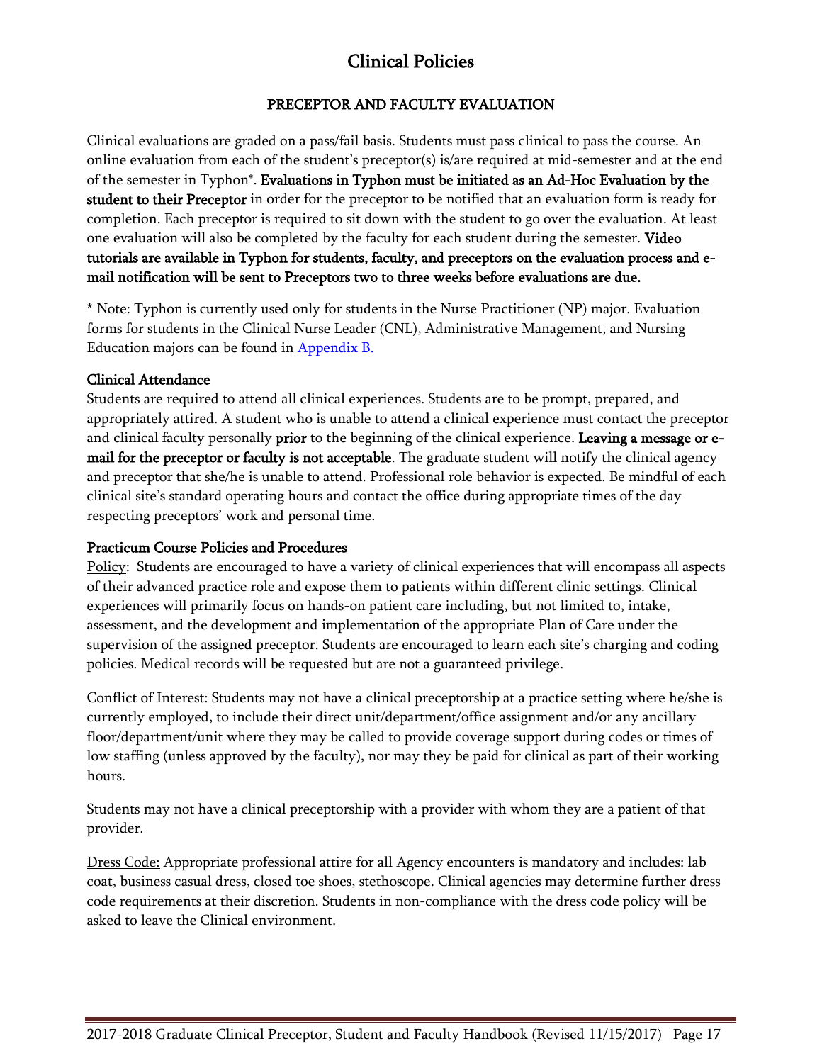# Clinical Policies

## PRECEPTOR AND FACULTY EVALUATION

Clinical evaluations are graded on a pass/fail basis. Students must pass clinical to pass the course. An online evaluation from each of the student's preceptor(s) is/are required at mid-semester and at the end of the semester in Typhon*. **Evaluations in Typhon <u>must be initiated as an</u> <u>Ad-Hoc Evaluation by the student to their Preceptor</u>** in order for the preceptor to be notified that an evaluation form is ready for completion. Each preceptor is required to sit down with the student to go over the evaluation. At least one evaluation will also be completed by the faculty for each student during the semester. **Video tutorials are available in Typhon for students, faculty, and preceptors on the evaluation process and e-mail notification will be sent to Preceptors two to three weeks before evaluations are due.**

* Note: Typhon is currently used only for students in the Nurse Practitioner (NP) major. Evaluation forms for students in the Clinical Nurse Leader (CNL), Administrative Management, and Nursing Education majors can be found in Appendix B.

### Clinical Attendance

Students are required to attend all clinical experiences. Students are to be prompt, prepared, and appropriately attired. A student who is unable to attend a clinical experience must contact the preceptor and clinical faculty personally **prior** to the beginning of the clinical experience. **Leaving a message or e-mail for the preceptor or faculty is not acceptable**. The graduate student will notify the clinical agency and preceptor that she/he is unable to attend. Professional role behavior is expected. Be mindful of each clinical site's standard operating hours and contact the office during appropriate times of the day respecting preceptors' work and personal time.

### Practicum Course Policies and Procedures

<u>Policy</u>: Students are encouraged to have a variety of clinical experiences that will encompass all aspects of their advanced practice role and expose them to patients within different clinic settings. Clinical experiences will primarily focus on hands-on patient care including, but not limited to, intake, assessment, and the development and implementation of the appropriate Plan of Care under the supervision of the assigned preceptor. Students are encouraged to learn each site's charging and coding policies. Medical records will be requested but are not a guaranteed privilege.

<u>Conflict of Interest:</u> Students may not have a clinical preceptorship at a practice setting where he/she is currently employed, to include their direct unit/department/office assignment and/or any ancillary floor/department/unit where they may be called to provide coverage support during codes or times of low staffing (unless approved by the faculty), nor may they be paid for clinical as part of their working hours.

Students may not have a clinical preceptorship with a provider with whom they are a patient of that provider.

<u>Dress Code:</u> Appropriate professional attire for all Agency encounters is mandatory and includes: lab coat, business casual dress, closed toe shoes, stethoscope. Clinical agencies may determine further dress code requirements at their discretion. Students in non-compliance with the dress code policy will be asked to leave the Clinical environment.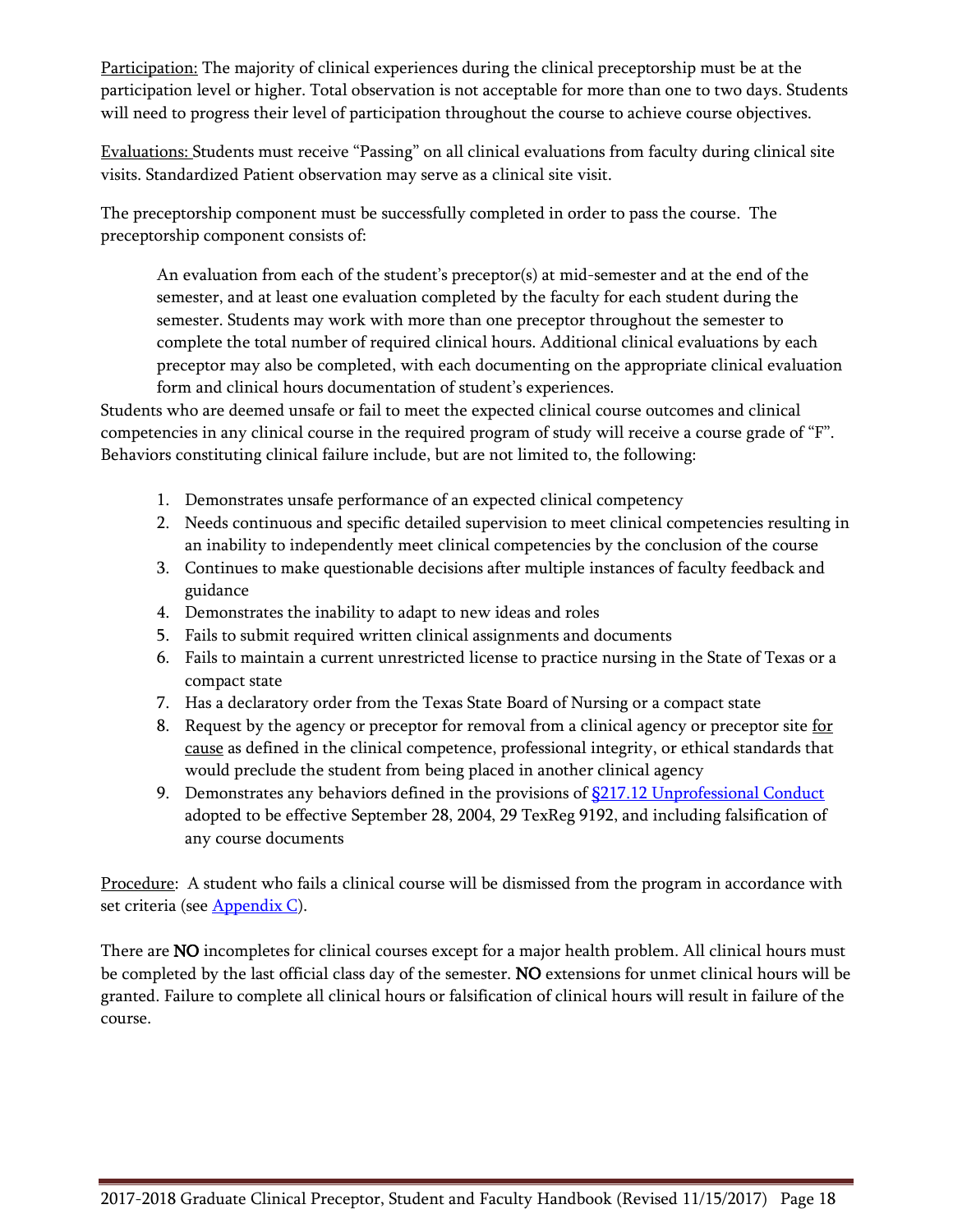<u>Participation:</u> The majority of clinical experiences during the clinical preceptorship must be at the participation level or higher. Total observation is not acceptable for more than one to two days. Students will need to progress their level of participation throughout the course to achieve course objectives.

<u>Evaluations:</u> Students must receive "Passing" on all clinical evaluations from faculty during clinical site visits. Standardized Patient observation may serve as a clinical site visit.

The preceptorship component must be successfully completed in order to pass the course. The preceptorship component consists of:

> An evaluation from each of the student's preceptor(s) at mid-semester and at the end of the semester, and at least one evaluation completed by the faculty for each student during the semester. Students may work with more than one preceptor throughout the semester to complete the total number of required clinical hours. Additional clinical evaluations by each preceptor may also be completed, with each documenting on the appropriate clinical evaluation form and clinical hours documentation of student's experiences.

Students who are deemed unsafe or fail to meet the expected clinical course outcomes and clinical competencies in any clinical course in the required program of study will receive a course grade of "F". Behaviors constituting clinical failure include, but are not limited to, the following:

1. Demonstrates unsafe performance of an expected clinical competency
2. Needs continuous and specific detailed supervision to meet clinical competencies resulting in an inability to independently meet clinical competencies by the conclusion of the course
3. Continues to make questionable decisions after multiple instances of faculty feedback and guidance
4. Demonstrates the inability to adapt to new ideas and roles
5. Fails to submit required written clinical assignments and documents
6. Fails to maintain a current unrestricted license to practice nursing in the State of Texas or a compact state
7. Has a declaratory order from the Texas State Board of Nursing or a compact state
8. Request by the agency or preceptor for removal from a clinical agency or preceptor site <u>for cause</u> as defined in the clinical competence, professional integrity, or ethical standards that would preclude the student from being placed in another clinical agency
9. Demonstrates any behaviors defined in the provisions of §217.12 Unprofessional Conduct adopted to be effective September 28, 2004, 29 TexReg 9192, and including falsification of any course documents

<u>Procedure</u>: A student who fails a clinical course will be dismissed from the program in accordance with set criteria (see Appendix C).

There are **NO** incompletes for clinical courses except for a major health problem. All clinical hours must be completed by the last official class day of the semester. **NO** extensions for unmet clinical hours will be granted. Failure to complete all clinical hours or falsification of clinical hours will result in failure of the course.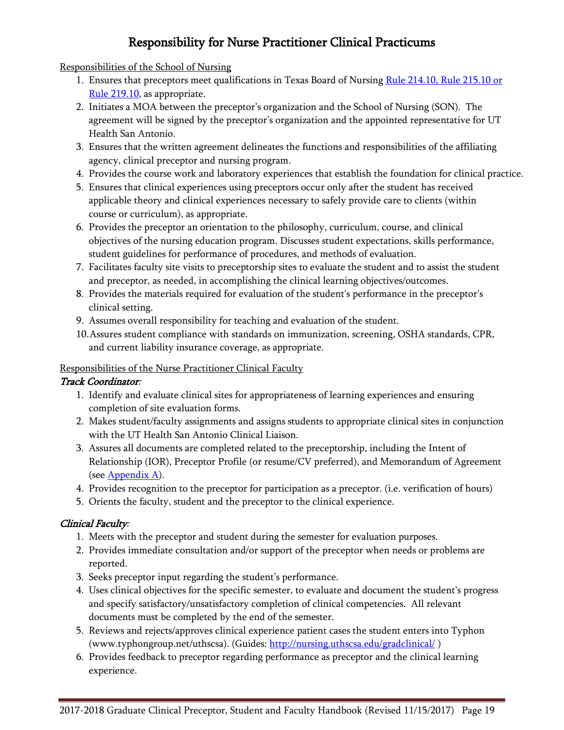# Responsibility for Nurse Practitioner Clinical Practicums

Responsibilities of the School of Nursing

1. Ensures that preceptors meet qualifications in Texas Board of Nursing [Rule 214.10, Rule 215.10 or Rule 219.10](), as appropriate.
2. Initiates a MOA between the preceptor's organization and the School of Nursing (SON). The agreement will be signed by the preceptor's organization and the appointed representative for UT Health San Antonio.
3. Ensures that the written agreement delineates the functions and responsibilities of the affiliating agency, clinical preceptor and nursing program.
4. Provides the course work and laboratory experiences that establish the foundation for clinical practice.
5. Ensures that clinical experiences using preceptors occur only after the student has received applicable theory and clinical experiences necessary to safely provide care to clients (within course or curriculum), as appropriate.
6. Provides the preceptor an orientation to the philosophy, curriculum, course, and clinical objectives of the nursing education program. Discusses student expectations, skills performance, student guidelines for performance of procedures, and methods of evaluation.
7. Facilitates faculty site visits to preceptorship sites to evaluate the student and to assist the student and preceptor, as needed, in accomplishing the clinical learning objectives/outcomes.
8. Provides the materials required for evaluation of the student's performance in the preceptor's clinical setting.
9. Assumes overall responsibility for teaching and evaluation of the student.
10. Assures student compliance with standards on immunization, screening, OSHA standards, CPR, and current liability insurance coverage, as appropriate.

Responsibilities of the Nurse Practitioner Clinical Faculty

***Track Coordinator:***

1. Identify and evaluate clinical sites for appropriateness of learning experiences and ensuring completion of site evaluation forms.
2. Makes student/faculty assignments and assigns students to appropriate clinical sites in conjunction with the UT Health San Antonio Clinical Liaison.
3. Assures all documents are completed related to the preceptorship, including the Intent of Relationship (IOR), Preceptor Profile (or resume/CV preferred), and Memorandum of Agreement (see [Appendix A]()).
4. Provides recognition to the preceptor for participation as a preceptor. (i.e. verification of hours)
5. Orients the faculty, student and the preceptor to the clinical experience.

***Clinical Faculty:***

1. Meets with the preceptor and student during the semester for evaluation purposes.
2. Provides immediate consultation and/or support of the preceptor when needs or problems are reported.
3. Seeks preceptor input regarding the student's performance.
4. Uses clinical objectives for the specific semester, to evaluate and document the student's progress and specify satisfactory/unsatisfactory completion of clinical competencies. All relevant documents must be completed by the end of the semester.
5. Reviews and rejects/approves clinical experience patient cases the student enters into Typhon (www.typhongroup.net/uthscsa). (Guides: [http://nursing.uthscsa.edu/gradclinical/](http://nursing.uthscsa.edu/gradclinical/) )
6. Provides feedback to preceptor regarding performance as preceptor and the clinical learning experience.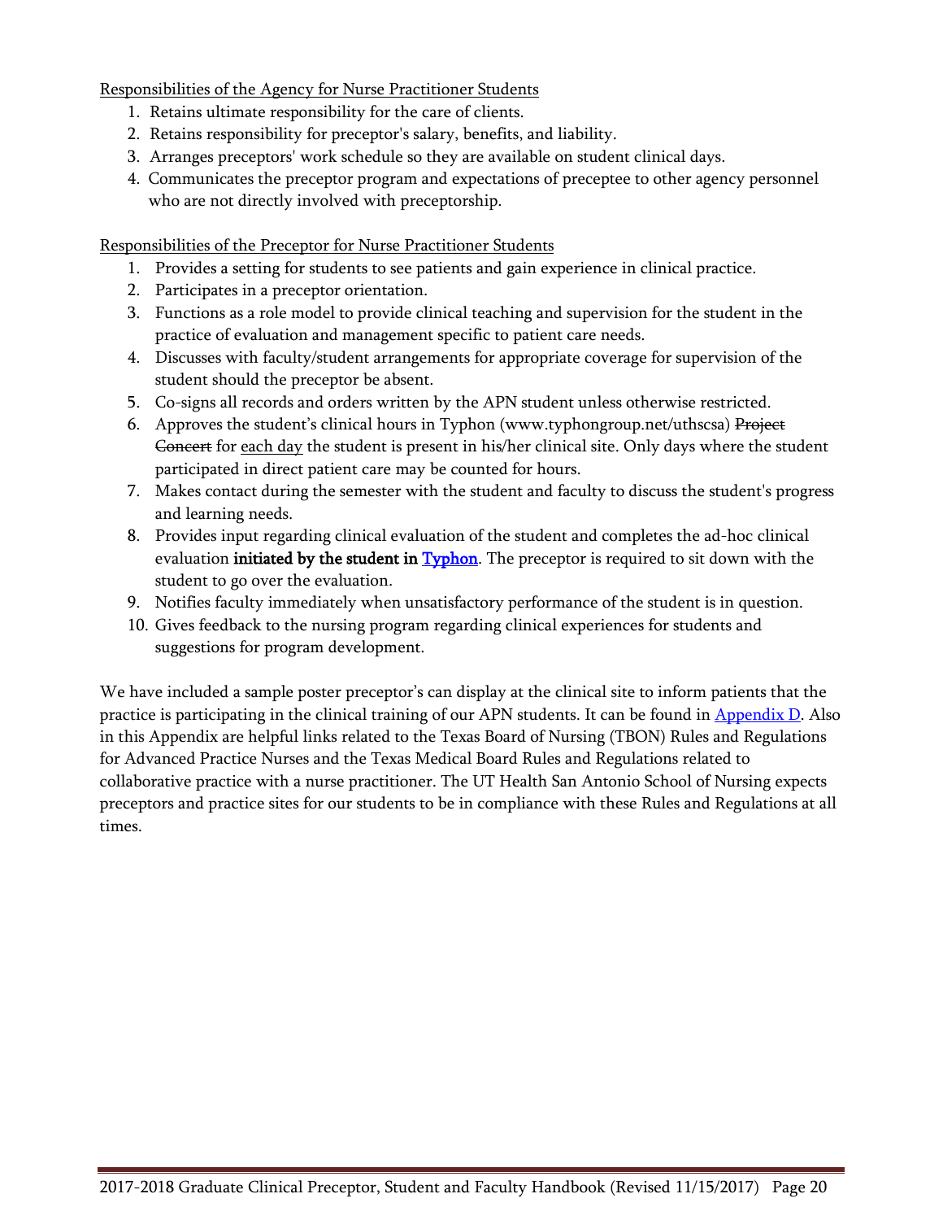Responsibilities of the Agency for Nurse Practitioner Students

1. Retains ultimate responsibility for the care of clients.
2. Retains responsibility for preceptor's salary, benefits, and liability.
3. Arranges preceptors' work schedule so they are available on student clinical days.
4. Communicates the preceptor program and expectations of preceptee to other agency personnel who are not directly involved with preceptorship.

Responsibilities of the Preceptor for Nurse Practitioner Students

1. Provides a setting for students to see patients and gain experience in clinical practice.
2. Participates in a preceptor orientation.
3. Functions as a role model to provide clinical teaching and supervision for the student in the practice of evaluation and management specific to patient care needs.
4. Discusses with faculty/student arrangements for appropriate coverage for supervision of the student should the preceptor be absent.
5. Co-signs all records and orders written by the APN student unless otherwise restricted.
6. Approves the student's clinical hours in Typhon (www.typhongroup.net/uthscsa) ~~Project Concert~~ for each day the student is present in his/her clinical site. Only days where the student participated in direct patient care may be counted for hours.
7. Makes contact during the semester with the student and faculty to discuss the student's progress and learning needs.
8. Provides input regarding clinical evaluation of the student and completes the ad-hoc clinical evaluation **initiated by the student in Typhon**. The preceptor is required to sit down with the student to go over the evaluation.
9. Notifies faculty immediately when unsatisfactory performance of the student is in question.
10. Gives feedback to the nursing program regarding clinical experiences for students and suggestions for program development.

We have included a sample poster preceptor's can display at the clinical site to inform patients that the practice is participating in the clinical training of our APN students. It can be found in Appendix D. Also in this Appendix are helpful links related to the Texas Board of Nursing (TBON) Rules and Regulations for Advanced Practice Nurses and the Texas Medical Board Rules and Regulations related to collaborative practice with a nurse practitioner. The UT Health San Antonio School of Nursing expects preceptors and practice sites for our students to be in compliance with these Rules and Regulations at all times.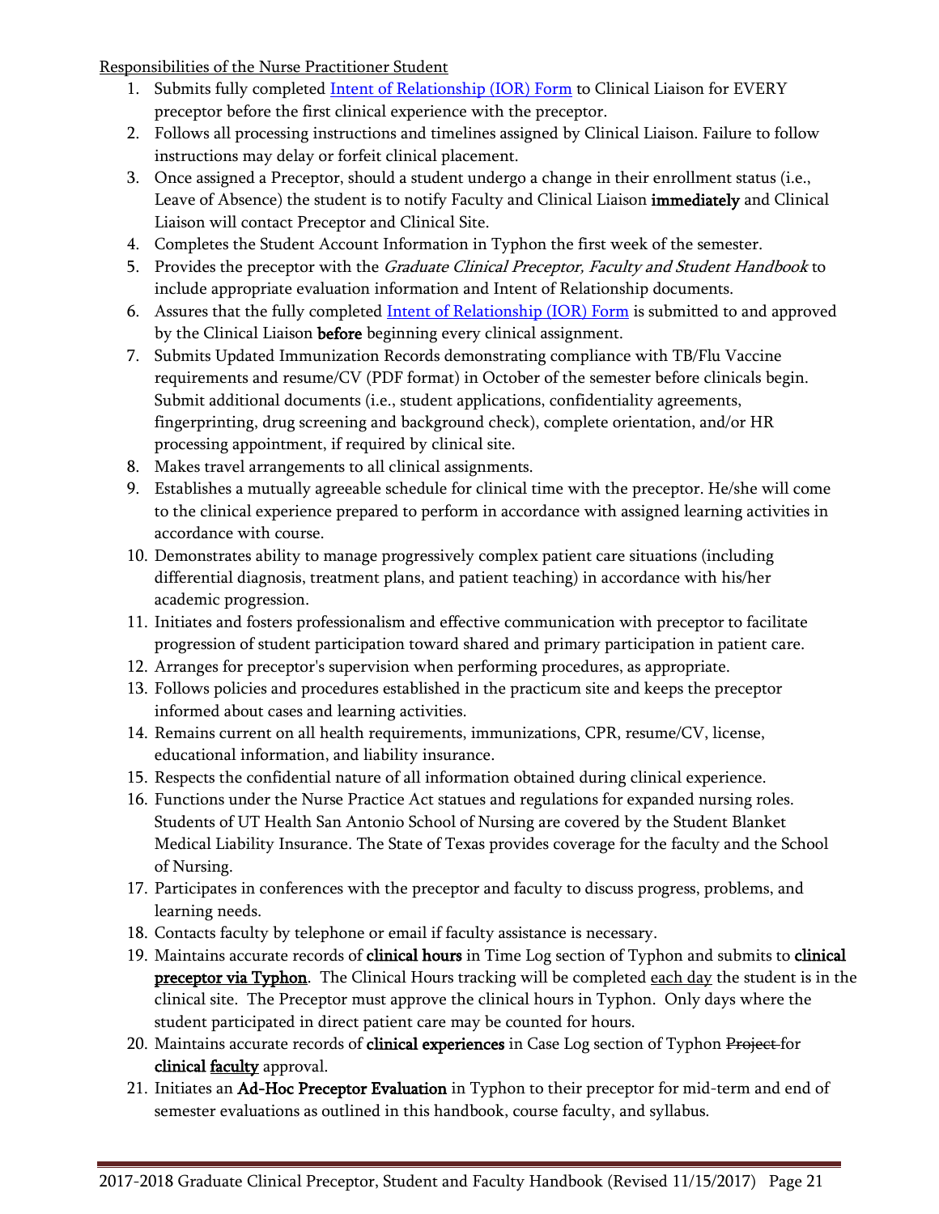Responsibilities of the Nurse Practitioner Student

1. Submits fully completed Intent of Relationship (IOR) Form to Clinical Liaison for EVERY preceptor before the first clinical experience with the preceptor.
2. Follows all processing instructions and timelines assigned by Clinical Liaison. Failure to follow instructions may delay or forfeit clinical placement.
3. Once assigned a Preceptor, should a student undergo a change in their enrollment status (i.e., Leave of Absence) the student is to notify Faculty and Clinical Liaison **immediately** and Clinical Liaison will contact Preceptor and Clinical Site.
4. Completes the Student Account Information in Typhon the first week of the semester.
5. Provides the preceptor with the *Graduate Clinical Preceptor, Faculty and Student Handbook* to include appropriate evaluation information and Intent of Relationship documents.
6. Assures that the fully completed Intent of Relationship (IOR) Form is submitted to and approved by the Clinical Liaison **before** beginning every clinical assignment.
7. Submits Updated Immunization Records demonstrating compliance with TB/Flu Vaccine requirements and resume/CV (PDF format) in October of the semester before clinicals begin. Submit additional documents (i.e., student applications, confidentiality agreements, fingerprinting, drug screening and background check), complete orientation, and/or HR processing appointment, if required by clinical site.
8. Makes travel arrangements to all clinical assignments.
9. Establishes a mutually agreeable schedule for clinical time with the preceptor. He/she will come to the clinical experience prepared to perform in accordance with assigned learning activities in accordance with course.
10. Demonstrates ability to manage progressively complex patient care situations (including differential diagnosis, treatment plans, and patient teaching) in accordance with his/her academic progression.
11. Initiates and fosters professionalism and effective communication with preceptor to facilitate progression of student participation toward shared and primary participation in patient care.
12. Arranges for preceptor's supervision when performing procedures, as appropriate.
13. Follows policies and procedures established in the practicum site and keeps the preceptor informed about cases and learning activities.
14. Remains current on all health requirements, immunizations, CPR, resume/CV, license, educational information, and liability insurance.
15. Respects the confidential nature of all information obtained during clinical experience.
16. Functions under the Nurse Practice Act statues and regulations for expanded nursing roles. Students of UT Health San Antonio School of Nursing are covered by the Student Blanket Medical Liability Insurance. The State of Texas provides coverage for the faculty and the School of Nursing.
17. Participates in conferences with the preceptor and faculty to discuss progress, problems, and learning needs.
18. Contacts faculty by telephone or email if faculty assistance is necessary.
19. Maintains accurate records of **clinical hours** in Time Log section of Typhon and submits to **clinical preceptor via Typhon**. The Clinical Hours tracking will be completed each day the student is in the clinical site. The Preceptor must approve the clinical hours in Typhon. Only days where the student participated in direct patient care may be counted for hours.
20. Maintains accurate records of **clinical experiences** in Case Log section of Typhon ~~Project~~ for **clinical faculty** approval.
21. Initiates an **Ad-Hoc Preceptor Evaluation** in Typhon to their preceptor for mid-term and end of semester evaluations as outlined in this handbook, course faculty, and syllabus.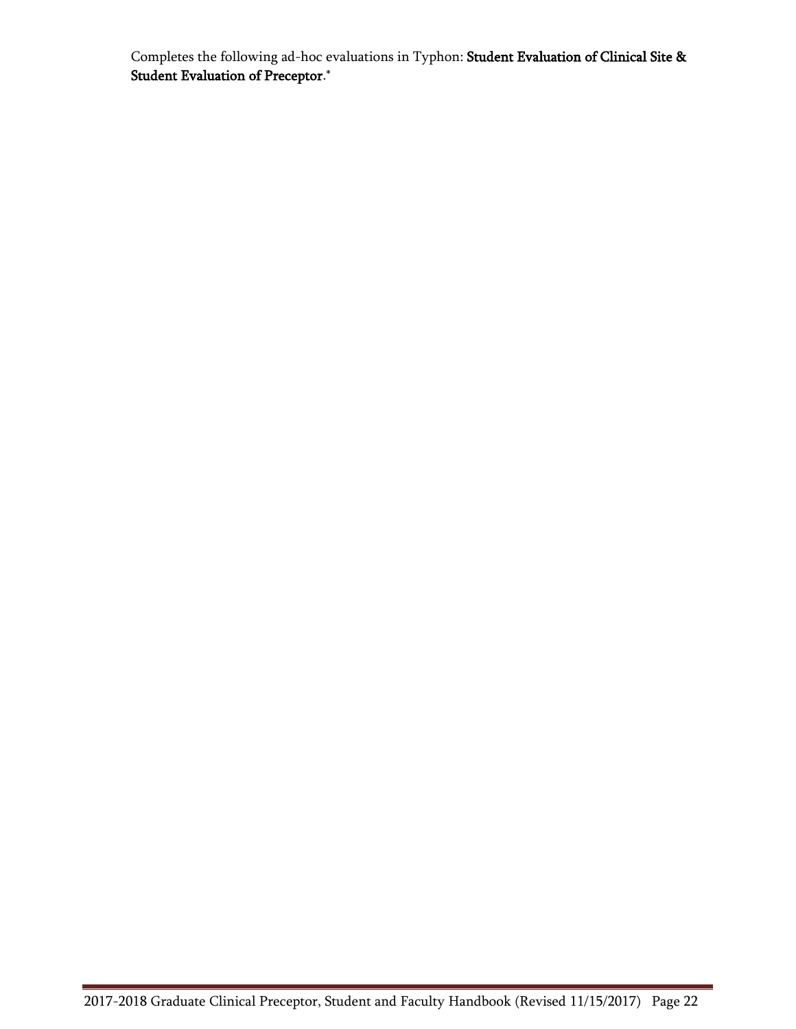Completes the following ad-hoc evaluations in Typhon: **Student Evaluation of Clinical Site & Student Evaluation of Preceptor**.*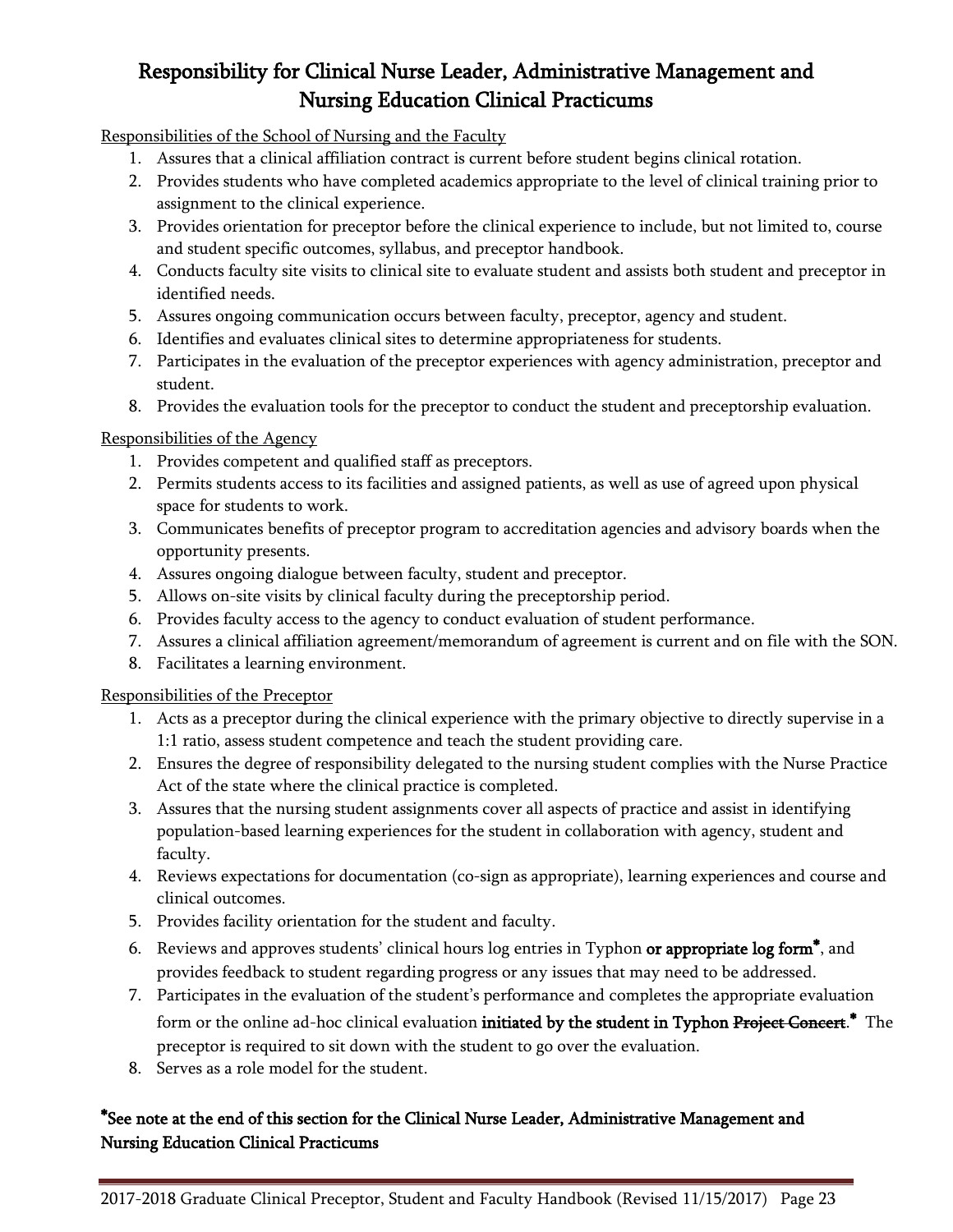# Responsibility for Clinical Nurse Leader, Administrative Management and Nursing Education Clinical Practicums

Responsibilities of the School of Nursing and the Faculty

1. Assures that a clinical affiliation contract is current before student begins clinical rotation.
2. Provides students who have completed academics appropriate to the level of clinical training prior to assignment to the clinical experience.
3. Provides orientation for preceptor before the clinical experience to include, but not limited to, course and student specific outcomes, syllabus, and preceptor handbook.
4. Conducts faculty site visits to clinical site to evaluate student and assists both student and preceptor in identified needs.
5. Assures ongoing communication occurs between faculty, preceptor, agency and student.
6. Identifies and evaluates clinical sites to determine appropriateness for students.
7. Participates in the evaluation of the preceptor experiences with agency administration, preceptor and student.
8. Provides the evaluation tools for the preceptor to conduct the student and preceptorship evaluation.

Responsibilities of the Agency

1. Provides competent and qualified staff as preceptors.
2. Permits students access to its facilities and assigned patients, as well as use of agreed upon physical space for students to work.
3. Communicates benefits of preceptor program to accreditation agencies and advisory boards when the opportunity presents.
4. Assures ongoing dialogue between faculty, student and preceptor.
5. Allows on-site visits by clinical faculty during the preceptorship period.
6. Provides faculty access to the agency to conduct evaluation of student performance.
7. Assures a clinical affiliation agreement/memorandum of agreement is current and on file with the SON.
8. Facilitates a learning environment.

Responsibilities of the Preceptor

1. Acts as a preceptor during the clinical experience with the primary objective to directly supervise in a 1:1 ratio, assess student competence and teach the student providing care.
2. Ensures the degree of responsibility delegated to the nursing student complies with the Nurse Practice Act of the state where the clinical practice is completed.
3. Assures that the nursing student assignments cover all aspects of practice and assist in identifying population-based learning experiences for the student in collaboration with agency, student and faculty.
4. Reviews expectations for documentation (co-sign as appropriate), learning experiences and course and clinical outcomes.
5. Provides facility orientation for the student and faculty.
6. Reviews and approves students' clinical hours log entries in Typhon **or appropriate log form***, and provides feedback to student regarding progress or any issues that may need to be addressed.
7. Participates in the evaluation of the student's performance and completes the appropriate evaluation form or the online ad-hoc clinical evaluation **initiated by the student in Typhon** ~~Project Concert~~.* The preceptor is required to sit down with the student to go over the evaluation.
8. Serves as a role model for the student.

***See note at the end of this section for the Clinical Nurse Leader, Administrative Management and Nursing Education Clinical Practicums**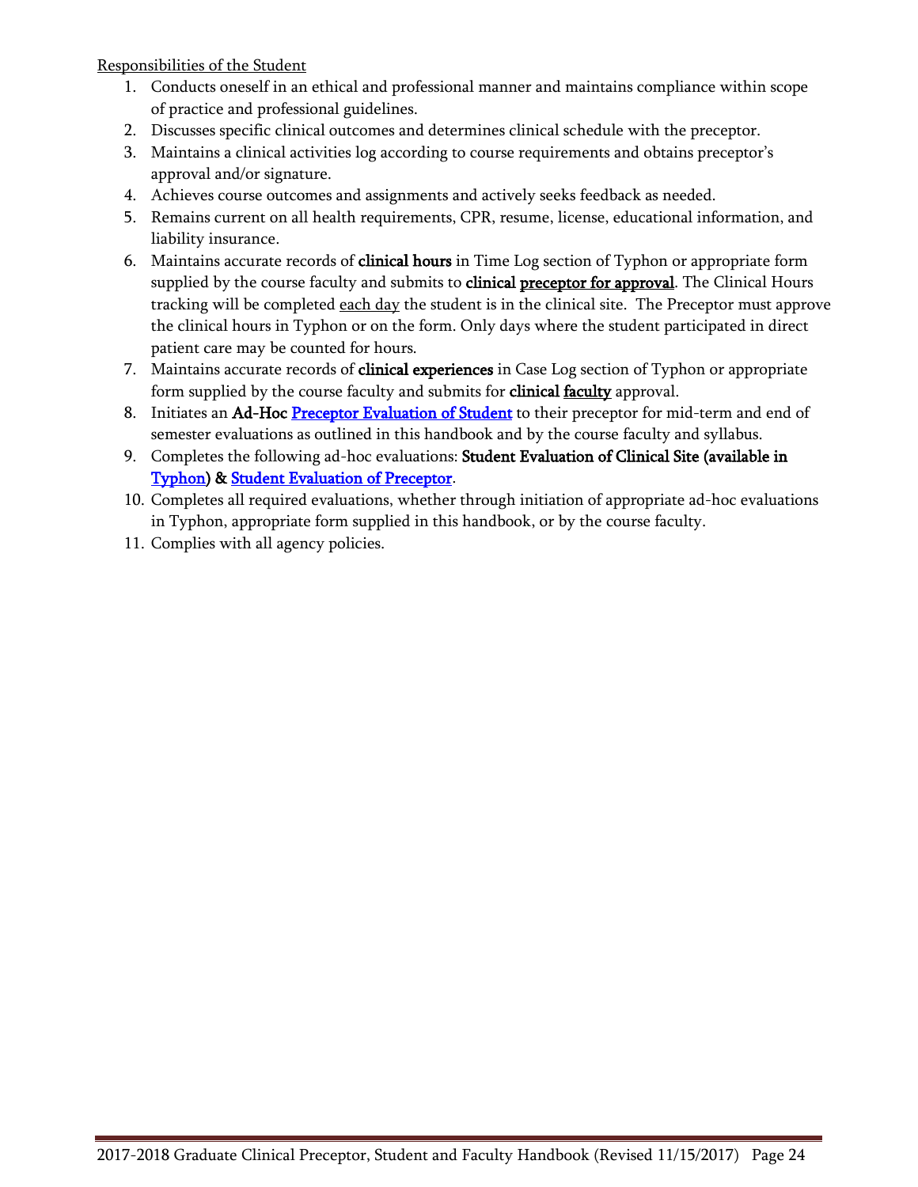Responsibilities of the Student

1. Conducts oneself in an ethical and professional manner and maintains compliance within scope of practice and professional guidelines.
2. Discusses specific clinical outcomes and determines clinical schedule with the preceptor.
3. Maintains a clinical activities log according to course requirements and obtains preceptor's approval and/or signature.
4. Achieves course outcomes and assignments and actively seeks feedback as needed.
5. Remains current on all health requirements, CPR, resume, license, educational information, and liability insurance.
6. Maintains accurate records of **clinical hours** in Time Log section of Typhon or appropriate form supplied by the course faculty and submits to **clinical preceptor for approval**. The Clinical Hours tracking will be completed each day the student is in the clinical site. The Preceptor must approve the clinical hours in Typhon or on the form. Only days where the student participated in direct patient care may be counted for hours.
7. Maintains accurate records of **clinical experiences** in Case Log section of Typhon or appropriate form supplied by the course faculty and submits for **clinical faculty** approval.
8. Initiates an **Ad-Hoc** **Preceptor Evaluation of Student** to their preceptor for mid-term and end of semester evaluations as outlined in this handbook and by the course faculty and syllabus.
9. Completes the following ad-hoc evaluations: **Student Evaluation of Clinical Site (available in Typhon)** & **Student Evaluation of Preceptor**.
10. Completes all required evaluations, whether through initiation of appropriate ad-hoc evaluations in Typhon, appropriate form supplied in this handbook, or by the course faculty.
11. Complies with all agency policies.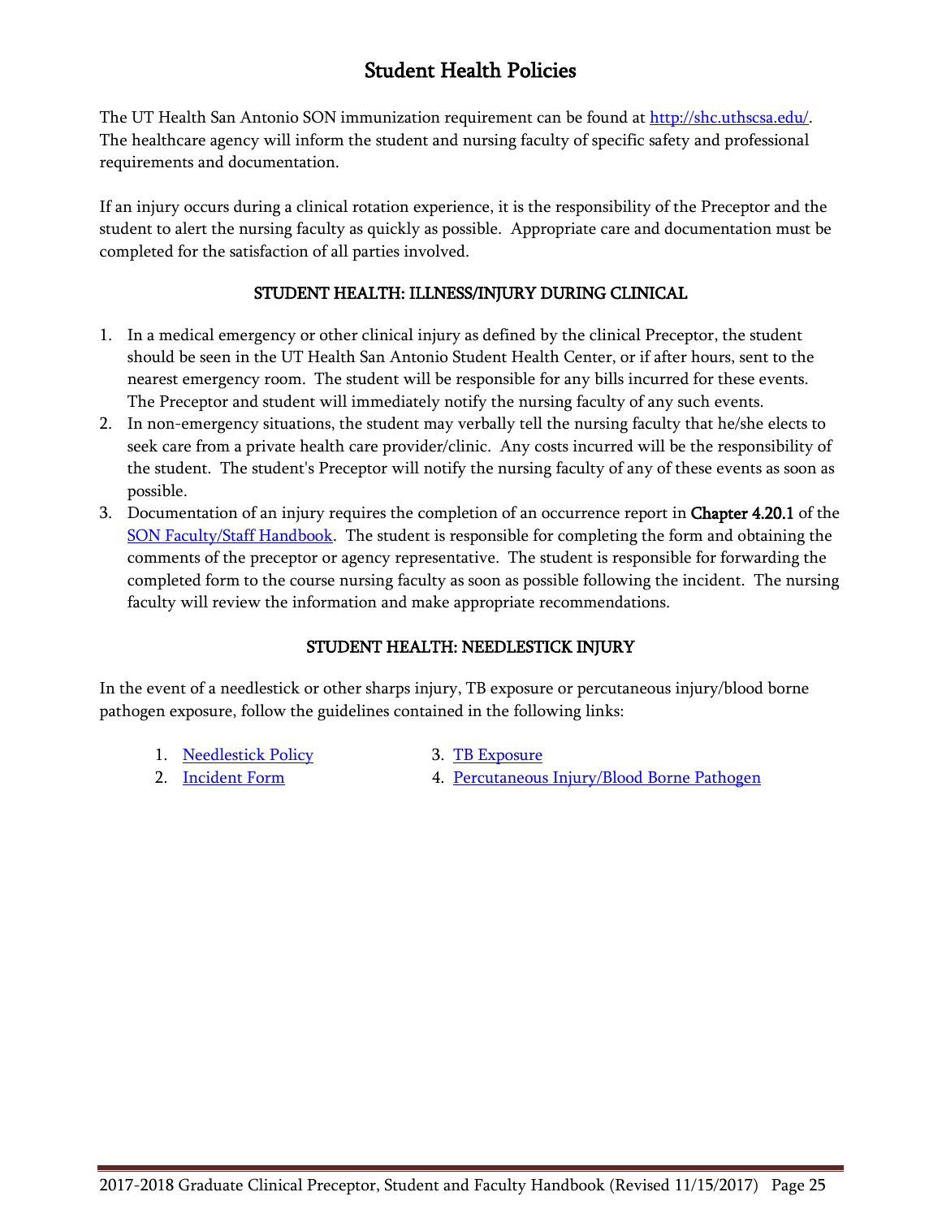# Student Health Policies

The UT Health San Antonio SON immunization requirement can be found at [http://shc.uthscsa.edu/](http://shc.uthscsa.edu/). The healthcare agency will inform the student and nursing faculty of specific safety and professional requirements and documentation.

If an injury occurs during a clinical rotation experience, it is the responsibility of the Preceptor and the student to alert the nursing faculty as quickly as possible. Appropriate care and documentation must be completed for the satisfaction of all parties involved.

## STUDENT HEALTH: ILLNESS/INJURY DURING CLINICAL

1. In a medical emergency or other clinical injury as defined by the clinical Preceptor, the student should be seen in the UT Health San Antonio Student Health Center, or if after hours, sent to the nearest emergency room. The student will be responsible for any bills incurred for these events. The Preceptor and student will immediately notify the nursing faculty of any such events.
2. In non-emergency situations, the student may verbally tell the nursing faculty that he/she elects to seek care from a private health care provider/clinic. Any costs incurred will be the responsibility of the student. The student's Preceptor will notify the nursing faculty of any of these events as soon as possible.
3. Documentation of an injury requires the completion of an occurrence report in **Chapter 4.20.1** of the SON Faculty/Staff Handbook. The student is responsible for completing the form and obtaining the comments of the preceptor or agency representative. The student is responsible for forwarding the completed form to the course nursing faculty as soon as possible following the incident. The nursing faculty will review the information and make appropriate recommendations.

## STUDENT HEALTH: NEEDLESTICK INJURY

In the event of a needlestick or other sharps injury, TB exposure or percutaneous injury/blood borne pathogen exposure, follow the guidelines contained in the following links:

1. Needlestick Policy
2. Incident Form
3. TB Exposure
4. Percutaneous Injury/Blood Borne Pathogen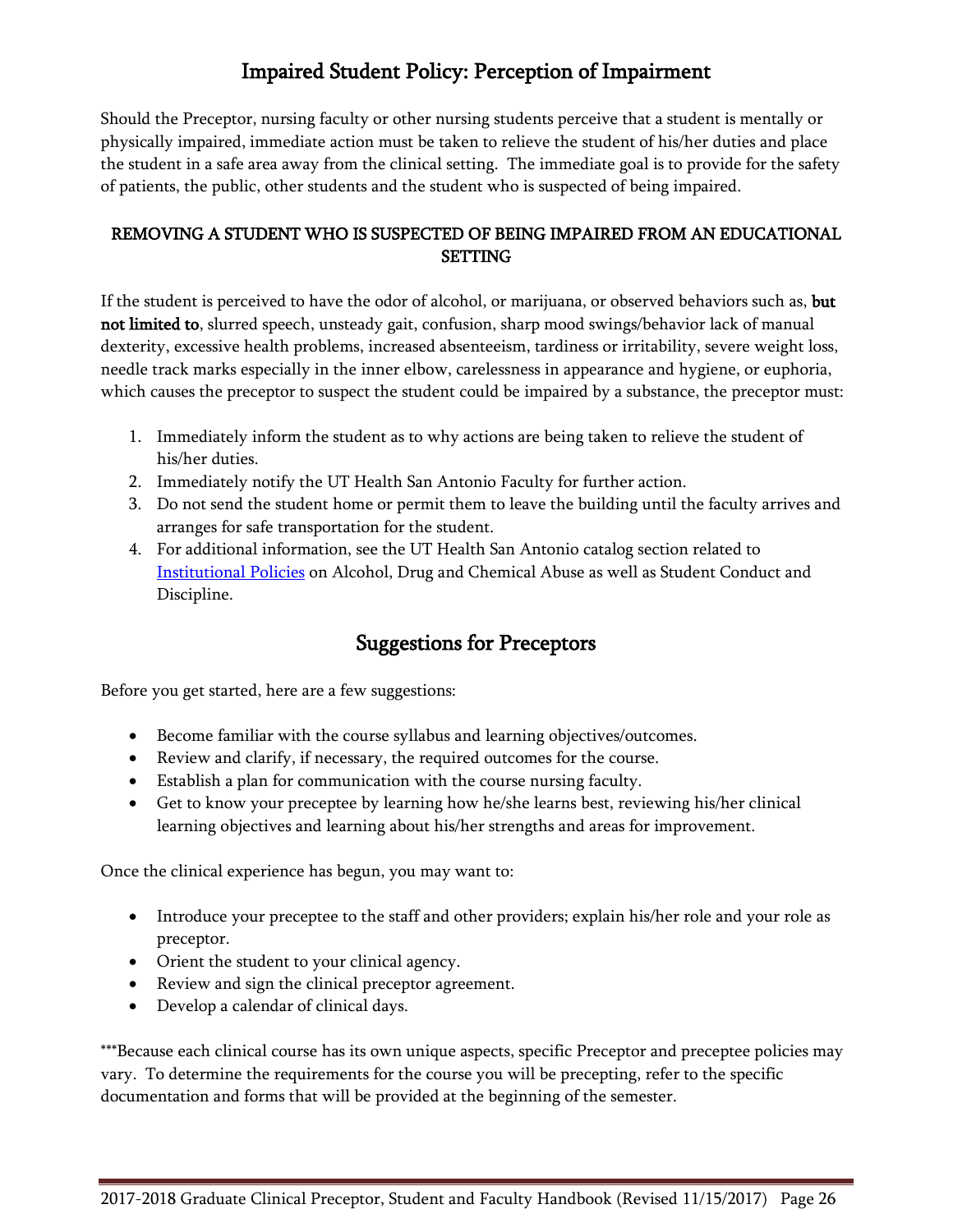# Impaired Student Policy: Perception of Impairment

Should the Preceptor, nursing faculty or other nursing students perceive that a student is mentally or physically impaired, immediate action must be taken to relieve the student of his/her duties and place the student in a safe area away from the clinical setting. The immediate goal is to provide for the safety of patients, the public, other students and the student who is suspected of being impaired.

### REMOVING A STUDENT WHO IS SUSPECTED OF BEING IMPAIRED FROM AN EDUCATIONAL SETTING

If the student is perceived to have the odor of alcohol, or marijuana, or observed behaviors such as, **but not limited to**, slurred speech, unsteady gait, confusion, sharp mood swings/behavior lack of manual dexterity, excessive health problems, increased absenteeism, tardiness or irritability, severe weight loss, needle track marks especially in the inner elbow, carelessness in appearance and hygiene, or euphoria, which causes the preceptor to suspect the student could be impaired by a substance, the preceptor must:

1. Immediately inform the student as to why actions are being taken to relieve the student of his/her duties.
2. Immediately notify the UT Health San Antonio Faculty for further action.
3. Do not send the student home or permit them to leave the building until the faculty arrives and arranges for safe transportation for the student.
4. For additional information, see the UT Health San Antonio catalog section related to Institutional Policies on Alcohol, Drug and Chemical Abuse as well as Student Conduct and Discipline.

# Suggestions for Preceptors

Before you get started, here are a few suggestions:

- Become familiar with the course syllabus and learning objectives/outcomes.
- Review and clarify, if necessary, the required outcomes for the course.
- Establish a plan for communication with the course nursing faculty.
- Get to know your preceptee by learning how he/she learns best, reviewing his/her clinical learning objectives and learning about his/her strengths and areas for improvement.

Once the clinical experience has begun, you may want to:

- Introduce your preceptee to the staff and other providers; explain his/her role and your role as preceptor.
- Orient the student to your clinical agency.
- Review and sign the clinical preceptor agreement.
- Develop a calendar of clinical days.

***Because each clinical course has its own unique aspects, specific Preceptor and preceptee policies may vary. To determine the requirements for the course you will be precepting, refer to the specific documentation and forms that will be provided at the beginning of the semester.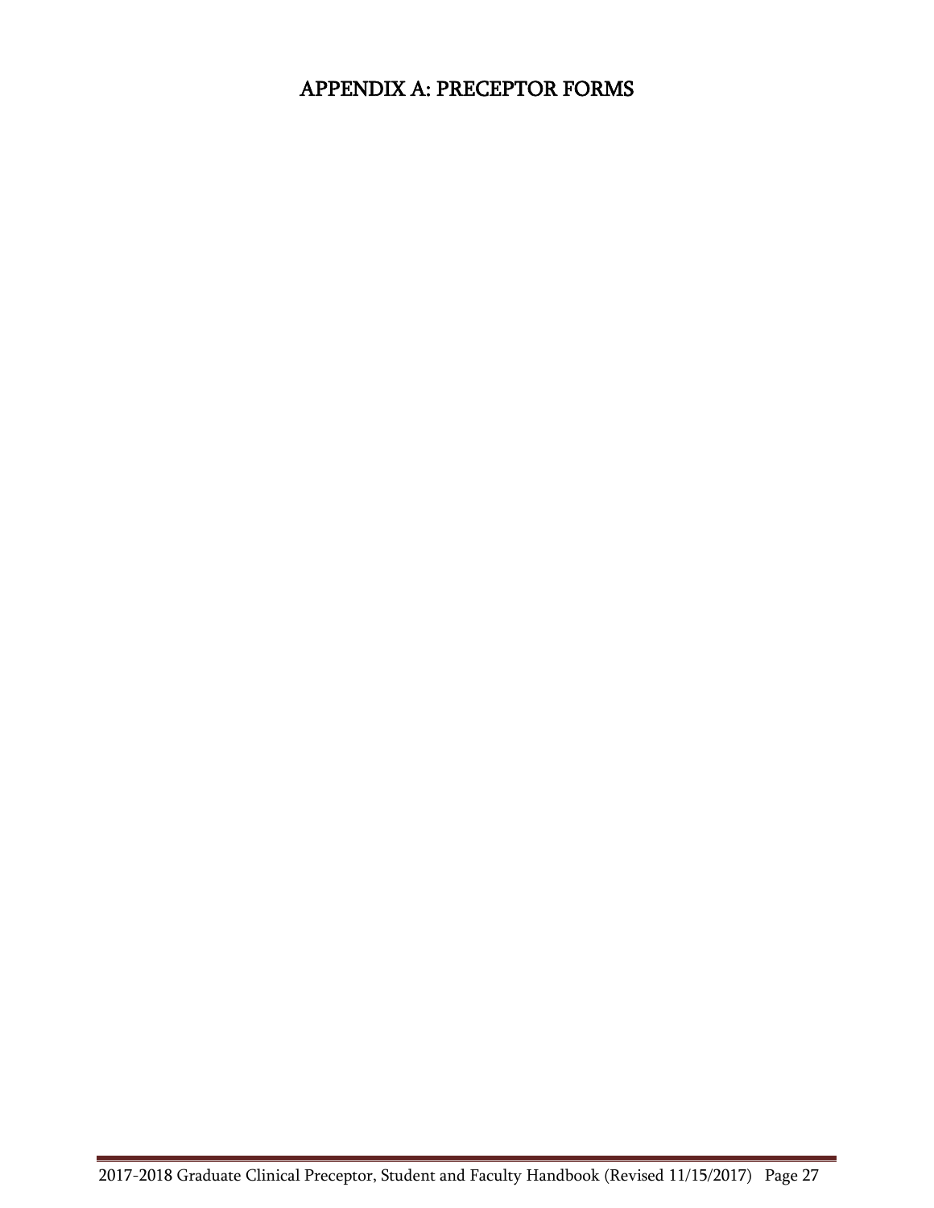# APPENDIX A: PRECEPTOR FORMS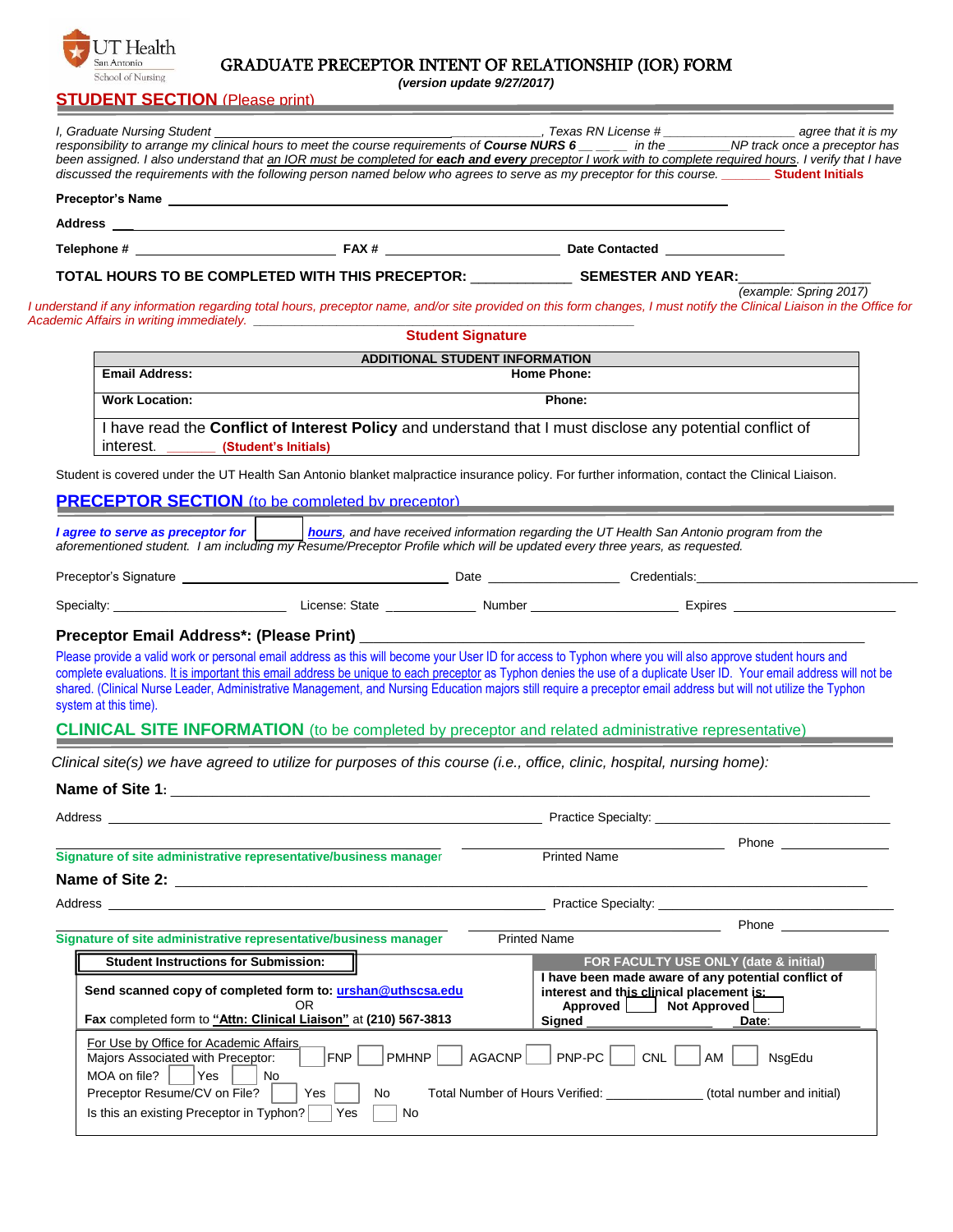UT Health San Antonio School of Nursing

# GRADUATE PRECEPTOR INTENT OF RELATIONSHIP (IOR) FORM

*(version update 9/27/2017)*

## STUDENT SECTION (Please print)

*I, Graduate Nursing Student ______________________________, Texas RN License # __________________ agree that it is my responsibility to arrange my clinical hours to meet the course requirements of **Course NURS 6** __ __ __ in the _________NP track once a preceptor has been assigned. I also understand that an IOR must be completed for **each and every** preceptor I work with to complete required hours. I verify that I have discussed the requirements with the following person named below who agrees to serve as my preceptor for this course.* _______ **Student Initials**

**Preceptor's Name** ________________________________________________

**Address** ________________________________________________

**Telephone #** ______________________ **FAX #** ______________________ **Date Contacted** ______________

**TOTAL HOURS TO BE COMPLETED WITH THIS PRECEPTOR:** ____________ **SEMESTER AND YEAR:**________________
*(example: Spring 2017)*

*I understand if any information regarding total hours, preceptor name, and/or site provided on this form changes, I must notify the Clinical Liaison in the Office for Academic Affairs in writing immediately.* ________________________________________

**Student Signature**

| ADDITIONAL STUDENT INFORMATION | |
|---|---|
| **Email Address:** | **Home Phone:** |
| **Work Location:** | **Phone:** |
| I have read the **Conflict of Interest Policy** and understand that I must disclose any potential conflict of interest. _______ **(Student's Initials)** | |

Student is covered under the UT Health San Antonio blanket malpractice insurance policy. For further information, contact the Clinical Liaison.

## PRECEPTOR SECTION (to be completed by preceptor)

***I agree to serve as preceptor for*** [ ] ***hours****, and have received information regarding the UT Health San Antonio program from the aforementioned student. I am including my Resume/Preceptor Profile which will be updated every three years, as requested.*

Preceptor's Signature ____________________________ Date ______________ Credentials:____________________________

Specialty: ____________________ License: State ___________ Number __________________ Expires __________________

**Preceptor Email Address\*: (Please Print)** ________________________________________________

Please provide a valid work or personal email address as this will become your User ID for access to Typhon where you will also approve student hours and complete evaluations. It is important this email address be unique to each preceptor as Typhon denies the use of a duplicate User ID. Your email address will not be shared. (Clinical Nurse Leader, Administrative Management, and Nursing Education majors still require a preceptor email address but will not utilize the Typhon system at this time).

## CLINICAL SITE INFORMATION (to be completed by preceptor and related administrative representative)

*Clinical site(s) we have agreed to utilize for purposes of this course (i.e., office, clinic, hospital, nursing home):*

**Name of Site 1:** ________________________________________________

Address ________________________________________________ Practice Specialty: ______________________

________________________________________ ______________________________ Phone ______________
**Signature of site administrative representative/business manager** Printed Name

**Name of Site 2:** ________________________________________________

Address ________________________________________________ Practice Specialty: ______________________

________________________________________ ______________________________ Phone ______________
**Signature of site administrative representative/business manager** Printed Name

| **Student Instructions for Submission:** | **FOR FACULTY USE ONLY (date & initial)** |
|---|---|
| **Send scanned copy of completed form to: urshan@uthscsa.edu** OR **Fax** completed form to **"Attn: Clinical Liaison"** at **(210) 567-3813** | **I have been made aware of any potential conflict of interest and this clinical placement is:** **Approved** [ ] **Not Approved** [ ] **Signed** ______________ **Date**: __________ |

For Use by Office for Academic Affairs
Majors Associated with Preceptor: [ ] FNP [ ] PMHNP [ ] AGACNP [ ] PNP-PC [ ] CNL [ ] AM [ ] NsgEdu
MOA on file? [ ] Yes [ ] No
Preceptor Resume/CV on File? [ ] Yes [ ] No Total Number of Hours Verified: ______________ (total number and initial)
Is this an existing Preceptor in Typhon? [ ] Yes [ ] No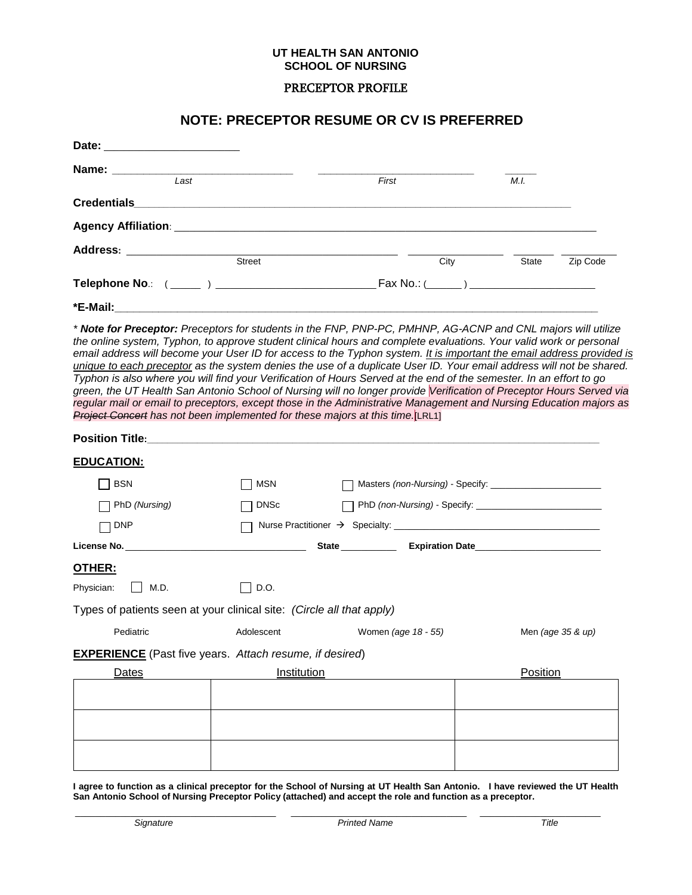**UT HEALTH SAN ANTONIO**
**SCHOOL OF NURSING**

PRECEPTOR PROFILE

## NOTE: PRECEPTOR RESUME OR CV IS PREFERRED

**Date:** ______________________

**Name:** ______________________________ ___________________________ _____
*Last* *First* *M.I.*

**Credentials**___________________________________________________________________________

**Agency Affiliation**: ______________________________________________________________________

**Address:** ______________________________________________ ________________ _______ _________
Street City State Zip Code

**Telephone No**.: (_____ ) __________________________ Fax No.: (______ ) _____________________

**\*E-Mail:**________________________________________________________________________________

*\* **Note for Preceptor:** Preceptors for students in the FNP, PNP-PC, PMHNP, AG-ACNP and CNL majors will utilize the online system, Typhon, to approve student clinical hours and complete evaluations. Your valid work or personal email address will become your User ID for access to the Typhon system. <u>It is important the email address provided is unique to each preceptor</u> as the system denies the use of a duplicate User ID. Your email address will not be shared. Typhon is also where you will find your Verification of Hours Served at the end of the semester. In an effort to go green, the UT Health San Antonio School of Nursing will no longer provide Verification of Preceptor Hours Served via regular mail or email to preceptors, except those in the Administrative Management and Nursing Education majors as ~~Project Concert~~ has not been implemented for these majors at this time.*[LRL1]

**Position Title:**__________________________________________________________________________

**<u>EDUCATION:</u>**

☐ BSN ☐ MSN ☐ Masters *(non-Nursing)* - Specify: _____________________

☐ PhD *(Nursing)* ☐ DNSc ☐ PhD *(non-Nursing)* - Specify: ________________________

☐ DNP ☐ Nurse Practitioner → Specialty: ________________________________________

**License No.** __________________________________ **State** ___________ **Expiration Date**________________________

**<u>OTHER:</u>**

Physician: ☐ M.D. ☐ D.O.

Types of patients seen at your clinical site: *(Circle all that apply)*

Pediatric Adolescent Women *(age 18 - 55)* Men *(age 35 & up)*

**<u>EXPERIENCE</u>** (Past five years. *Attach resume, if desired*)

| <u>Dates</u> | <u>Institution</u> | <u>Position</u> |
|---|---|---|
| | | |
| | | |
| | | |

**I agree to function as a clinical preceptor for the School of Nursing at UT Health San Antonio. I have reviewed the UT Health San Antonio School of Nursing Preceptor Policy (attached) and accept the role and function as a preceptor.**

___________________________________ ______________________________ _____________________
*Signature* *Printed Name* *Title*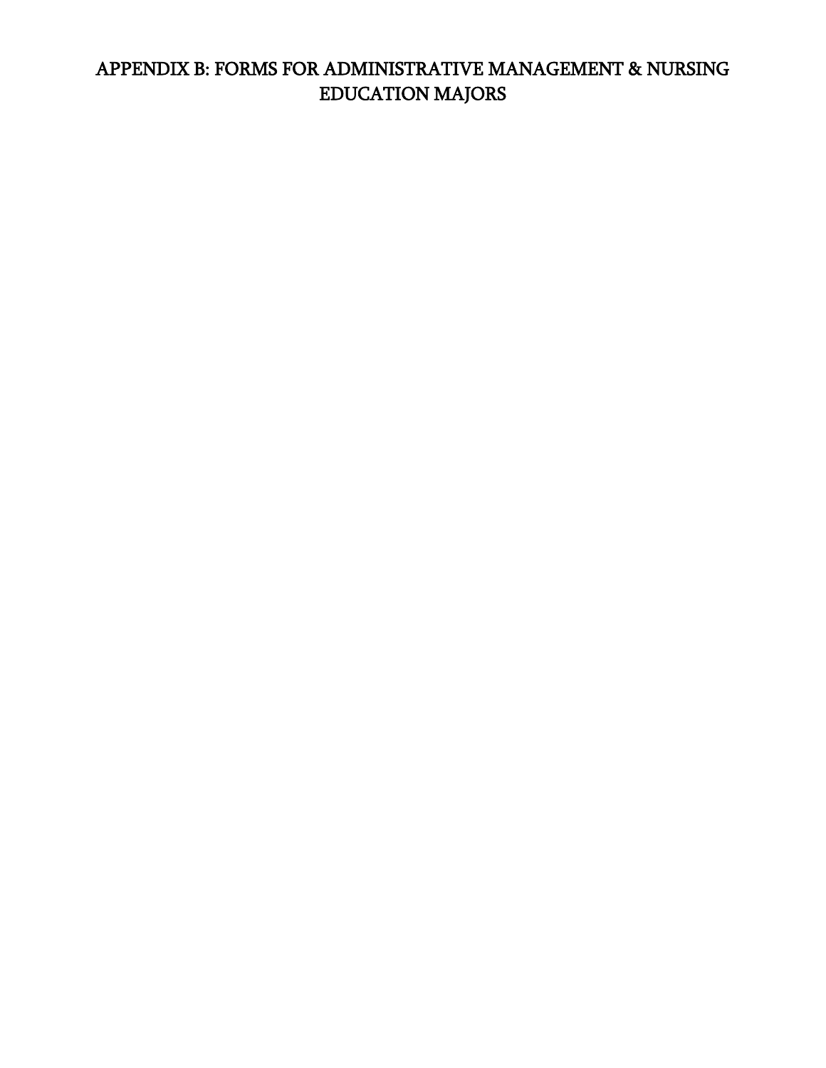# APPENDIX B: FORMS FOR ADMINISTRATIVE MANAGEMENT & NURSING EDUCATION MAJORS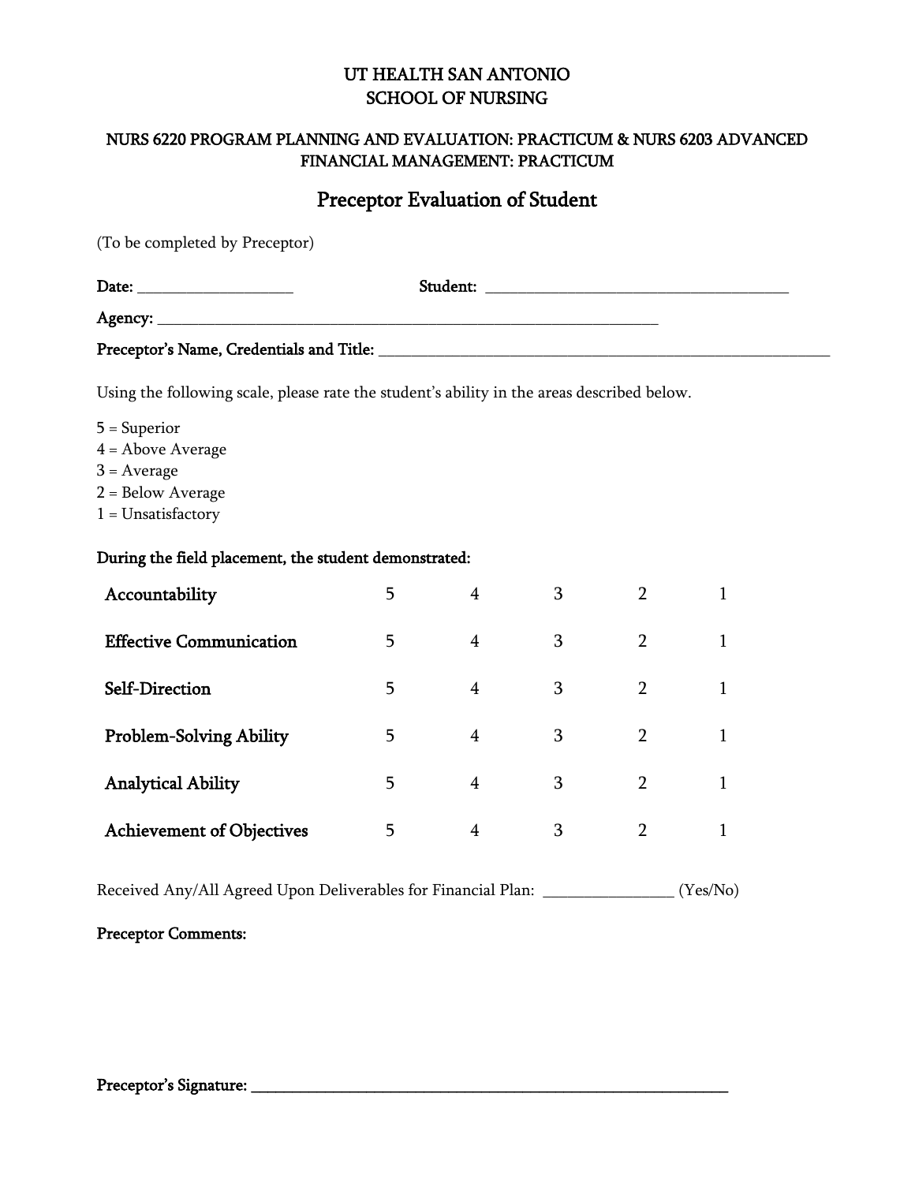# UT HEALTH SAN ANTONIO
# SCHOOL OF NURSING

### NURS 6220 PROGRAM PLANNING AND EVALUATION: PRACTICUM & NURS 6203 ADVANCED FINANCIAL MANAGEMENT: PRACTICUM

## Preceptor Evaluation of Student

(To be completed by Preceptor)

**Date:** ____________________ **Student:** ________________________________________

**Agency:** ____________________________________________________________________

**Preceptor's Name, Credentials and Title:** ____________________________________________________________

Using the following scale, please rate the student's ability in the areas described below.

5 = Superior
4 = Above Average
3 = Average
2 = Below Average
1 = Unsatisfactory

**During the field placement, the student demonstrated:**

| | | | | | |
|---|---|---|---|---|---|
| **Accountability** | 5 | 4 | 3 | 2 | 1 |
| **Effective Communication** | 5 | 4 | 3 | 2 | 1 |
| **Self-Direction** | 5 | 4 | 3 | 2 | 1 |
| **Problem-Solving Ability** | 5 | 4 | 3 | 2 | 1 |
| **Analytical Ability** | 5 | 4 | 3 | 2 | 1 |
| **Achievement of Objectives** | 5 | 4 | 3 | 2 | 1 |

Received Any/All Agreed Upon Deliverables for Financial Plan: ________________ (Yes/No)

**Preceptor Comments:**

**Preceptor's Signature:** ________________________________________________________________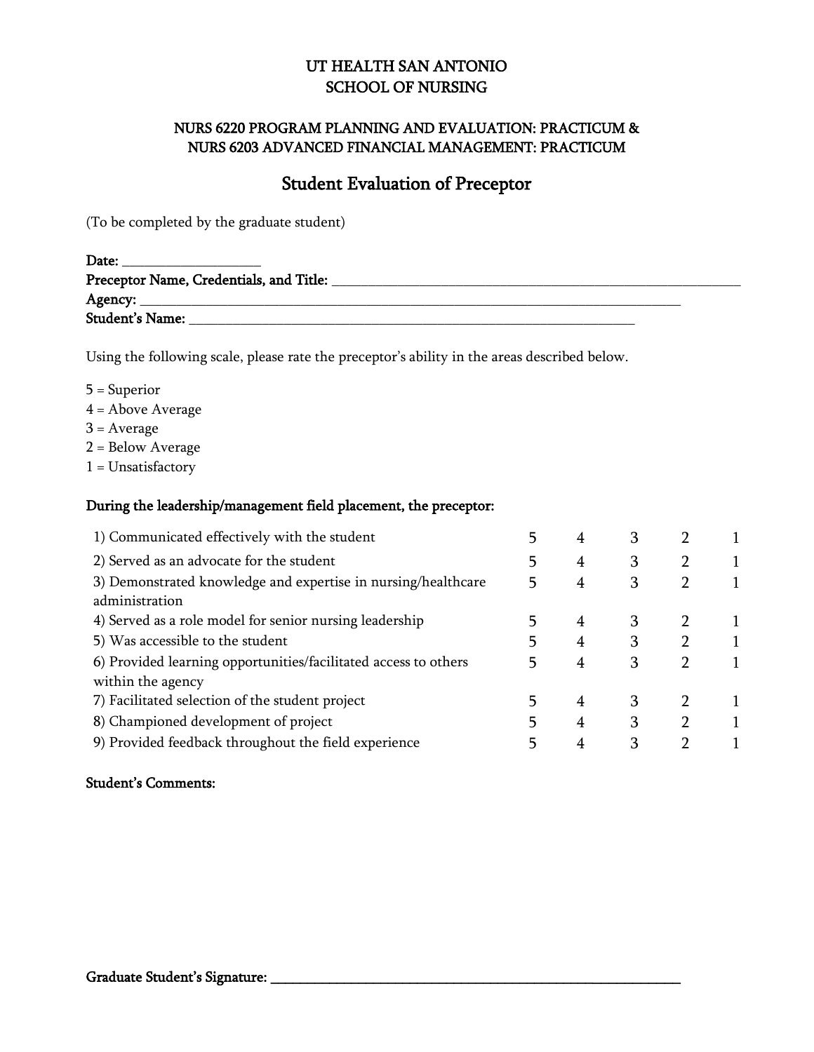# UT HEALTH SAN ANTONIO
# SCHOOL OF NURSING

## NURS 6220 PROGRAM PLANNING AND EVALUATION: PRACTICUM & NURS 6203 ADVANCED FINANCIAL MANAGEMENT: PRACTICUM

## Student Evaluation of Preceptor

(To be completed by the graduate student)

**Date:** ___________________
**Preceptor Name, Credentials, and Title:** ___________________________________________________________
**Agency:** ________________________________________________________________________________
**Student's Name:** _________________________________________________________________

Using the following scale, please rate the preceptor's ability in the areas described below.

5 = Superior
4 = Above Average
3 = Average
2 = Below Average
1 = Unsatisfactory

**During the leadership/management field placement, the preceptor:**

| | | | | | |
|---|---|---|---|---|---|
| 1) Communicated effectively with the student | 5 | 4 | 3 | 2 | 1 |
| 2) Served as an advocate for the student | 5 | 4 | 3 | 2 | 1 |
| 3) Demonstrated knowledge and expertise in nursing/healthcare administration | 5 | 4 | 3 | 2 | 1 |
| 4) Served as a role model for senior nursing leadership | 5 | 4 | 3 | 2 | 1 |
| 5) Was accessible to the student | 5 | 4 | 3 | 2 | 1 |
| 6) Provided learning opportunities/facilitated access to others within the agency | 5 | 4 | 3 | 2 | 1 |
| 7) Facilitated selection of the student project | 5 | 4 | 3 | 2 | 1 |
| 8) Championed development of project | 5 | 4 | 3 | 2 | 1 |
| 9) Provided feedback throughout the field experience | 5 | 4 | 3 | 2 | 1 |

**Student's Comments:**

**Graduate Student's Signature:** ___________________________________________________________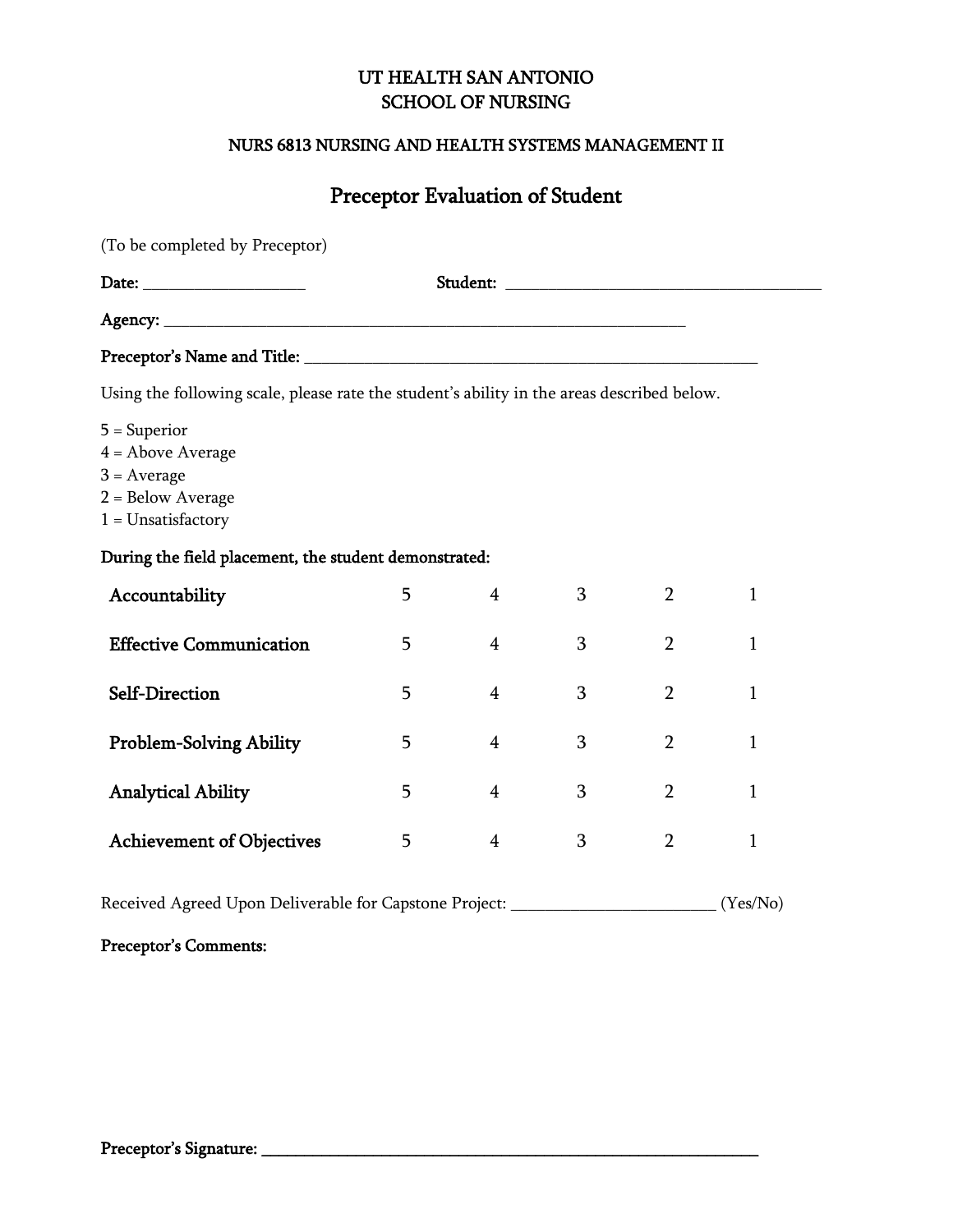UT HEALTH SAN ANTONIO
SCHOOL OF NURSING

NURS 6813 NURSING AND HEALTH SYSTEMS MANAGEMENT II

# Preceptor Evaluation of Student

(To be completed by Preceptor)

**Date:** ___________________ **Student:** ______________________________________

**Agency:** ______________________________________________________________

**Preceptor's Name and Title:** ______________________________________________________

Using the following scale, please rate the student's ability in the areas described below.

5 = Superior
4 = Above Average
3 = Average
2 = Below Average
1 = Unsatisfactory

**During the field placement, the student demonstrated:**

| | | | | | |
|---|---|---|---|---|---|
| **Accountability** | 5 | 4 | 3 | 2 | 1 |
| **Effective Communication** | 5 | 4 | 3 | 2 | 1 |
| **Self-Direction** | 5 | 4 | 3 | 2 | 1 |
| **Problem-Solving Ability** | 5 | 4 | 3 | 2 | 1 |
| **Analytical Ability** | 5 | 4 | 3 | 2 | 1 |
| **Achievement of Objectives** | 5 | 4 | 3 | 2 | 1 |

Received Agreed Upon Deliverable for Capstone Project: ________________________ (Yes/No)

**Preceptor's Comments:**

**Preceptor's Signature:** ______________________________________________________________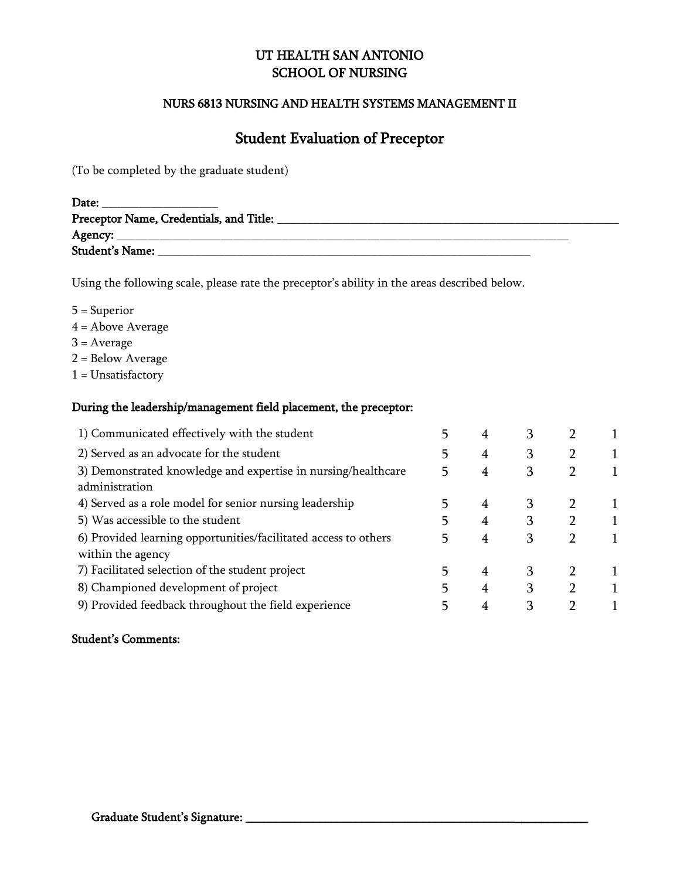# UT HEALTH SAN ANTONIO
# SCHOOL OF NURSING

### NURS 6813 NURSING AND HEALTH SYSTEMS MANAGEMENT II

## Student Evaluation of Preceptor

(To be completed by the graduate student)

**Date:** ___________________
**Preceptor Name, Credentials, and Title:** ___________________________________________________________
**Agency:** ________________________________________________________________________________
**Student's Name:** _________________________________________________________________

Using the following scale, please rate the preceptor's ability in the areas described below.

5 = Superior
4 = Above Average
3 = Average
2 = Below Average
1 = Unsatisfactory

**During the leadership/management field placement, the preceptor:**

| | | | | | |
|---|---|---|---|---|---|
| 1) Communicated effectively with the student | 5 | 4 | 3 | 2 | 1 |
| 2) Served as an advocate for the student | 5 | 4 | 3 | 2 | 1 |
| 3) Demonstrated knowledge and expertise in nursing/healthcare administration | 5 | 4 | 3 | 2 | 1 |
| 4) Served as a role model for senior nursing leadership | 5 | 4 | 3 | 2 | 1 |
| 5) Was accessible to the student | 5 | 4 | 3 | 2 | 1 |
| 6) Provided learning opportunities/facilitated access to others within the agency | 5 | 4 | 3 | 2 | 1 |
| 7) Facilitated selection of the student project | 5 | 4 | 3 | 2 | 1 |
| 8) Championed development of project | 5 | 4 | 3 | 2 | 1 |
| 9) Provided feedback throughout the field experience | 5 | 4 | 3 | 2 | 1 |

**Student's Comments:**

**Graduate Student's Signature:** ________________________________________________________________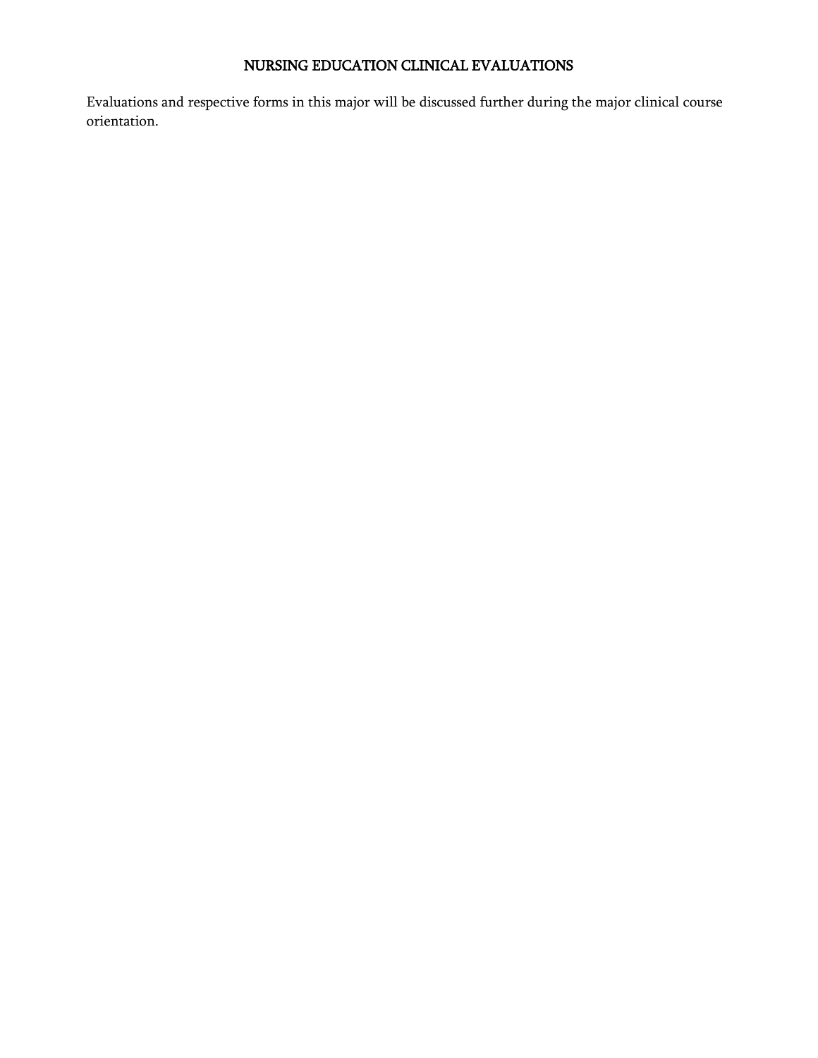# NURSING EDUCATION CLINICAL EVALUATIONS

Evaluations and respective forms in this major will be discussed further during the major clinical course orientation.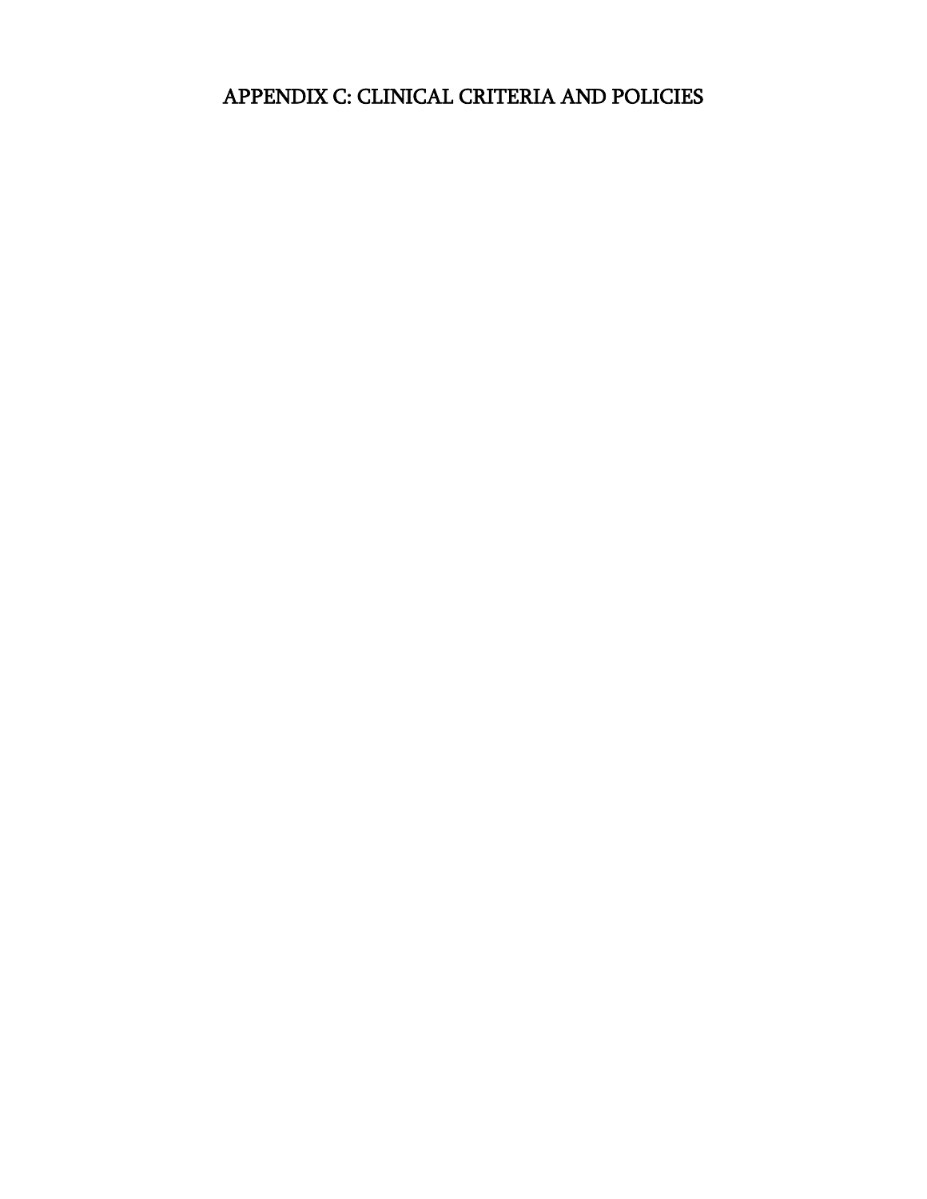# APPENDIX C: CLINICAL CRITERIA AND POLICIES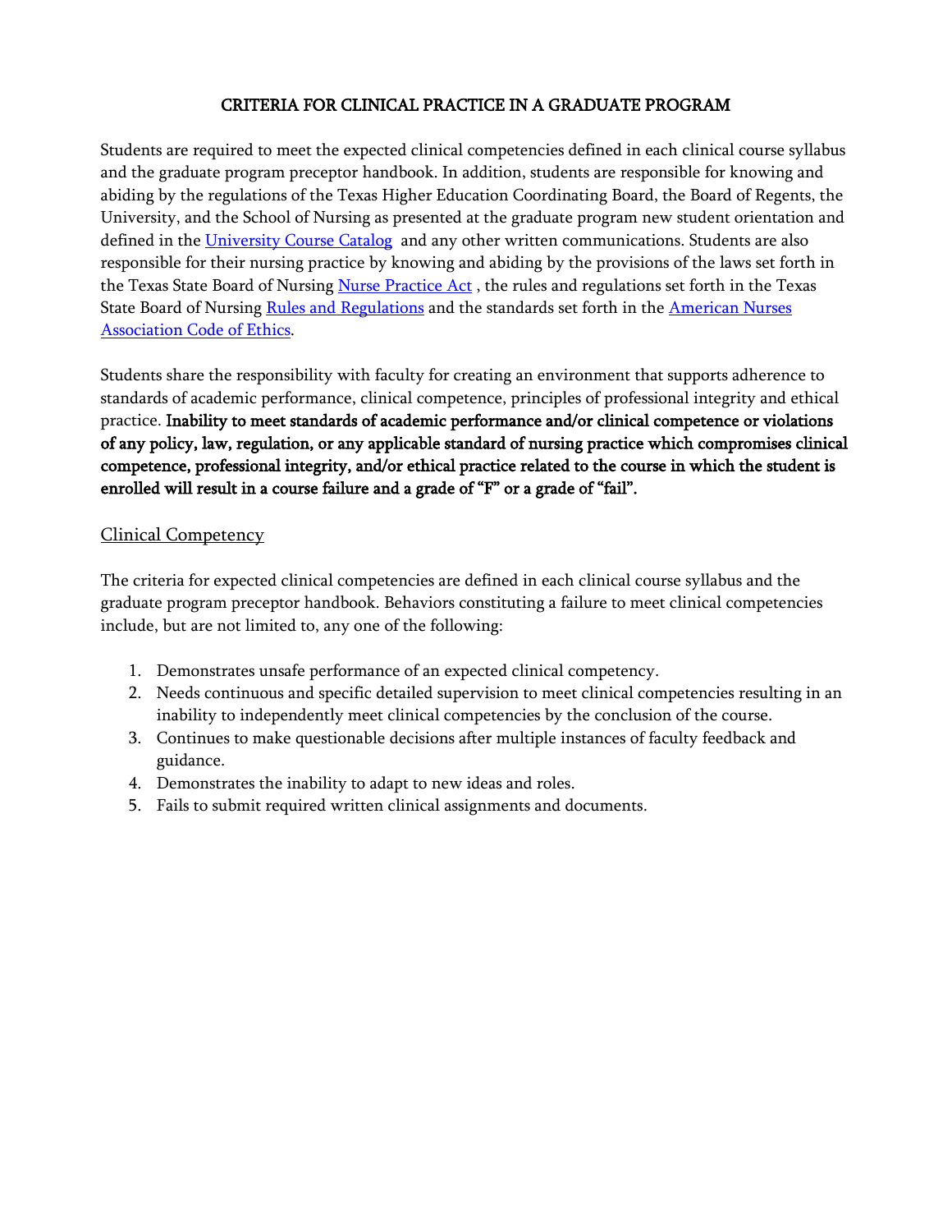# CRITERIA FOR CLINICAL PRACTICE IN A GRADUATE PROGRAM

Students are required to meet the expected clinical competencies defined in each clinical course syllabus and the graduate program preceptor handbook. In addition, students are responsible for knowing and abiding by the regulations of the Texas Higher Education Coordinating Board, the Board of Regents, the University, and the School of Nursing as presented at the graduate program new student orientation and defined in the University Course Catalog and any other written communications. Students are also responsible for their nursing practice by knowing and abiding by the provisions of the laws set forth in the Texas State Board of Nursing Nurse Practice Act , the rules and regulations set forth in the Texas State Board of Nursing Rules and Regulations and the standards set forth in the American Nurses Association Code of Ethics.

Students share the responsibility with faculty for creating an environment that supports adherence to standards of academic performance, clinical competence, principles of professional integrity and ethical practice. **Inability to meet standards of academic performance and/or clinical competence or violations of any policy, law, regulation, or any applicable standard of nursing practice which compromises clinical competence, professional integrity, and/or ethical practice related to the course in which the student is enrolled will result in a course failure and a grade of "F" or a grade of "fail".**

## Clinical Competency

The criteria for expected clinical competencies are defined in each clinical course syllabus and the graduate program preceptor handbook. Behaviors constituting a failure to meet clinical competencies include, but are not limited to, any one of the following:

1. Demonstrates unsafe performance of an expected clinical competency.
2. Needs continuous and specific detailed supervision to meet clinical competencies resulting in an inability to independently meet clinical competencies by the conclusion of the course.
3. Continues to make questionable decisions after multiple instances of faculty feedback and guidance.
4. Demonstrates the inability to adapt to new ideas and roles.
5. Fails to submit required written clinical assignments and documents.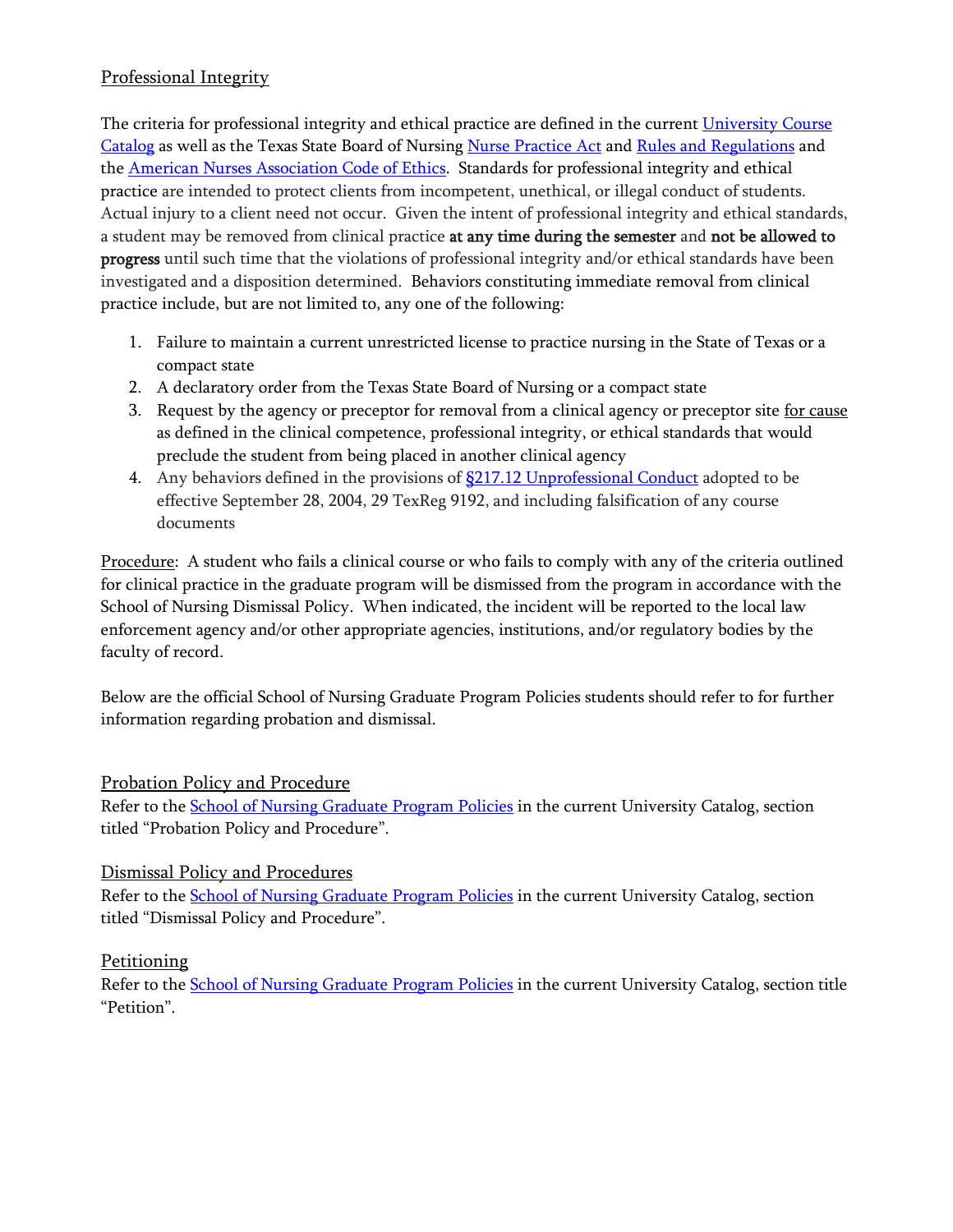## Professional Integrity

The criteria for professional integrity and ethical practice are defined in the current University Course Catalog as well as the Texas State Board of Nursing Nurse Practice Act and Rules and Regulations and the American Nurses Association Code of Ethics. Standards for professional integrity and ethical practice are intended to protect clients from incompetent, unethical, or illegal conduct of students. Actual injury to a client need not occur. Given the intent of professional integrity and ethical standards, a student may be removed from clinical practice **at any time during the semester** and **not be allowed to progress** until such time that the violations of professional integrity and/or ethical standards have been investigated and a disposition determined. Behaviors constituting immediate removal from clinical practice include, but are not limited to, any one of the following:

1. Failure to maintain a current unrestricted license to practice nursing in the State of Texas or a compact state
2. A declaratory order from the Texas State Board of Nursing or a compact state
3. Request by the agency or preceptor for removal from a clinical agency or preceptor site for cause as defined in the clinical competence, professional integrity, or ethical standards that would preclude the student from being placed in another clinical agency
4. Any behaviors defined in the provisions of §217.12 Unprofessional Conduct adopted to be effective September 28, 2004, 29 TexReg 9192, and including falsification of any course documents

Procedure: A student who fails a clinical course or who fails to comply with any of the criteria outlined for clinical practice in the graduate program will be dismissed from the program in accordance with the School of Nursing Dismissal Policy. When indicated, the incident will be reported to the local law enforcement agency and/or other appropriate agencies, institutions, and/or regulatory bodies by the faculty of record.

Below are the official School of Nursing Graduate Program Policies students should refer to for further information regarding probation and dismissal.

## Probation Policy and Procedure

Refer to the School of Nursing Graduate Program Policies in the current University Catalog, section titled "Probation Policy and Procedure".

## Dismissal Policy and Procedures

Refer to the School of Nursing Graduate Program Policies in the current University Catalog, section titled "Dismissal Policy and Procedure".

## Petitioning

Refer to the School of Nursing Graduate Program Policies in the current University Catalog, section title "Petition".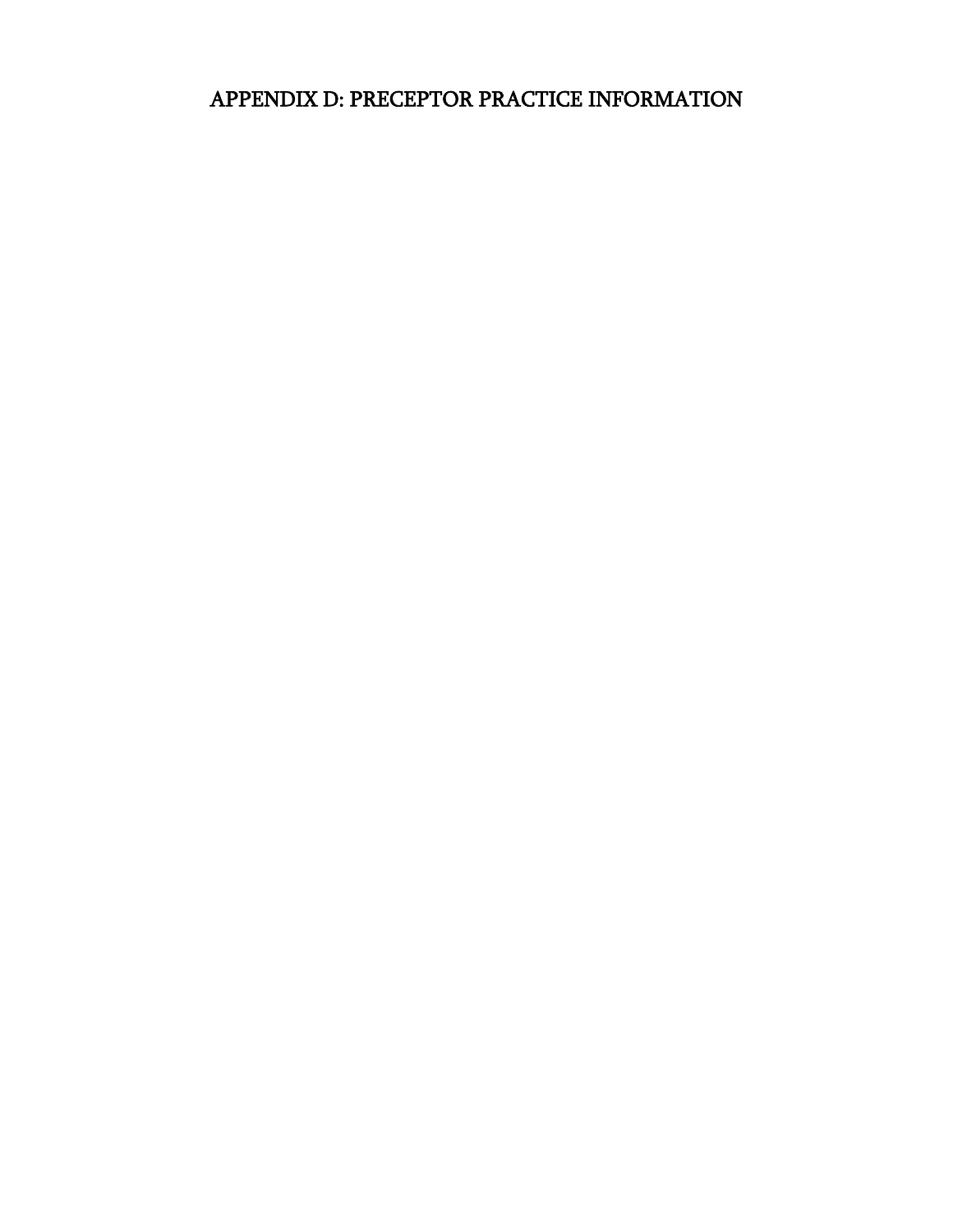# APPENDIX D: PRECEPTOR PRACTICE INFORMATION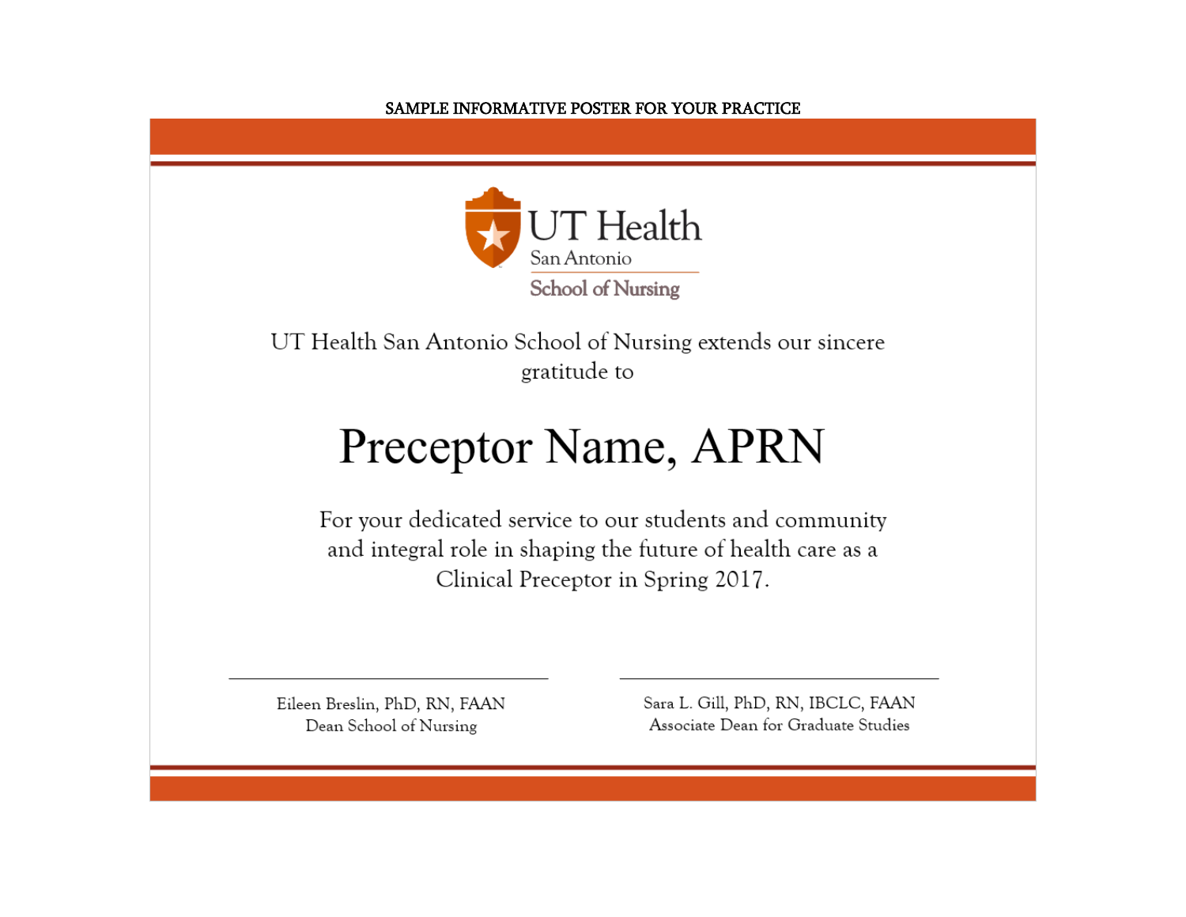SAMPLE INFORMATIVE POSTER FOR YOUR PRACTICE

UT Health
San Antonio
School of Nursing

UT Health San Antonio School of Nursing extends our sincere gratitude to

# Preceptor Name, APRN

For your dedicated service to our students and community and integral role in shaping the future of health care as a Clinical Preceptor in Spring 2017.

Eileen Breslin, PhD, RN, FAAN
Dean School of Nursing

Sara L. Gill, PhD, RN, IBCLC, FAAN
Associate Dean for Graduate Studies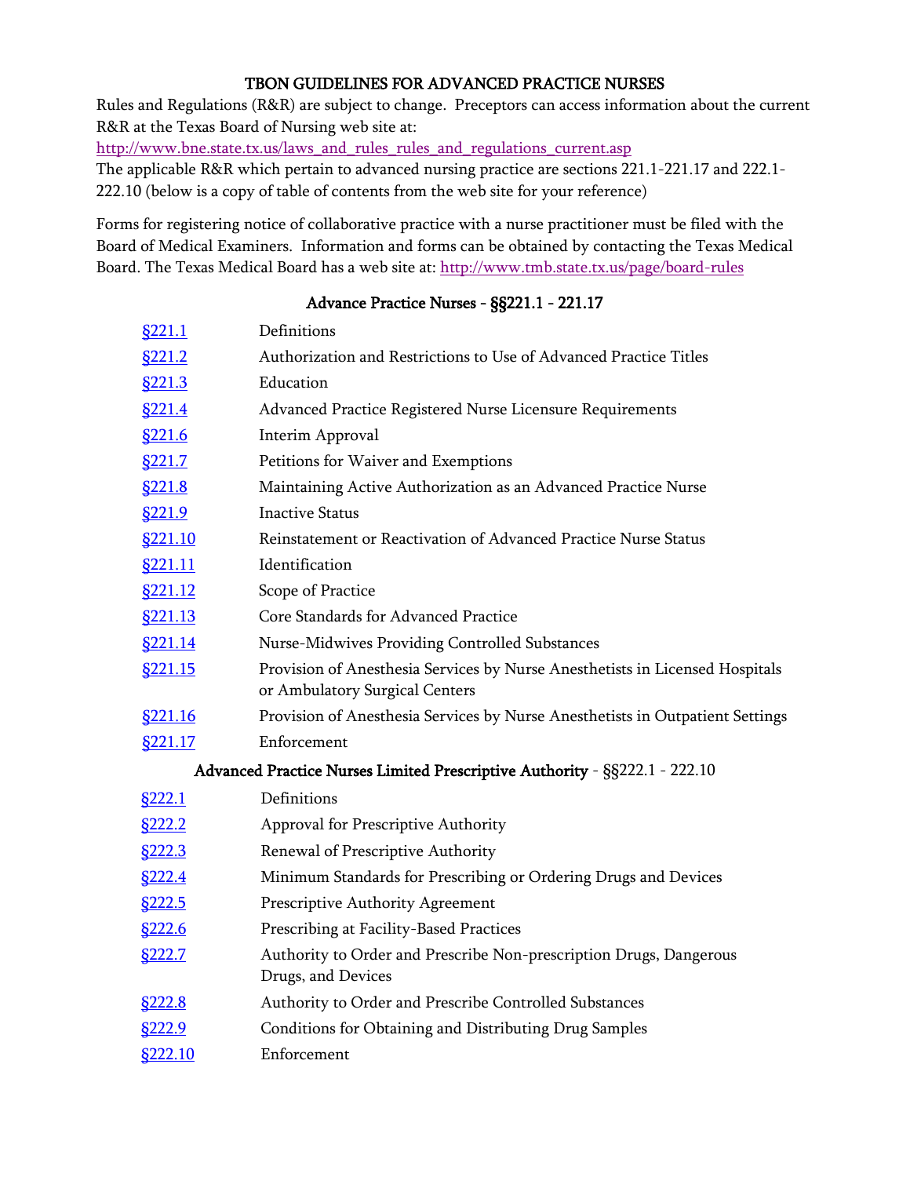# TBON GUIDELINES FOR ADVANCED PRACTICE NURSES

Rules and Regulations (R&R) are subject to change. Preceptors can access information about the current R&R at the Texas Board of Nursing web site at:
http://www.bne.state.tx.us/laws_and_rules_rules_and_regulations_current.asp
The applicable R&R which pertain to advanced nursing practice are sections 221.1-221.17 and 222.1-222.10 (below is a copy of table of contents from the web site for your reference)

Forms for registering notice of collaborative practice with a nurse practitioner must be filed with the Board of Medical Examiners. Information and forms can be obtained by contacting the Texas Medical Board. The Texas Medical Board has a web site at: http://www.tmb.state.tx.us/page/board-rules

## Advance Practice Nurses - §§221.1 - 221.17

| | |
|---|---|
| §221.1 | Definitions |
| §221.2 | Authorization and Restrictions to Use of Advanced Practice Titles |
| §221.3 | Education |
| §221.4 | Advanced Practice Registered Nurse Licensure Requirements |
| §221.6 | Interim Approval |
| §221.7 | Petitions for Waiver and Exemptions |
| §221.8 | Maintaining Active Authorization as an Advanced Practice Nurse |
| §221.9 | Inactive Status |
| §221.10 | Reinstatement or Reactivation of Advanced Practice Nurse Status |
| §221.11 | Identification |
| §221.12 | Scope of Practice |
| §221.13 | Core Standards for Advanced Practice |
| §221.14 | Nurse-Midwives Providing Controlled Substances |
| §221.15 | Provision of Anesthesia Services by Nurse Anesthetists in Licensed Hospitals or Ambulatory Surgical Centers |
| §221.16 | Provision of Anesthesia Services by Nurse Anesthetists in Outpatient Settings |
| §221.17 | Enforcement |

## Advanced Practice Nurses Limited Prescriptive Authority - §§222.1 - 222.10

| | |
|---|---|
| §222.1 | Definitions |
| §222.2 | Approval for Prescriptive Authority |
| §222.3 | Renewal of Prescriptive Authority |
| §222.4 | Minimum Standards for Prescribing or Ordering Drugs and Devices |
| §222.5 | Prescriptive Authority Agreement |
| §222.6 | Prescribing at Facility-Based Practices |
| §222.7 | Authority to Order and Prescribe Non-prescription Drugs, Dangerous Drugs, and Devices |
| §222.8 | Authority to Order and Prescribe Controlled Substances |
| §222.9 | Conditions for Obtaining and Distributing Drug Samples |
| §222.10 | Enforcement |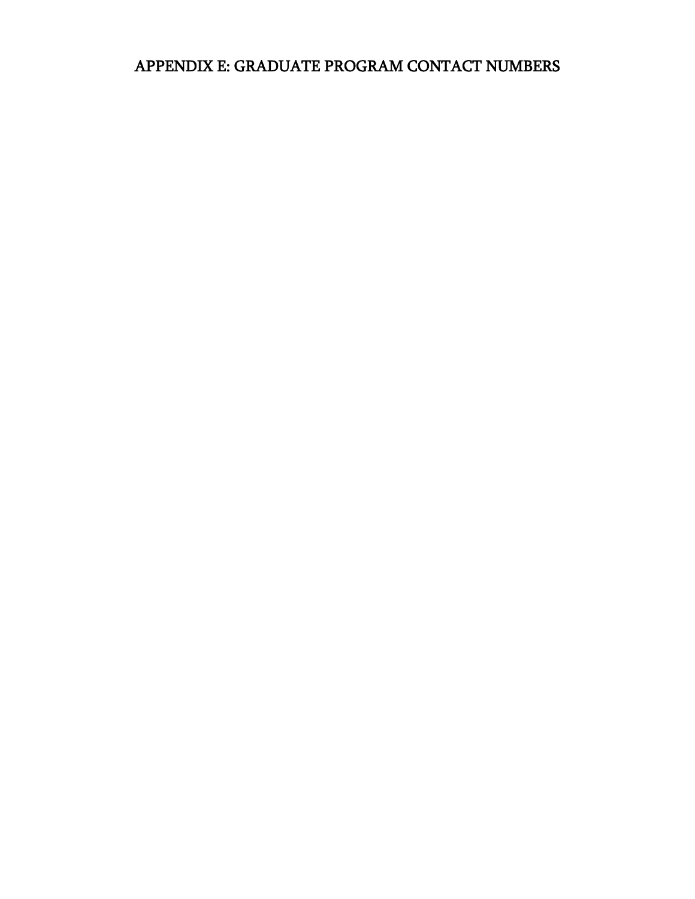# APPENDIX E: GRADUATE PROGRAM CONTACT NUMBERS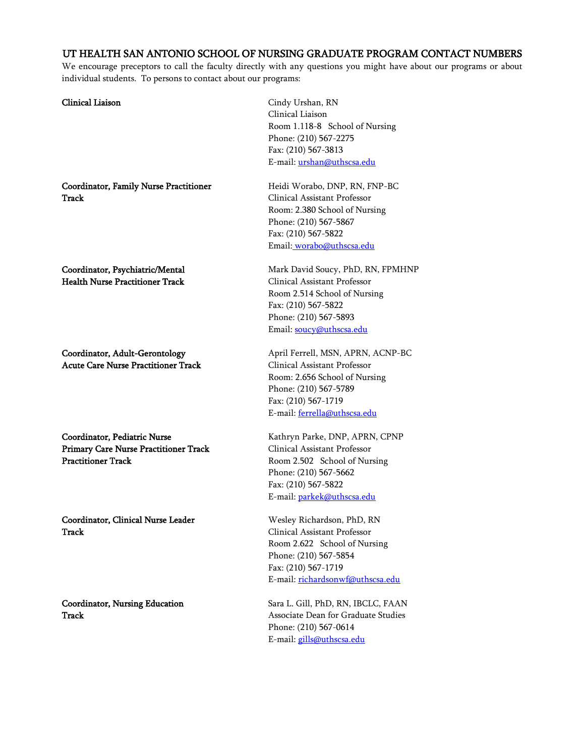## UT HEALTH SAN ANTONIO SCHOOL OF NURSING GRADUATE PROGRAM CONTACT NUMBERS

We encourage preceptors to call the faculty directly with any questions you might have about our programs or about individual students. To persons to contact about our programs:

**Clinical Liaison**

Cindy Urshan, RN
Clinical Liaison
Room 1.118-8 School of Nursing
Phone: (210) 567-2275
Fax: (210) 567-3813
E-mail: urshan@uthscsa.edu

**Coordinator, Family Nurse Practitioner Track**

Heidi Worabo, DNP, RN, FNP-BC
Clinical Assistant Professor
Room: 2.380 School of Nursing
Phone: (210) 567-5867
Fax: (210) 567-5822
Email: worabo@uthscsa.edu

**Coordinator, Psychiatric/Mental Health Nurse Practitioner Track**

Mark David Soucy, PhD, RN, FPMHNP
Clinical Assistant Professor
Room 2.514 School of Nursing
Fax: (210) 567-5822
Phone: (210) 567-5893
Email: soucy@uthscsa.edu

**Coordinator, Adult-Gerontology Acute Care Nurse Practitioner Track**

April Ferrell, MSN, APRN, ACNP-BC
Clinical Assistant Professor
Room: 2.656 School of Nursing
Phone: (210) 567-5789
Fax: (210) 567-1719
E-mail: ferrella@uthscsa.edu

**Coordinator, Pediatric Nurse Primary Care Nurse Practitioner Track Practitioner Track**

Kathryn Parke, DNP, APRN, CPNP
Clinical Assistant Professor
Room 2.502 School of Nursing
Phone: (210) 567-5662
Fax: (210) 567-5822
E-mail: parkek@uthscsa.edu

**Coordinator, Clinical Nurse Leader Track**

Wesley Richardson, PhD, RN
Clinical Assistant Professor
Room 2.622 School of Nursing
Phone: (210) 567-5854
Fax: (210) 567-1719
E-mail: richardsonwf@uthscsa.edu

**Coordinator, Nursing Education Track**

Sara L. Gill, PhD, RN, IBCLC, FAAN
Associate Dean for Graduate Studies
Phone: (210) 567-0614
E-mail: gills@uthscsa.edu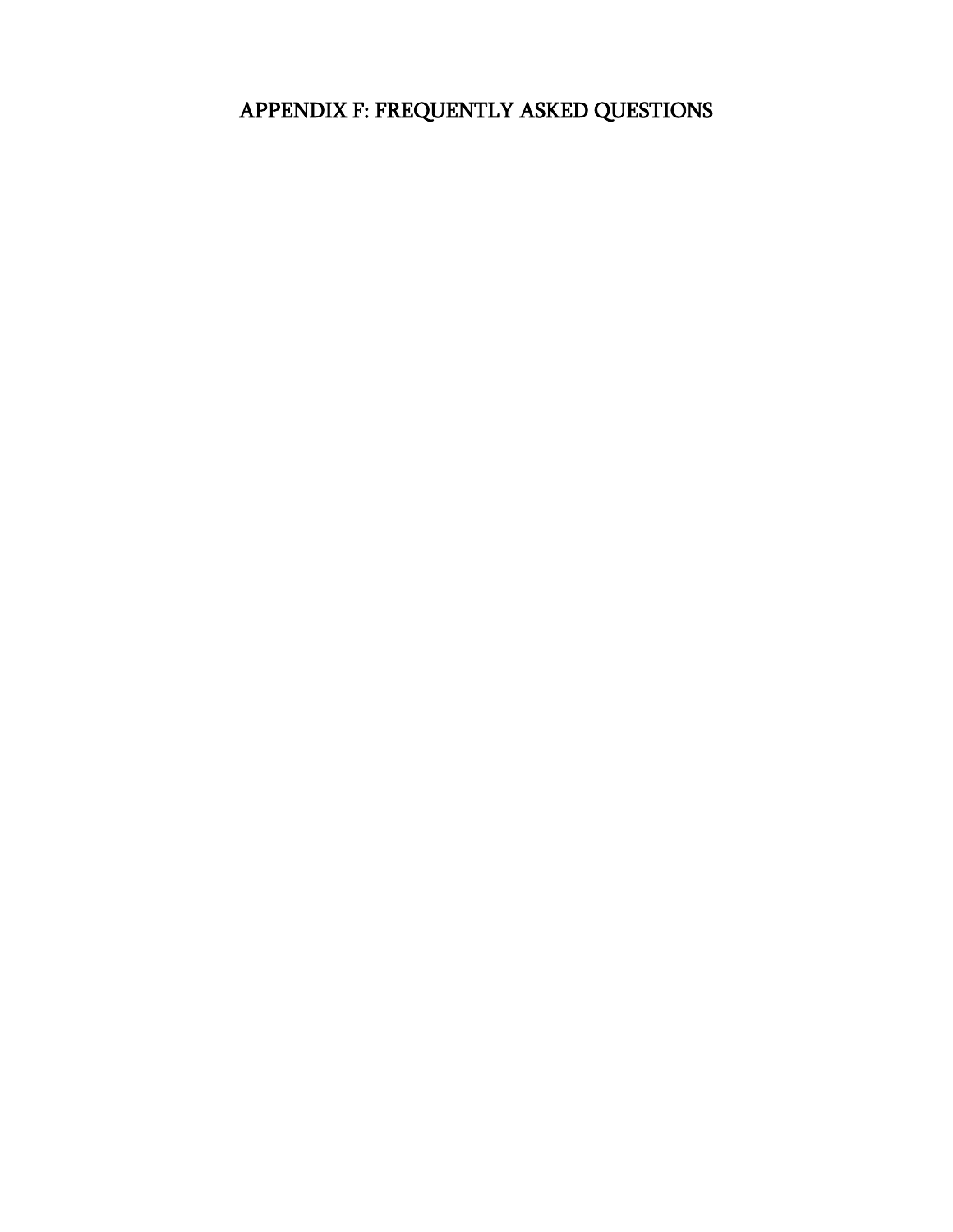# APPENDIX F: FREQUENTLY ASKED QUESTIONS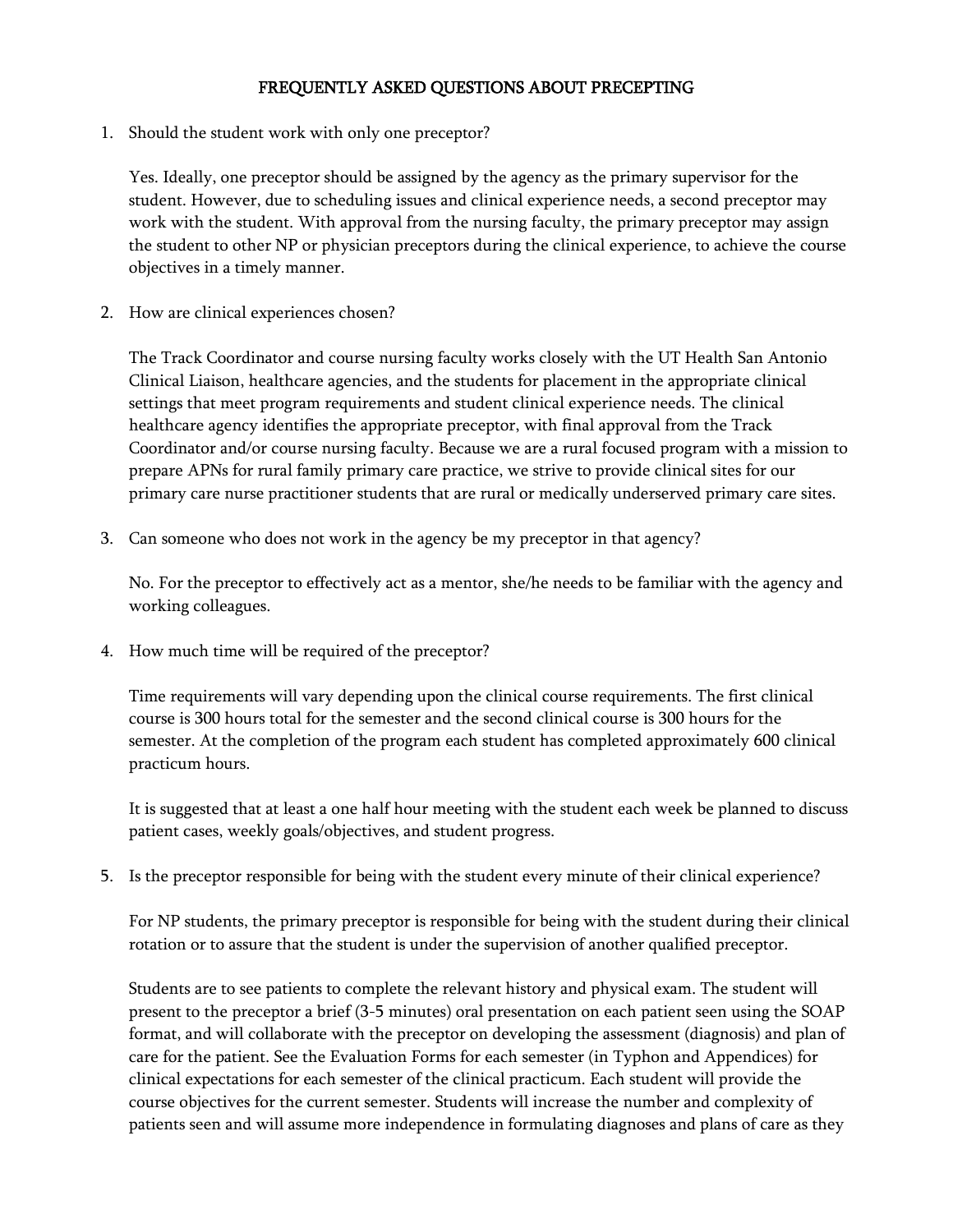# FREQUENTLY ASKED QUESTIONS ABOUT PRECEPTING

1. Should the student work with only one preceptor?

   Yes. Ideally, one preceptor should be assigned by the agency as the primary supervisor for the student. However, due to scheduling issues and clinical experience needs, a second preceptor may work with the student. With approval from the nursing faculty, the primary preceptor may assign the student to other NP or physician preceptors during the clinical experience, to achieve the course objectives in a timely manner.

2. How are clinical experiences chosen?

   The Track Coordinator and course nursing faculty works closely with the UT Health San Antonio Clinical Liaison, healthcare agencies, and the students for placement in the appropriate clinical settings that meet program requirements and student clinical experience needs. The clinical healthcare agency identifies the appropriate preceptor, with final approval from the Track Coordinator and/or course nursing faculty. Because we are a rural focused program with a mission to prepare APNs for rural family primary care practice, we strive to provide clinical sites for our primary care nurse practitioner students that are rural or medically underserved primary care sites.

3. Can someone who does not work in the agency be my preceptor in that agency?

   No. For the preceptor to effectively act as a mentor, she/he needs to be familiar with the agency and working colleagues.

4. How much time will be required of the preceptor?

   Time requirements will vary depending upon the clinical course requirements. The first clinical course is 300 hours total for the semester and the second clinical course is 300 hours for the semester. At the completion of the program each student has completed approximately 600 clinical practicum hours.

   It is suggested that at least a one half hour meeting with the student each week be planned to discuss patient cases, weekly goals/objectives, and student progress.

5. Is the preceptor responsible for being with the student every minute of their clinical experience?

   For NP students, the primary preceptor is responsible for being with the student during their clinical rotation or to assure that the student is under the supervision of another qualified preceptor.

   Students are to see patients to complete the relevant history and physical exam. The student will present to the preceptor a brief (3-5 minutes) oral presentation on each patient seen using the SOAP format, and will collaborate with the preceptor on developing the assessment (diagnosis) and plan of care for the patient. See the Evaluation Forms for each semester (in Typhon and Appendices) for clinical expectations for each semester of the clinical practicum. Each student will provide the course objectives for the current semester. Students will increase the number and complexity of patients seen and will assume more independence in formulating diagnoses and plans of care as they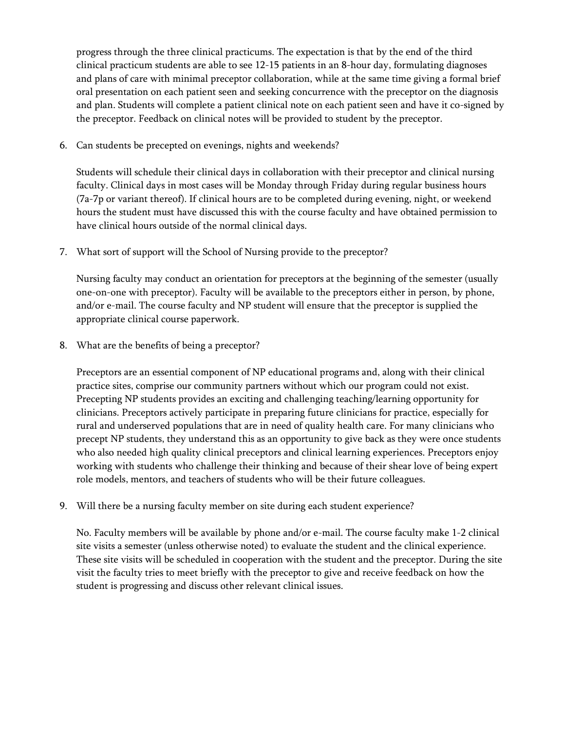progress through the three clinical practicums. The expectation is that by the end of the third clinical practicum students are able to see 12-15 patients in an 8-hour day, formulating diagnoses and plans of care with minimal preceptor collaboration, while at the same time giving a formal brief oral presentation on each patient seen and seeking concurrence with the preceptor on the diagnosis and plan. Students will complete a patient clinical note on each patient seen and have it co-signed by the preceptor. Feedback on clinical notes will be provided to student by the preceptor.

6. Can students be precepted on evenings, nights and weekends?

   Students will schedule their clinical days in collaboration with their preceptor and clinical nursing faculty. Clinical days in most cases will be Monday through Friday during regular business hours (7a-7p or variant thereof). If clinical hours are to be completed during evening, night, or weekend hours the student must have discussed this with the course faculty and have obtained permission to have clinical hours outside of the normal clinical days.

7. What sort of support will the School of Nursing provide to the preceptor?

   Nursing faculty may conduct an orientation for preceptors at the beginning of the semester (usually one-on-one with preceptor). Faculty will be available to the preceptors either in person, by phone, and/or e-mail. The course faculty and NP student will ensure that the preceptor is supplied the appropriate clinical course paperwork.

8. What are the benefits of being a preceptor?

   Preceptors are an essential component of NP educational programs and, along with their clinical practice sites, comprise our community partners without which our program could not exist. Precepting NP students provides an exciting and challenging teaching/learning opportunity for clinicians. Preceptors actively participate in preparing future clinicians for practice, especially for rural and underserved populations that are in need of quality health care. For many clinicians who precept NP students, they understand this as an opportunity to give back as they were once students who also needed high quality clinical preceptors and clinical learning experiences. Preceptors enjoy working with students who challenge their thinking and because of their shear love of being expert role models, mentors, and teachers of students who will be their future colleagues.

9. Will there be a nursing faculty member on site during each student experience?

   No. Faculty members will be available by phone and/or e-mail. The course faculty make 1-2 clinical site visits a semester (unless otherwise noted) to evaluate the student and the clinical experience. These site visits will be scheduled in cooperation with the student and the preceptor. During the site visit the faculty tries to meet briefly with the preceptor to give and receive feedback on how the student is progressing and discuss other relevant clinical issues.